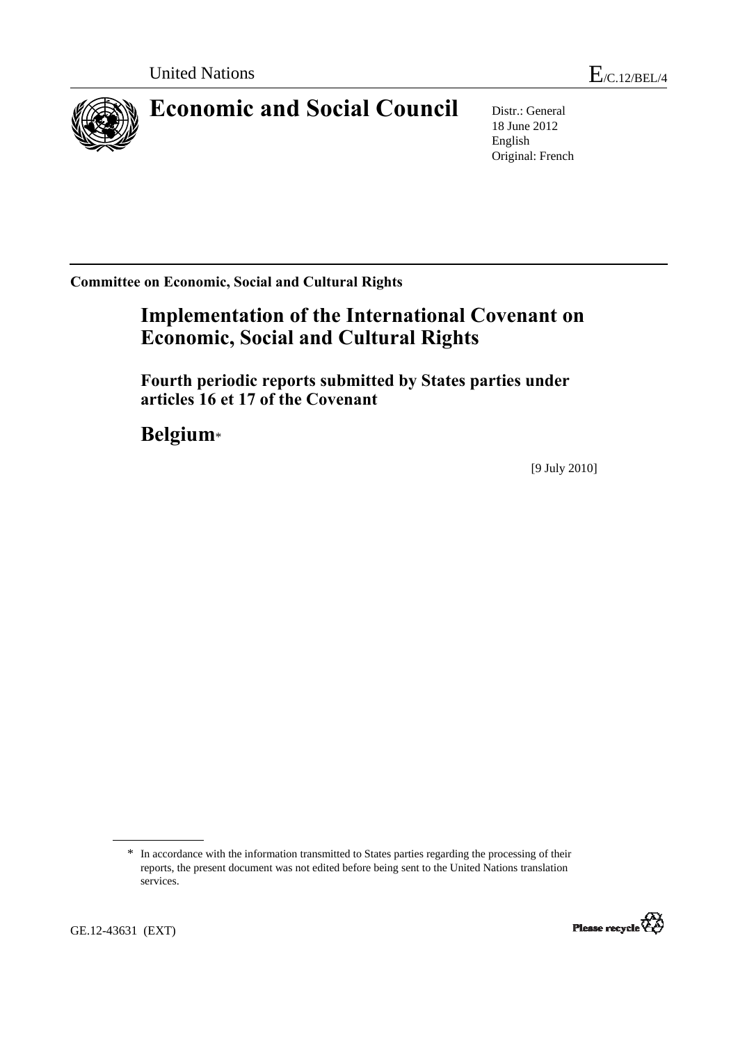United Nations

E/C.12/BEL/4

# Economic and Social Council

Distr.: General
18 June 2012
English
Original: French

**Committee on Economic, Social and Cultural Rights**

## Implementation of the International Covenant on Economic, Social and Cultural Rights

### Fourth periodic reports submitted by States parties under articles 16 et 17 of the Covenant

## Belgium*

[9 July 2010]

\* In accordance with the information transmitted to States parties regarding the processing of their reports, the present document was not edited before being sent to the United Nations translation services.

GE.12-43631 (EXT)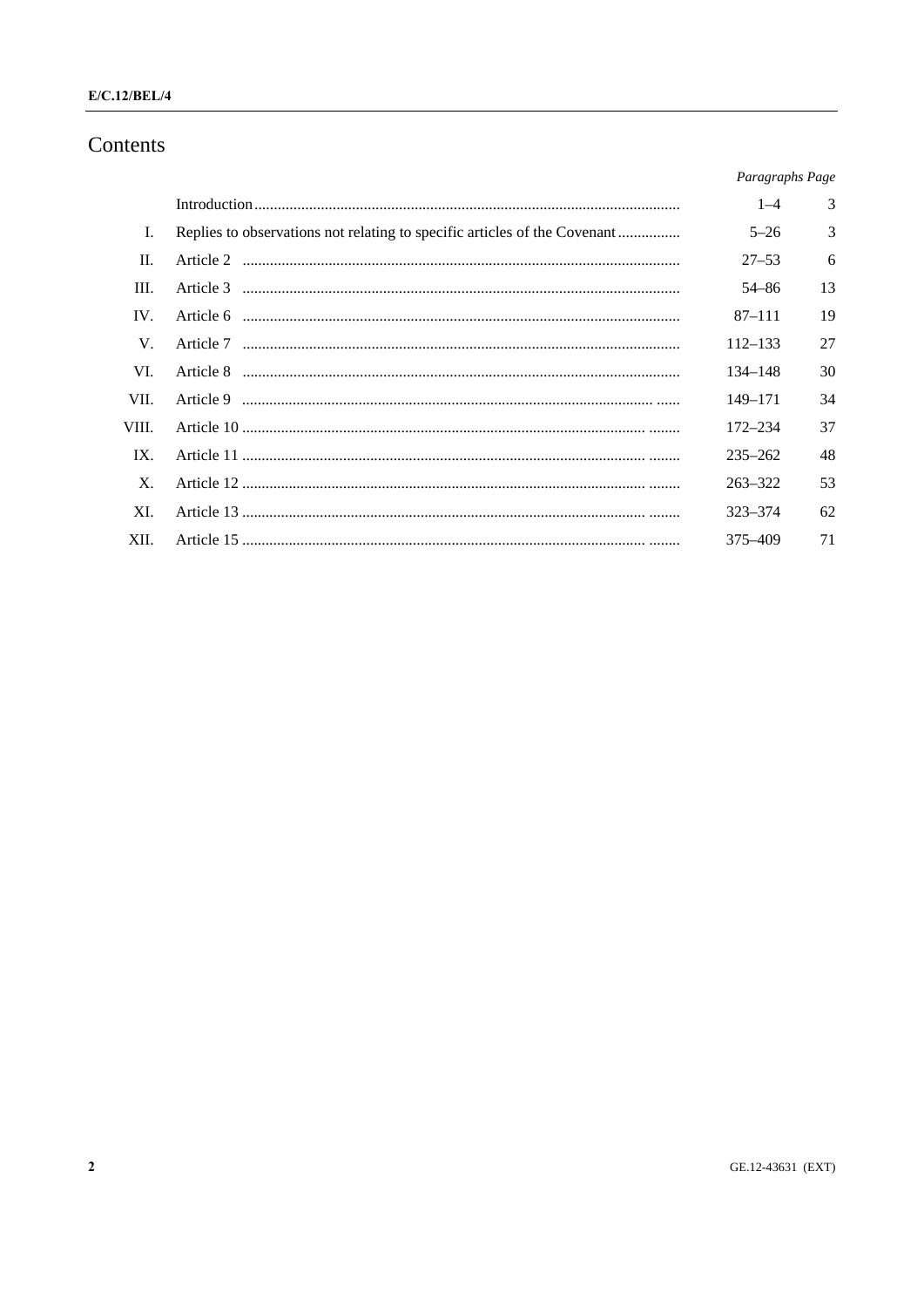# Contents

| | | Paragraphs | Page |
|---|---|---|---|
| | Introduction | 1–4 | 3 |
| I. | Replies to observations not relating to specific articles of the Covenant | 5–26 | 3 |
| II. | Article 2 | 27–53 | 6 |
| III. | Article 3 | 54–86 | 13 |
| IV. | Article 6 | 87–111 | 19 |
| V. | Article 7 | 112–133 | 27 |
| VI. | Article 8 | 134–148 | 30 |
| VII. | Article 9 | 149–171 | 34 |
| VIII. | Article 10 | 172–234 | 37 |
| IX. | Article 11 | 235–262 | 48 |
| X. | Article 12 | 263–322 | 53 |
| XI. | Article 13 | 323–374 | 62 |
| XII. | Article 15 | 375–409 | 71 |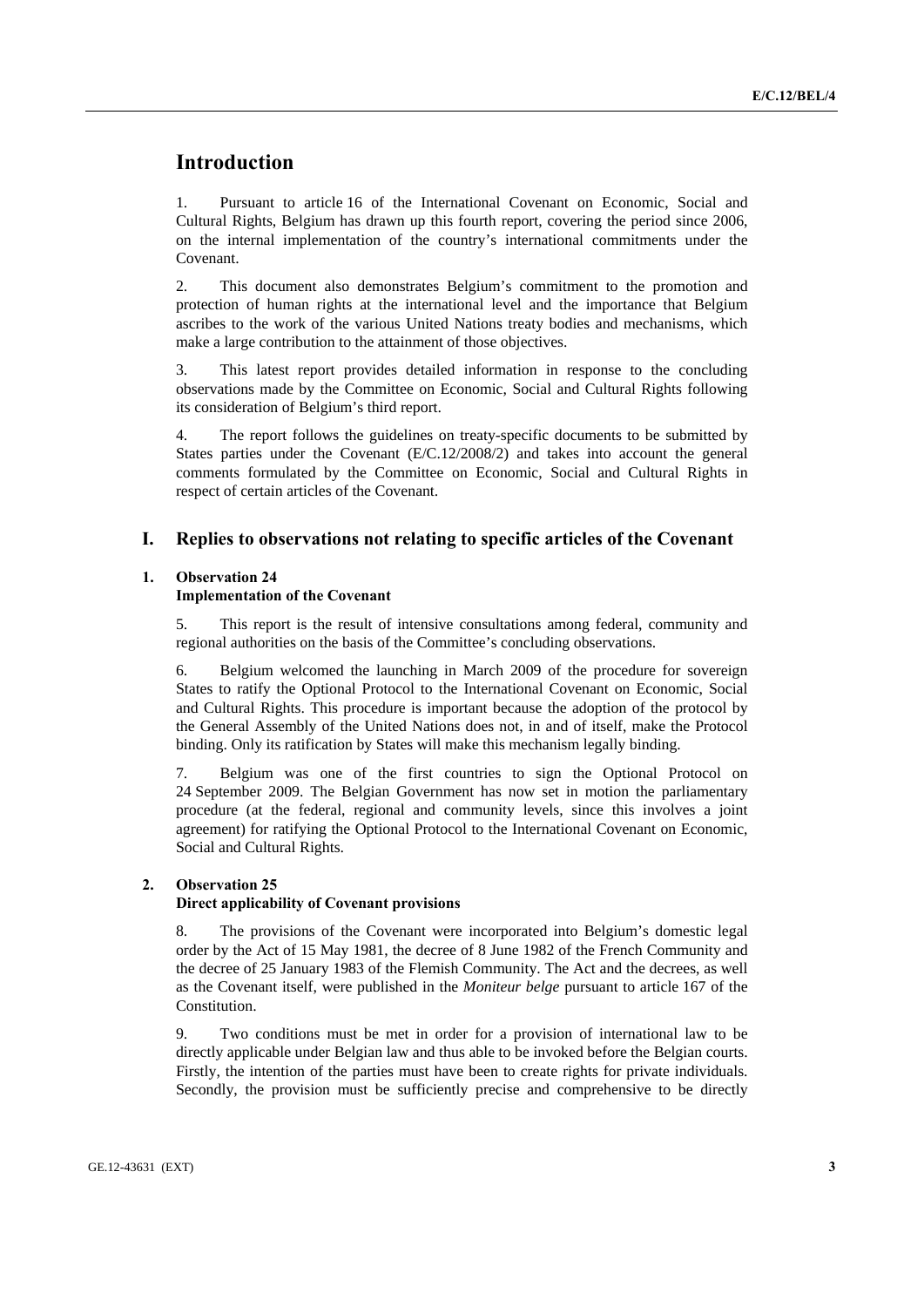# Introduction

1. Pursuant to article 16 of the International Covenant on Economic, Social and Cultural Rights, Belgium has drawn up this fourth report, covering the period since 2006, on the internal implementation of the country's international commitments under the Covenant.

2. This document also demonstrates Belgium's commitment to the promotion and protection of human rights at the international level and the importance that Belgium ascribes to the work of the various United Nations treaty bodies and mechanisms, which make a large contribution to the attainment of those objectives.

3. This latest report provides detailed information in response to the concluding observations made by the Committee on Economic, Social and Cultural Rights following its consideration of Belgium's third report.

4. The report follows the guidelines on treaty-specific documents to be submitted by States parties under the Covenant (E/C.12/2008/2) and takes into account the general comments formulated by the Committee on Economic, Social and Cultural Rights in respect of certain articles of the Covenant.

## I. Replies to observations not relating to specific articles of the Covenant

### 1. Observation 24
### Implementation of the Covenant

5. This report is the result of intensive consultations among federal, community and regional authorities on the basis of the Committee's concluding observations.

6. Belgium welcomed the launching in March 2009 of the procedure for sovereign States to ratify the Optional Protocol to the International Covenant on Economic, Social and Cultural Rights. This procedure is important because the adoption of the protocol by the General Assembly of the United Nations does not, in and of itself, make the Protocol binding. Only its ratification by States will make this mechanism legally binding.

7. Belgium was one of the first countries to sign the Optional Protocol on 24 September 2009. The Belgian Government has now set in motion the parliamentary procedure (at the federal, regional and community levels, since this involves a joint agreement) for ratifying the Optional Protocol to the International Covenant on Economic, Social and Cultural Rights.

### 2. Observation 25
### Direct applicability of Covenant provisions

8. The provisions of the Covenant were incorporated into Belgium's domestic legal order by the Act of 15 May 1981, the decree of 8 June 1982 of the French Community and the decree of 25 January 1983 of the Flemish Community. The Act and the decrees, as well as the Covenant itself, were published in the *Moniteur belge* pursuant to article 167 of the Constitution.

9. Two conditions must be met in order for a provision of international law to be directly applicable under Belgian law and thus able to be invoked before the Belgian courts. Firstly, the intention of the parties must have been to create rights for private individuals. Secondly, the provision must be sufficiently precise and comprehensive to be directly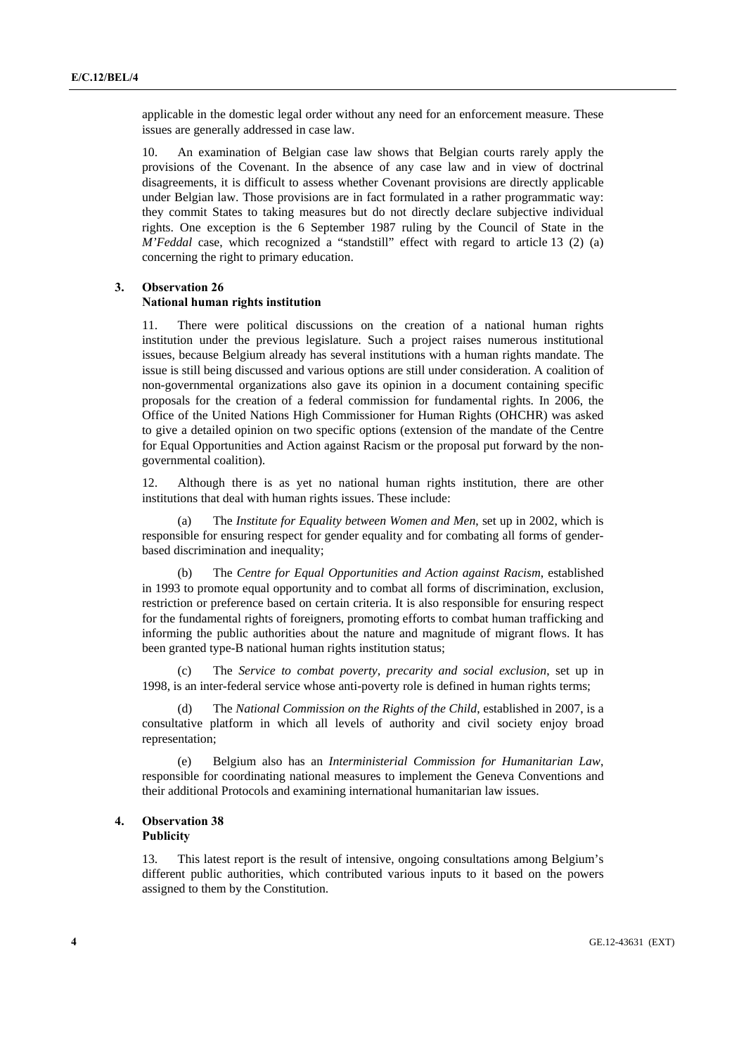applicable in the domestic legal order without any need for an enforcement measure. These issues are generally addressed in case law.

10. An examination of Belgian case law shows that Belgian courts rarely apply the provisions of the Covenant. In the absence of any case law and in view of doctrinal disagreements, it is difficult to assess whether Covenant provisions are directly applicable under Belgian law. Those provisions are in fact formulated in a rather programmatic way: they commit States to taking measures but do not directly declare subjective individual rights. One exception is the 6 September 1987 ruling by the Council of State in the *M'Feddal* case, which recognized a "standstill" effect with regard to article 13 (2) (a) concerning the right to primary education.

### 3. Observation 26
### National human rights institution

11. There were political discussions on the creation of a national human rights institution under the previous legislature. Such a project raises numerous institutional issues, because Belgium already has several institutions with a human rights mandate. The issue is still being discussed and various options are still under consideration. A coalition of non-governmental organizations also gave its opinion in a document containing specific proposals for the creation of a federal commission for fundamental rights. In 2006, the Office of the United Nations High Commissioner for Human Rights (OHCHR) was asked to give a detailed opinion on two specific options (extension of the mandate of the Centre for Equal Opportunities and Action against Racism or the proposal put forward by the non-governmental coalition).

12. Although there is as yet no national human rights institution, there are other institutions that deal with human rights issues. These include:

(a) The *Institute for Equality between Women and Men*, set up in 2002, which is responsible for ensuring respect for gender equality and for combating all forms of gender-based discrimination and inequality;

(b) The *Centre for Equal Opportunities and Action against Racism*, established in 1993 to promote equal opportunity and to combat all forms of discrimination, exclusion, restriction or preference based on certain criteria. It is also responsible for ensuring respect for the fundamental rights of foreigners, promoting efforts to combat human trafficking and informing the public authorities about the nature and magnitude of migrant flows. It has been granted type-B national human rights institution status;

(c) The *Service to combat poverty, precarity and social exclusion*, set up in 1998, is an inter-federal service whose anti-poverty role is defined in human rights terms;

(d) The *National Commission on the Rights of the Child*, established in 2007, is a consultative platform in which all levels of authority and civil society enjoy broad representation;

(e) Belgium also has an *Interministerial Commission for Humanitarian Law*, responsible for coordinating national measures to implement the Geneva Conventions and their additional Protocols and examining international humanitarian law issues.

### 4. Observation 38
### Publicity

13. This latest report is the result of intensive, ongoing consultations among Belgium's different public authorities, which contributed various inputs to it based on the powers assigned to them by the Constitution.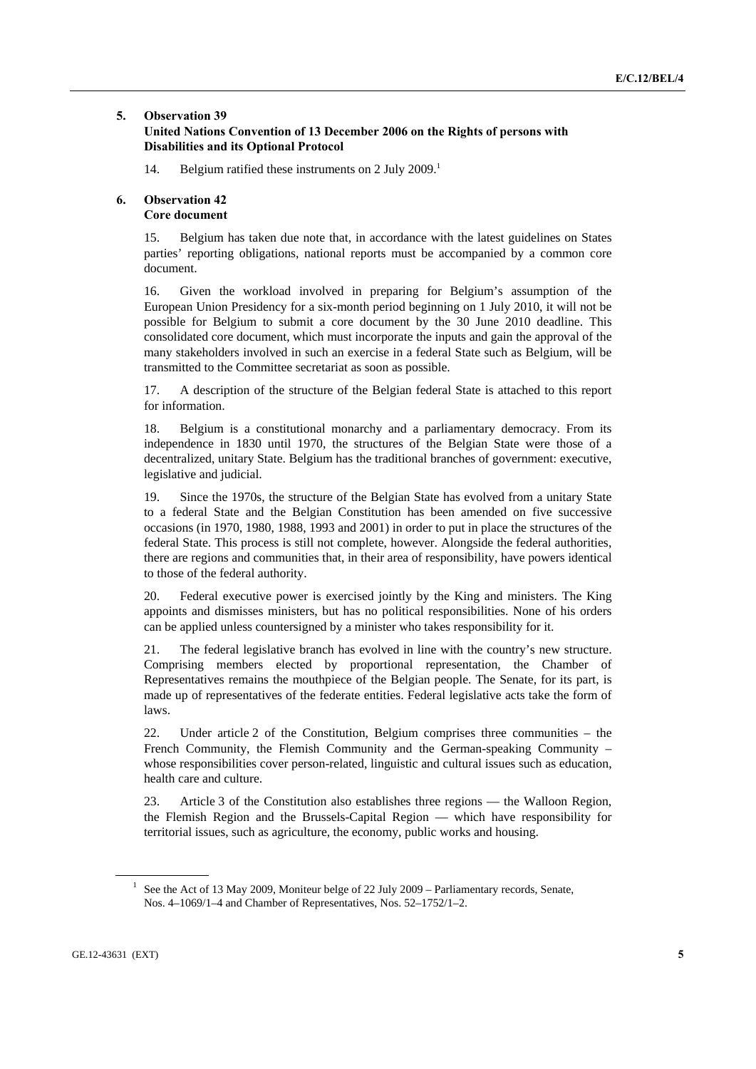## 5. Observation 39
### United Nations Convention of 13 December 2006 on the Rights of persons with Disabilities and its Optional Protocol

14. Belgium ratified these instruments on 2 July 2009.[1]

## 6. Observation 42
### Core document

15. Belgium has taken due note that, in accordance with the latest guidelines on States parties' reporting obligations, national reports must be accompanied by a common core document.

16. Given the workload involved in preparing for Belgium's assumption of the European Union Presidency for a six-month period beginning on 1 July 2010, it will not be possible for Belgium to submit a core document by the 30 June 2010 deadline. This consolidated core document, which must incorporate the inputs and gain the approval of the many stakeholders involved in such an exercise in a federal State such as Belgium, will be transmitted to the Committee secretariat as soon as possible.

17. A description of the structure of the Belgian federal State is attached to this report for information.

18. Belgium is a constitutional monarchy and a parliamentary democracy. From its independence in 1830 until 1970, the structures of the Belgian State were those of a decentralized, unitary State. Belgium has the traditional branches of government: executive, legislative and judicial.

19. Since the 1970s, the structure of the Belgian State has evolved from a unitary State to a federal State and the Belgian Constitution has been amended on five successive occasions (in 1970, 1980, 1988, 1993 and 2001) in order to put in place the structures of the federal State. This process is still not complete, however. Alongside the federal authorities, there are regions and communities that, in their area of responsibility, have powers identical to those of the federal authority.

20. Federal executive power is exercised jointly by the King and ministers. The King appoints and dismisses ministers, but has no political responsibilities. None of his orders can be applied unless countersigned by a minister who takes responsibility for it.

21. The federal legislative branch has evolved in line with the country's new structure. Comprising members elected by proportional representation, the Chamber of Representatives remains the mouthpiece of the Belgian people. The Senate, for its part, is made up of representatives of the federate entities. Federal legislative acts take the form of laws.

22. Under article 2 of the Constitution, Belgium comprises three communities – the French Community, the Flemish Community and the German-speaking Community – whose responsibilities cover person-related, linguistic and cultural issues such as education, health care and culture.

23. Article 3 of the Constitution also establishes three regions — the Walloon Region, the Flemish Region and the Brussels-Capital Region — which have responsibility for territorial issues, such as agriculture, the economy, public works and housing.

---

[1] See the Act of 13 May 2009, Moniteur belge of 22 July 2009 – Parliamentary records, Senate, Nos. 4–1069/1–4 and Chamber of Representatives, Nos. 52–1752/1–2.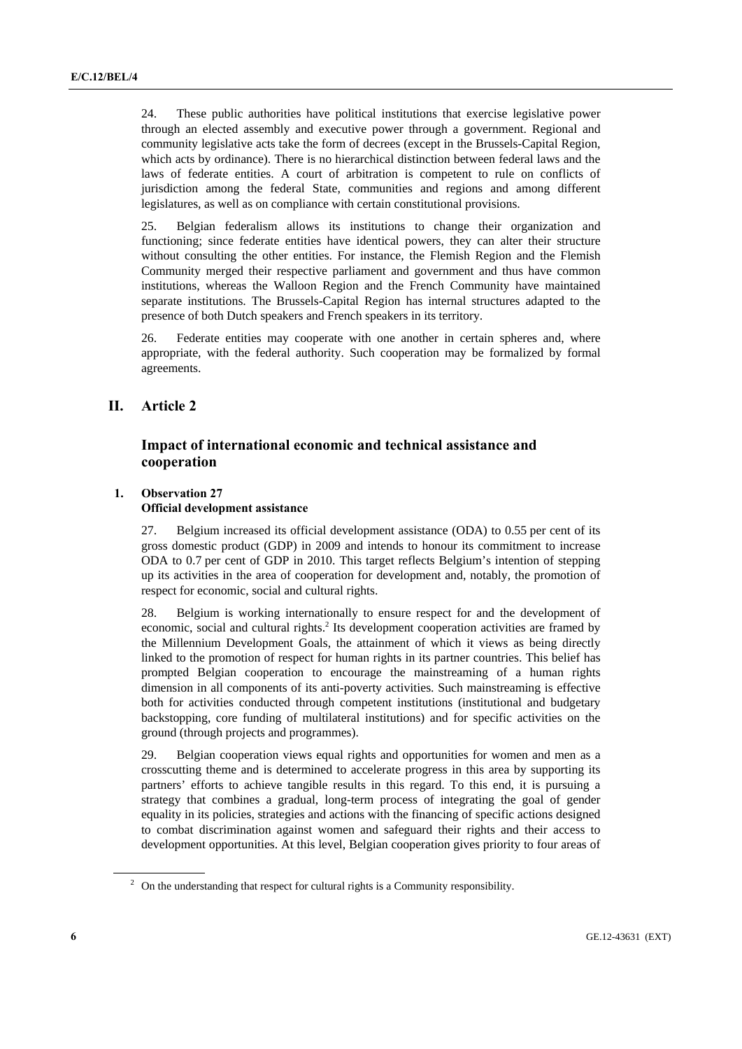24. These public authorities have political institutions that exercise legislative power through an elected assembly and executive power through a government. Regional and community legislative acts take the form of decrees (except in the Brussels-Capital Region, which acts by ordinance). There is no hierarchical distinction between federal laws and the laws of federate entities. A court of arbitration is competent to rule on conflicts of jurisdiction among the federal State, communities and regions and among different legislatures, as well as on compliance with certain constitutional provisions.

25. Belgian federalism allows its institutions to change their organization and functioning; since federate entities have identical powers, they can alter their structure without consulting the other entities. For instance, the Flemish Region and the Flemish Community merged their respective parliament and government and thus have common institutions, whereas the Walloon Region and the French Community have maintained separate institutions. The Brussels-Capital Region has internal structures adapted to the presence of both Dutch speakers and French speakers in its territory.

26. Federate entities may cooperate with one another in certain spheres and, where appropriate, with the federal authority. Such cooperation may be formalized by formal agreements.

# II. Article 2

## Impact of international economic and technical assistance and cooperation

### 1. Observation 27
### Official development assistance

27. Belgium increased its official development assistance (ODA) to 0.55 per cent of its gross domestic product (GDP) in 2009 and intends to honour its commitment to increase ODA to 0.7 per cent of GDP in 2010. This target reflects Belgium's intention of stepping up its activities in the area of cooperation for development and, notably, the promotion of respect for economic, social and cultural rights.

28. Belgium is working internationally to ensure respect for and the development of economic, social and cultural rights.[2] Its development cooperation activities are framed by the Millennium Development Goals, the attainment of which it views as being directly linked to the promotion of respect for human rights in its partner countries. This belief has prompted Belgian cooperation to encourage the mainstreaming of a human rights dimension in all components of its anti-poverty activities. Such mainstreaming is effective both for activities conducted through competent institutions (institutional and budgetary backstopping, core funding of multilateral institutions) and for specific activities on the ground (through projects and programmes).

29. Belgian cooperation views equal rights and opportunities for women and men as a crosscutting theme and is determined to accelerate progress in this area by supporting its partners' efforts to achieve tangible results in this regard. To this end, it is pursuing a strategy that combines a gradual, long-term process of integrating the goal of gender equality in its policies, strategies and actions with the financing of specific actions designed to combat discrimination against women and safeguard their rights and their access to development opportunities. At this level, Belgian cooperation gives priority to four areas of

[2] On the understanding that respect for cultural rights is a Community responsibility.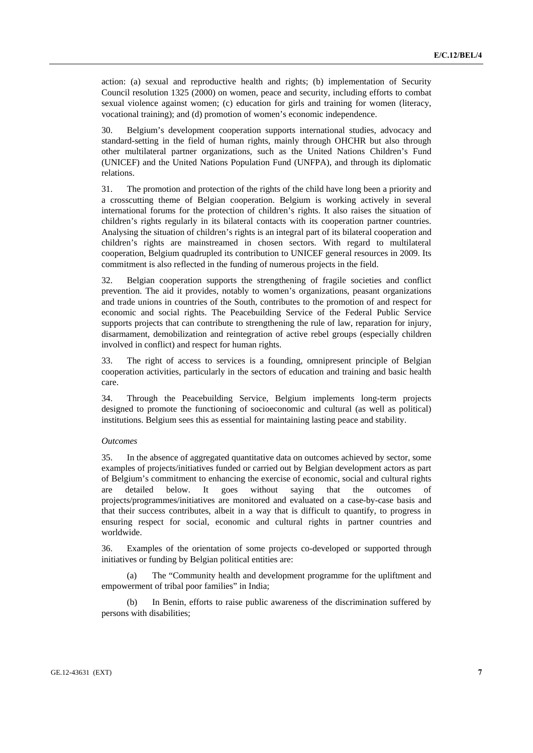action: (a) sexual and reproductive health and rights; (b) implementation of Security Council resolution 1325 (2000) on women, peace and security, including efforts to combat sexual violence against women; (c) education for girls and training for women (literacy, vocational training); and (d) promotion of women's economic independence.

30. Belgium's development cooperation supports international studies, advocacy and standard-setting in the field of human rights, mainly through OHCHR but also through other multilateral partner organizations, such as the United Nations Children's Fund (UNICEF) and the United Nations Population Fund (UNFPA), and through its diplomatic relations.

31. The promotion and protection of the rights of the child have long been a priority and a crosscutting theme of Belgian cooperation. Belgium is working actively in several international forums for the protection of children's rights. It also raises the situation of children's rights regularly in its bilateral contacts with its cooperation partner countries. Analysing the situation of children's rights is an integral part of its bilateral cooperation and children's rights are mainstreamed in chosen sectors. With regard to multilateral cooperation, Belgium quadrupled its contribution to UNICEF general resources in 2009. Its commitment is also reflected in the funding of numerous projects in the field.

32. Belgian cooperation supports the strengthening of fragile societies and conflict prevention. The aid it provides, notably to women's organizations, peasant organizations and trade unions in countries of the South, contributes to the promotion of and respect for economic and social rights. The Peacebuilding Service of the Federal Public Service supports projects that can contribute to strengthening the rule of law, reparation for injury, disarmament, demobilization and reintegration of active rebel groups (especially children involved in conflict) and respect for human rights.

33. The right of access to services is a founding, omnipresent principle of Belgian cooperation activities, particularly in the sectors of education and training and basic health care.

34. Through the Peacebuilding Service, Belgium implements long-term projects designed to promote the functioning of socioeconomic and cultural (as well as political) institutions. Belgium sees this as essential for maintaining lasting peace and stability.

*Outcomes*

35. In the absence of aggregated quantitative data on outcomes achieved by sector, some examples of projects/initiatives funded or carried out by Belgian development actors as part of Belgium's commitment to enhancing the exercise of economic, social and cultural rights are detailed below. It goes without saying that the outcomes of projects/programmes/initiatives are monitored and evaluated on a case-by-case basis and that their success contributes, albeit in a way that is difficult to quantify, to progress in ensuring respect for social, economic and cultural rights in partner countries and worldwide.

36. Examples of the orientation of some projects co-developed or supported through initiatives or funding by Belgian political entities are:

(a) The "Community health and development programme for the upliftment and empowerment of tribal poor families" in India;

(b) In Benin, efforts to raise public awareness of the discrimination suffered by persons with disabilities;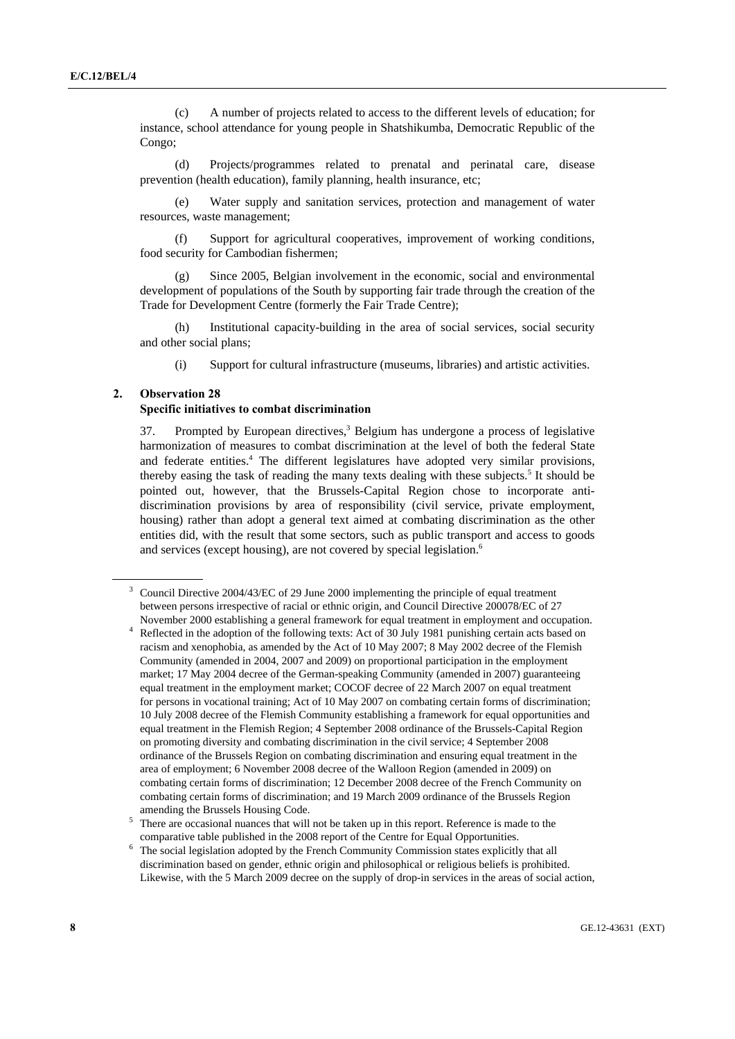(c) A number of projects related to access to the different levels of education; for instance, school attendance for young people in Shatshikumba, Democratic Republic of the Congo;

(d) Projects/programmes related to prenatal and perinatal care, disease prevention (health education), family planning, health insurance, etc;

(e) Water supply and sanitation services, protection and management of water resources, waste management;

(f) Support for agricultural cooperatives, improvement of working conditions, food security for Cambodian fishermen;

(g) Since 2005, Belgian involvement in the economic, social and environmental development of populations of the South by supporting fair trade through the creation of the Trade for Development Centre (formerly the Fair Trade Centre);

(h) Institutional capacity-building in the area of social services, social security and other social plans;

(i) Support for cultural infrastructure (museums, libraries) and artistic activities.

## 2. Observation 28
## Specific initiatives to combat discrimination

37. Prompted by European directives,[3] Belgium has undergone a process of legislative harmonization of measures to combat discrimination at the level of both the federal State and federate entities.[4] The different legislatures have adopted very similar provisions, thereby easing the task of reading the many texts dealing with these subjects.[5] It should be pointed out, however, that the Brussels-Capital Region chose to incorporate anti-discrimination provisions by area of responsibility (civil service, private employment, housing) rather than adopt a general text aimed at combating discrimination as the other entities did, with the result that some sectors, such as public transport and access to goods and services (except housing), are not covered by special legislation.[6]

---

[3] Council Directive 2004/43/EC of 29 June 2000 implementing the principle of equal treatment between persons irrespective of racial or ethnic origin, and Council Directive 200078/EC of 27 November 2000 establishing a general framework for equal treatment in employment and occupation.

[4] Reflected in the adoption of the following texts: Act of 30 July 1981 punishing certain acts based on racism and xenophobia, as amended by the Act of 10 May 2007; 8 May 2002 decree of the Flemish Community (amended in 2004, 2007 and 2009) on proportional participation in the employment market; 17 May 2004 decree of the German-speaking Community (amended in 2007) guaranteeing equal treatment in the employment market; COCOF decree of 22 March 2007 on equal treatment for persons in vocational training; Act of 10 May 2007 on combating certain forms of discrimination; 10 July 2008 decree of the Flemish Community establishing a framework for equal opportunities and equal treatment in the Flemish Region; 4 September 2008 ordinance of the Brussels-Capital Region on promoting diversity and combating discrimination in the civil service; 4 September 2008 ordinance of the Brussels Region on combating discrimination and ensuring equal treatment in the area of employment; 6 November 2008 decree of the Walloon Region (amended in 2009) on combating certain forms of discrimination; 12 December 2008 decree of the French Community on combating certain forms of discrimination; and 19 March 2009 ordinance of the Brussels Region amending the Brussels Housing Code.

[5] There are occasional nuances that will not be taken up in this report. Reference is made to the comparative table published in the 2008 report of the Centre for Equal Opportunities.

[6] The social legislation adopted by the French Community Commission states explicitly that all discrimination based on gender, ethnic origin and philosophical or religious beliefs is prohibited. Likewise, with the 5 March 2009 decree on the supply of drop-in services in the areas of social action,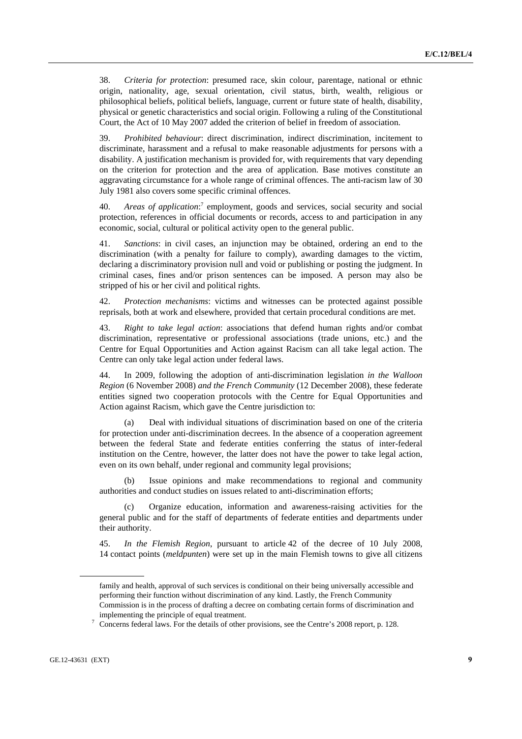38. *Criteria for protection*: presumed race, skin colour, parentage, national or ethnic origin, nationality, age, sexual orientation, civil status, birth, wealth, religious or philosophical beliefs, political beliefs, language, current or future state of health, disability, physical or genetic characteristics and social origin. Following a ruling of the Constitutional Court, the Act of 10 May 2007 added the criterion of belief in freedom of association.

39. *Prohibited behaviour*: direct discrimination, indirect discrimination, incitement to discriminate, harassment and a refusal to make reasonable adjustments for persons with a disability. A justification mechanism is provided for, with requirements that vary depending on the criterion for protection and the area of application. Base motives constitute an aggravating circumstance for a whole range of criminal offences. The anti-racism law of 30 July 1981 also covers some specific criminal offences.

40. *Areas of application*:[7] employment, goods and services, social security and social protection, references in official documents or records, access to and participation in any economic, social, cultural or political activity open to the general public.

41. *Sanctions*: in civil cases, an injunction may be obtained, ordering an end to the discrimination (with a penalty for failure to comply), awarding damages to the victim, declaring a discriminatory provision null and void or publishing or posting the judgment. In criminal cases, fines and/or prison sentences can be imposed. A person may also be stripped of his or her civil and political rights.

42. *Protection mechanisms*: victims and witnesses can be protected against possible reprisals, both at work and elsewhere, provided that certain procedural conditions are met.

43. *Right to take legal action*: associations that defend human rights and/or combat discrimination, representative or professional associations (trade unions, etc.) and the Centre for Equal Opportunities and Action against Racism can all take legal action. The Centre can only take legal action under federal laws.

44. In 2009, following the adoption of anti-discrimination legislation *in the Walloon Region* (6 November 2008) *and the French Community* (12 December 2008), these federate entities signed two cooperation protocols with the Centre for Equal Opportunities and Action against Racism, which gave the Centre jurisdiction to:

(a) Deal with individual situations of discrimination based on one of the criteria for protection under anti-discrimination decrees. In the absence of a cooperation agreement between the federal State and federate entities conferring the status of inter-federal institution on the Centre, however, the latter does not have the power to take legal action, even on its own behalf, under regional and community legal provisions;

(b) Issue opinions and make recommendations to regional and community authorities and conduct studies on issues related to anti-discrimination efforts;

(c) Organize education, information and awareness-raising activities for the general public and for the staff of departments of federate entities and departments under their authority.

45. *In the Flemish Region*, pursuant to article 42 of the decree of 10 July 2008, 14 contact points (*meldpunten*) were set up in the main Flemish towns to give all citizens

---

family and health, approval of such services is conditional on their being universally accessible and performing their function without discrimination of any kind. Lastly, the French Community Commission is in the process of drafting a decree on combating certain forms of discrimination and implementing the principle of equal treatment.

[7] Concerns federal laws. For the details of other provisions, see the Centre's 2008 report, p. 128.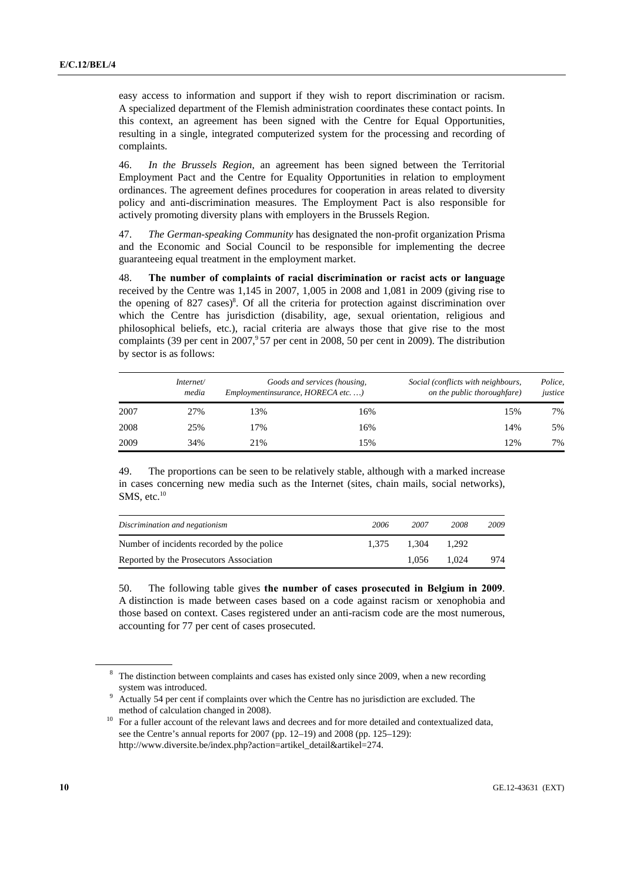easy access to information and support if they wish to report discrimination or racism. A specialized department of the Flemish administration coordinates these contact points. In this context, an agreement has been signed with the Centre for Equal Opportunities, resulting in a single, integrated computerized system for the processing and recording of complaints.

46. *In the Brussels Region*, an agreement has been signed between the Territorial Employment Pact and the Centre for Equality Opportunities in relation to employment ordinances. The agreement defines procedures for cooperation in areas related to diversity policy and anti-discrimination measures. The Employment Pact is also responsible for actively promoting diversity plans with employers in the Brussels Region.

47. *The German-speaking Community* has designated the non-profit organization Prisma and the Economic and Social Council to be responsible for implementing the decree guaranteeing equal treatment in the employment market.

48. **The number of complaints of racial discrimination or racist acts or language** received by the Centre was 1,145 in 2007, 1,005 in 2008 and 1,081 in 2009 (giving rise to the opening of 827 cases)[8]. Of all the criteria for protection against discrimination over which the Centre has jurisdiction (disability, age, sexual orientation, religious and philosophical beliefs, etc.), racial criteria are always those that give rise to the most complaints (39 per cent in 2007,[9] 57 per cent in 2008, 50 per cent in 2009). The distribution by sector is as follows:

| | *Internet/ media* | *Employment* | *Goods and services (housing, insurance, HORECA etc. …)* | *Social (conflicts with neighbours, on the public thoroughfare)* | *Police, justice* |
|---|---|---|---|---|---|
| 2007 | 27% | 13% | 16% | 15% | 7% |
| 2008 | 25% | 17% | 16% | 14% | 5% |
| 2009 | 34% | 21% | 15% | 12% | 7% |

49. The proportions can be seen to be relatively stable, although with a marked increase in cases concerning new media such as the Internet (sites, chain mails, social networks), SMS, etc.[10]

| *Discrimination and negationism* | *2006* | *2007* | *2008* | *2009* |
|---|---|---|---|---|
| Number of incidents recorded by the police | 1,375 | 1,304 | 1,292 | |
| Reported by the Prosecutors Association | | 1,056 | 1,024 | 974 |

50. The following table gives **the number of cases prosecuted in Belgium in 2009**. A distinction is made between cases based on a code against racism or xenophobia and those based on context. Cases registered under an anti-racism code are the most numerous, accounting for 77 per cent of cases prosecuted.

---

[8] The distinction between complaints and cases has existed only since 2009, when a new recording system was introduced.

[9] Actually 54 per cent if complaints over which the Centre has no jurisdiction are excluded. The method of calculation changed in 2008).

[10] For a fuller account of the relevant laws and decrees and for more detailed and contextualized data, see the Centre's annual reports for 2007 (pp. 12–19) and 2008 (pp. 125–129): http://www.diversite.be/index.php?action=artikel_detail&artikel=274.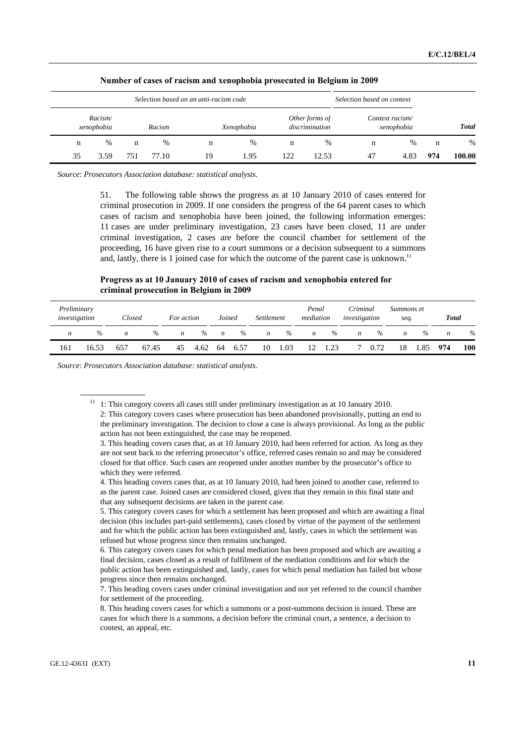**Number of cases of racism and xenophobia prosecuted in Belgium in 2009**

| *Selection based on an anti-racism code* | | | | | | | | *Selection based on context* | | | |
|---|---|---|---|---|---|---|---|---|---|---|---|
| *Racism/ xenophobia* | | *Racism* | | *Xenophobia* | | *Other forms of discrimination* | | *Context racism/ xenophobia* | | ***Total*** | |
| n | % | n | % | n | % | n | % | n | % | n | % |
| 35 | 3.59 | 751 | 77.10 | 19 | 1.95 | 122 | 12.53 | 47 | 4.83 | **974** | **100.00** |

*Source*: *Prosecutors Association database: statistical analysts*.

51. The following table shows the progress as at 10 January 2010 of cases entered for criminal prosecution in 2009. If one considers the progress of the 64 parent cases to which cases of racism and xenophobia have been joined, the following information emerges: 11 cases are under preliminary investigation, 23 cases have been closed, 11 are under criminal investigation, 2 cases are before the council chamber for settlement of the proceeding, 16 have given rise to a court summons or a decision subsequent to a summons and, lastly, there is 1 joined case for which the outcome of the parent case is unknown.[11]

**Progress as at 10 January 2010 of cases of racism and xenophobia entered for criminal prosecution in Belgium in 2009**

| *Preliminary investigation* | | *Closed* | | *For action* | | *Joined* | | *Settlement* | | *Penal mediation* | | *Criminal investigation* | | *Summons et seq.* | | ***Total*** | |
|---|---|---|---|---|---|---|---|---|---|---|---|---|---|---|---|---|---|
| *n* | *%* | *n* | *%* | *n* | *%* | *n* | *%* | *n* | *%* | *n* | *%* | *n* | *%* | *n* | *%* | *n* | *%* |
| 161 | 16.53 | 657 | 67.45 | 45 | 4.62 | 64 | 6.57 | 10 | 1.03 | 12 | 1.23 | 7 | 0.72 | 18 | 1.85 | **974** | **100** |

*Source*: *Prosecutors Association database: statistical analysts*.

[11] 1: This category covers all cases still under preliminary investigation as at 10 January 2010.
2: This category covers cases where prosecution has been abandoned provisionally, putting an end to the preliminary investigation. The decision to close a case is always provisional. As long as the public action has not been extinguished, the case may be reopened.
3. This heading covers cases that, as at 10 January 2010, had been referred for action. As long as they are not sent back to the referring prosecutor's office, referred cases remain so and may be considered closed for that office. Such cases are reopened under another number by the prosecutor's office to which they were referred.
4. This heading covers cases that, as at 10 January 2010, had been joined to another case, referred to as the parent case. Joined cases are considered closed, given that they remain in this final state and that any subsequent decisions are taken in the parent case.
5. This category covers cases for which a settlement has been proposed and which are awaiting a final decision (this includes part-paid settlements), cases closed by virtue of the payment of the settlement and for which the public action has been extinguished and, lastly, cases in which the settlement was refused but whose progress since then remains unchanged.
6. This category covers cases for which penal mediation has been proposed and which are awaiting a final decision, cases closed as a result of fulfilment of the mediation conditions and for which the public action has been extinguished and, lastly, cases for which penal mediation has failed but whose progress since then remains unchanged.
7. This heading covers cases under criminal investigation and not yet referred to the council chamber for settlement of the proceeding.
8. This heading covers cases for which a summons or a post-summons decision is issued. These are cases for which there is a summons, a decision before the criminal court, a sentence, a decision to contest, an appeal, etc.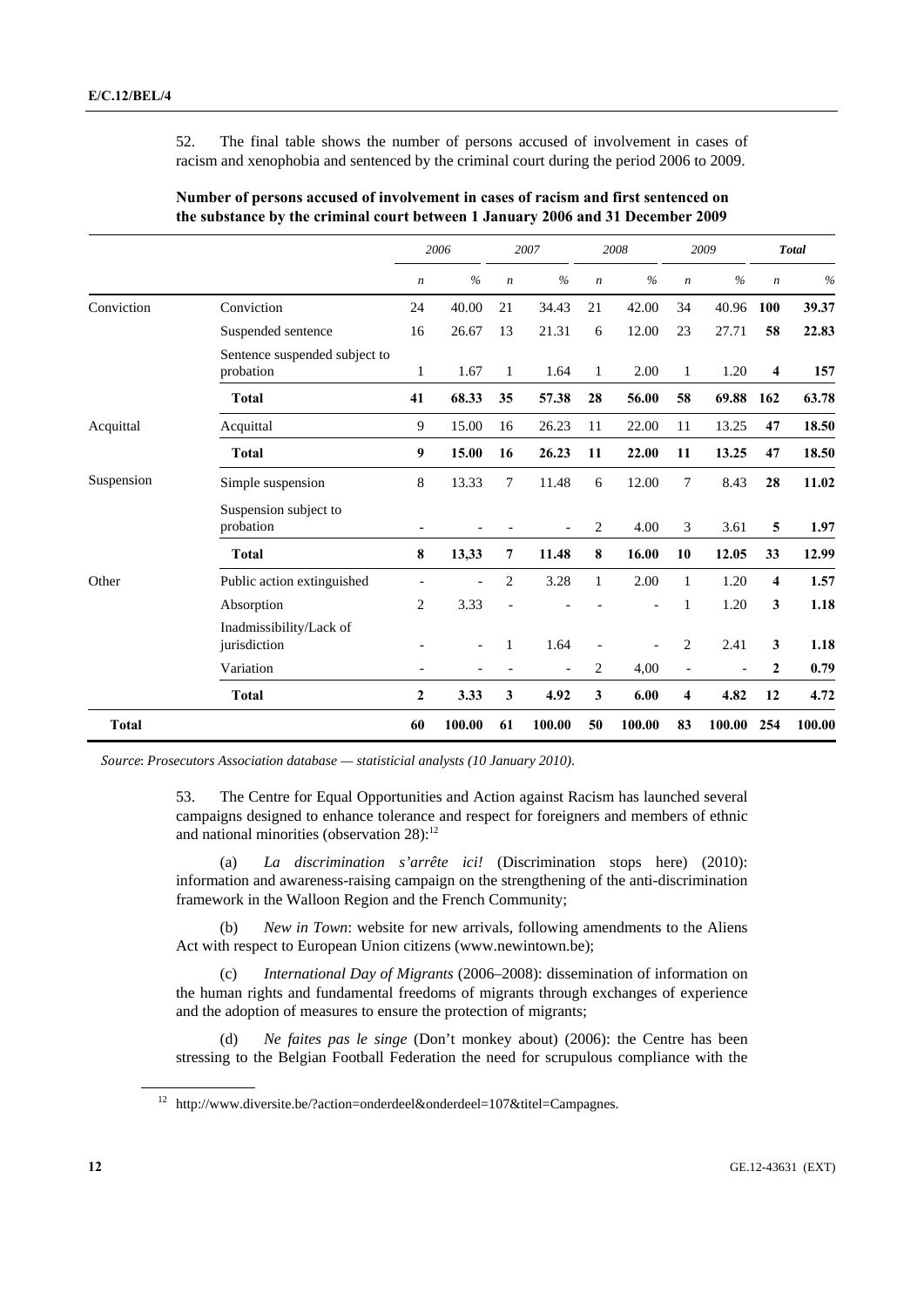52. The final table shows the number of persons accused of involvement in cases of racism and xenophobia and sentenced by the criminal court during the period 2006 to 2009.

**Number of persons accused of involvement in cases of racism and first sentenced on the substance by the criminal court between 1 January 2006 and 31 December 2009**

| | | *2006* | | *2007* | | *2008* | | *2009* | | ***Total*** | |
|---|---|---|---|---|---|---|---|---|---|---|---|
| | | *n* | *%* | *n* | *%* | *n* | *%* | *n* | *%* | *n* | *%* |
| Conviction | Conviction | 24 | 40.00 | 21 | 34.43 | 21 | 42.00 | 34 | 40.96 | **100** | **39.37** |
| | Suspended sentence | 16 | 26.67 | 13 | 21.31 | 6 | 12.00 | 23 | 27.71 | **58** | **22.83** |
| | Sentence suspended subject to probation | 1 | 1.67 | 1 | 1.64 | 1 | 2.00 | 1 | 1.20 | **4** | **157** |
| | **Total** | **41** | **68.33** | **35** | **57.38** | **28** | **56.00** | **58** | **69.88** | **162** | **63.78** |
| Acquittal | Acquittal | 9 | 15.00 | 16 | 26.23 | 11 | 22.00 | 11 | 13.25 | **47** | **18.50** |
| | **Total** | **9** | **15.00** | **16** | **26.23** | **11** | **22.00** | **11** | **13.25** | **47** | **18.50** |
| Suspension | Simple suspension | 8 | 13.33 | 7 | 11.48 | 6 | 12.00 | 7 | 8.43 | **28** | **11.02** |
| | Suspension subject to probation | - | - | - | - | 2 | 4.00 | 3 | 3.61 | **5** | **1.97** |
| | **Total** | **8** | **13,33** | **7** | **11.48** | **8** | **16.00** | **10** | **12.05** | **33** | **12.99** |
| Other | Public action extinguished | - | - | 2 | 3.28 | 1 | 2.00 | 1 | 1.20 | **4** | **1.57** |
| | Absorption | 2 | 3.33 | - | - | - | - | 1 | 1.20 | **3** | **1.18** |
| | Inadmissibility/Lack of jurisdiction | - | - | 1 | 1.64 | - | - | 2 | 2.41 | **3** | **1.18** |
| | Variation | - | - | - | - | 2 | 4,00 | - | - | **2** | **0.79** |
| | **Total** | **2** | **3.33** | **3** | **4.92** | **3** | **6.00** | **4** | **4.82** | **12** | **4.72** |
| **Total** | | **60** | **100.00** | **61** | **100.00** | **50** | **100.00** | **83** | **100.00** | **254** | **100.00** |

*Source*: *Prosecutors Association database — statisticial analysts (10 January 2010).*

53. The Centre for Equal Opportunities and Action against Racism has launched several campaigns designed to enhance tolerance and respect for foreigners and members of ethnic and national minorities (observation 28):[12]

(a) *La discrimination s'arrête ici!* (Discrimination stops here) (2010): information and awareness-raising campaign on the strengthening of the anti-discrimination framework in the Walloon Region and the French Community;

(b) *New in Town*: website for new arrivals, following amendments to the Aliens Act with respect to European Union citizens (www.newintown.be);

(c) *International Day of Migrants* (2006–2008): dissemination of information on the human rights and fundamental freedoms of migrants through exchanges of experience and the adoption of measures to ensure the protection of migrants;

(d) *Ne faites pas le singe* (Don't monkey about) (2006): the Centre has been stressing to the Belgian Football Federation the need for scrupulous compliance with the

[12] http://www.diversite.be/?action=onderdeel&onderdeel=107&titel=Campagnes.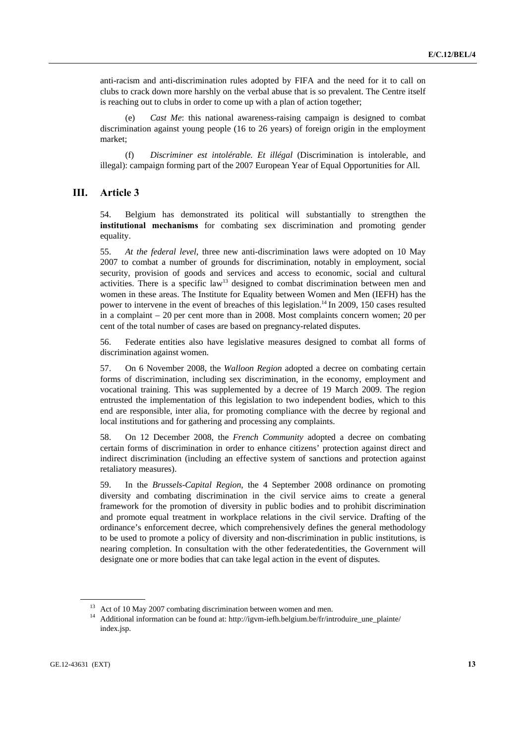anti-racism and anti-discrimination rules adopted by FIFA and the need for it to call on clubs to crack down more harshly on the verbal abuse that is so prevalent. The Centre itself is reaching out to clubs in order to come up with a plan of action together;

(e) *Cast Me*: this national awareness-raising campaign is designed to combat discrimination against young people (16 to 26 years) of foreign origin in the employment market;

(f) *Discriminer est intolérable. Et illégal* (Discrimination is intolerable, and illegal): campaign forming part of the 2007 European Year of Equal Opportunities for All.

## III. Article 3

54. Belgium has demonstrated its political will substantially to strengthen the **institutional mechanisms** for combating sex discrimination and promoting gender equality.

55. *At the federal level*, three new anti-discrimination laws were adopted on 10 May 2007 to combat a number of grounds for discrimination, notably in employment, social security, provision of goods and services and access to economic, social and cultural activities. There is a specific law[13] designed to combat discrimination between men and women in these areas. The Institute for Equality between Women and Men (IEFH) has the power to intervene in the event of breaches of this legislation.[14] In 2009, 150 cases resulted in a complaint – 20 per cent more than in 2008. Most complaints concern women; 20 per cent of the total number of cases are based on pregnancy-related disputes.

56. Federate entities also have legislative measures designed to combat all forms of discrimination against women.

57. On 6 November 2008, the *Walloon Region* adopted a decree on combating certain forms of discrimination, including sex discrimination, in the economy, employment and vocational training. This was supplemented by a decree of 19 March 2009. The region entrusted the implementation of this legislation to two independent bodies, which to this end are responsible, inter alia, for promoting compliance with the decree by regional and local institutions and for gathering and processing any complaints.

58. On 12 December 2008, the *French Community* adopted a decree on combating certain forms of discrimination in order to enhance citizens' protection against direct and indirect discrimination (including an effective system of sanctions and protection against retaliatory measures).

59. In the *Brussels-Capital Region*, the 4 September 2008 ordinance on promoting diversity and combating discrimination in the civil service aims to create a general framework for the promotion of diversity in public bodies and to prohibit discrimination and promote equal treatment in workplace relations in the civil service. Drafting of the ordinance's enforcement decree, which comprehensively defines the general methodology to be used to promote a policy of diversity and non-discrimination in public institutions, is nearing completion. In consultation with the other federatedentities, the Government will designate one or more bodies that can take legal action in the event of disputes.

---

[13] Act of 10 May 2007 combating discrimination between women and men.

[14] Additional information can be found at: http://igvm-iefh.belgium.be/fr/introduire_une_plainte/index.jsp.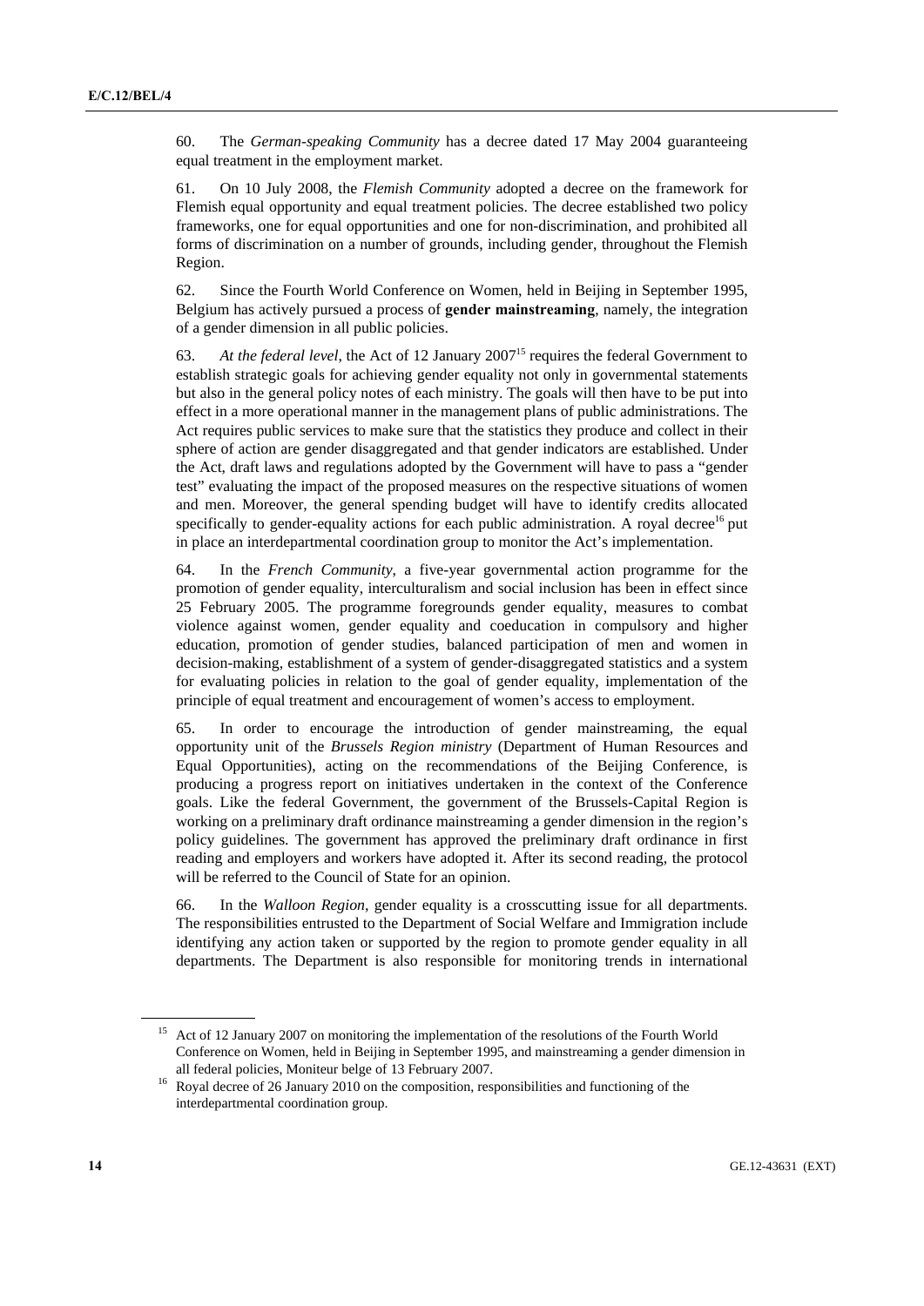60. The *German-speaking Community* has a decree dated 17 May 2004 guaranteeing equal treatment in the employment market.

61. On 10 July 2008, the *Flemish Community* adopted a decree on the framework for Flemish equal opportunity and equal treatment policies. The decree established two policy frameworks, one for equal opportunities and one for non-discrimination, and prohibited all forms of discrimination on a number of grounds, including gender, throughout the Flemish Region.

62. Since the Fourth World Conference on Women, held in Beijing in September 1995, Belgium has actively pursued a process of **gender mainstreaming**, namely, the integration of a gender dimension in all public policies.

63. *At the federal level*, the Act of 12 January 2007[15] requires the federal Government to establish strategic goals for achieving gender equality not only in governmental statements but also in the general policy notes of each ministry. The goals will then have to be put into effect in a more operational manner in the management plans of public administrations. The Act requires public services to make sure that the statistics they produce and collect in their sphere of action are gender disaggregated and that gender indicators are established. Under the Act, draft laws and regulations adopted by the Government will have to pass a "gender test" evaluating the impact of the proposed measures on the respective situations of women and men. Moreover, the general spending budget will have to identify credits allocated specifically to gender-equality actions for each public administration. A royal decree[16] put in place an interdepartmental coordination group to monitor the Act's implementation.

64. In the *French Community*, a five-year governmental action programme for the promotion of gender equality, interculturalism and social inclusion has been in effect since 25 February 2005. The programme foregrounds gender equality, measures to combat violence against women, gender equality and coeducation in compulsory and higher education, promotion of gender studies, balanced participation of men and women in decision-making, establishment of a system of gender-disaggregated statistics and a system for evaluating policies in relation to the goal of gender equality, implementation of the principle of equal treatment and encouragement of women's access to employment.

65. In order to encourage the introduction of gender mainstreaming, the equal opportunity unit of the *Brussels Region ministry* (Department of Human Resources and Equal Opportunities), acting on the recommendations of the Beijing Conference, is producing a progress report on initiatives undertaken in the context of the Conference goals. Like the federal Government, the government of the Brussels-Capital Region is working on a preliminary draft ordinance mainstreaming a gender dimension in the region's policy guidelines. The government has approved the preliminary draft ordinance in first reading and employers and workers have adopted it. After its second reading, the protocol will be referred to the Council of State for an opinion.

66. In the *Walloon Region*, gender equality is a crosscutting issue for all departments. The responsibilities entrusted to the Department of Social Welfare and Immigration include identifying any action taken or supported by the region to promote gender equality in all departments. The Department is also responsible for monitoring trends in international

---

[15] Act of 12 January 2007 on monitoring the implementation of the resolutions of the Fourth World Conference on Women, held in Beijing in September 1995, and mainstreaming a gender dimension in all federal policies, Moniteur belge of 13 February 2007.

[16] Royal decree of 26 January 2010 on the composition, responsibilities and functioning of the interdepartmental coordination group.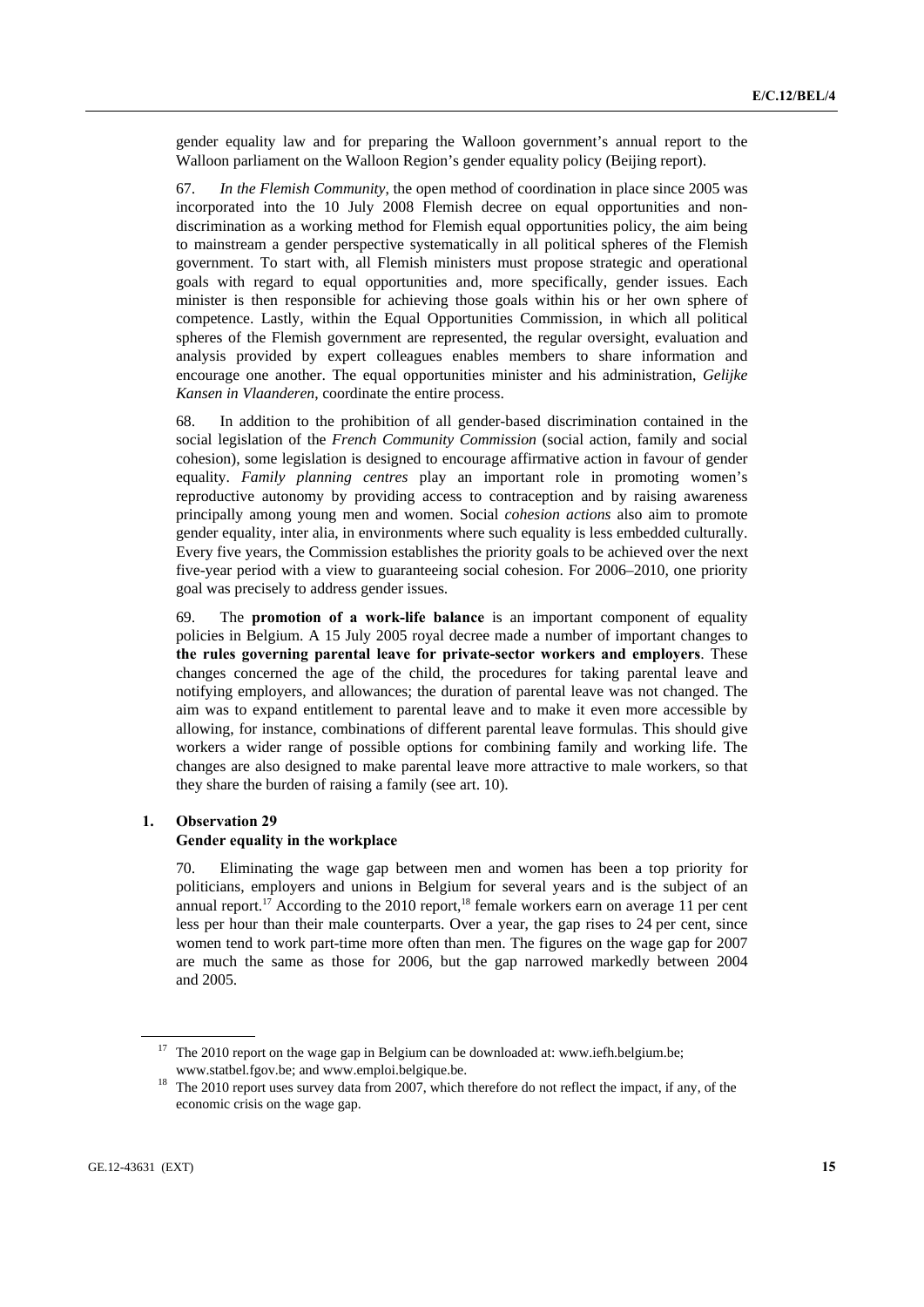gender equality law and for preparing the Walloon government's annual report to the Walloon parliament on the Walloon Region's gender equality policy (Beijing report).

67. *In the Flemish Community*, the open method of coordination in place since 2005 was incorporated into the 10 July 2008 Flemish decree on equal opportunities and non-discrimination as a working method for Flemish equal opportunities policy, the aim being to mainstream a gender perspective systematically in all political spheres of the Flemish government. To start with, all Flemish ministers must propose strategic and operational goals with regard to equal opportunities and, more specifically, gender issues. Each minister is then responsible for achieving those goals within his or her own sphere of competence. Lastly, within the Equal Opportunities Commission, in which all political spheres of the Flemish government are represented, the regular oversight, evaluation and analysis provided by expert colleagues enables members to share information and encourage one another. The equal opportunities minister and his administration, *Gelijke Kansen in Vlaanderen*, coordinate the entire process.

68. In addition to the prohibition of all gender-based discrimination contained in the social legislation of the *French Community Commission* (social action, family and social cohesion), some legislation is designed to encourage affirmative action in favour of gender equality. *Family planning centres* play an important role in promoting women's reproductive autonomy by providing access to contraception and by raising awareness principally among young men and women. Social *cohesion actions* also aim to promote gender equality, inter alia, in environments where such equality is less embedded culturally. Every five years, the Commission establishes the priority goals to be achieved over the next five-year period with a view to guaranteeing social cohesion. For 2006–2010, one priority goal was precisely to address gender issues.

69. The **promotion of a work-life balance** is an important component of equality policies in Belgium. A 15 July 2005 royal decree made a number of important changes to **the rules governing parental leave for private-sector workers and employers**. These changes concerned the age of the child, the procedures for taking parental leave and notifying employers, and allowances; the duration of parental leave was not changed. The aim was to expand entitlement to parental leave and to make it even more accessible by allowing, for instance, combinations of different parental leave formulas. This should give workers a wider range of possible options for combining family and working life. The changes are also designed to make parental leave more attractive to male workers, so that they share the burden of raising a family (see art. 10).

### 1. Observation 29
### Gender equality in the workplace

70. Eliminating the wage gap between men and women has been a top priority for politicians, employers and unions in Belgium for several years and is the subject of an annual report.[17] According to the 2010 report,[18] female workers earn on average 11 per cent less per hour than their male counterparts. Over a year, the gap rises to 24 per cent, since women tend to work part-time more often than men. The figures on the wage gap for 2007 are much the same as those for 2006, but the gap narrowed markedly between 2004 and 2005.

---

[17] The 2010 report on the wage gap in Belgium can be downloaded at: www.iefh.belgium.be; www.statbel.fgov.be; and www.emploi.belgique.be.

[18] The 2010 report uses survey data from 2007, which therefore do not reflect the impact, if any, of the economic crisis on the wage gap.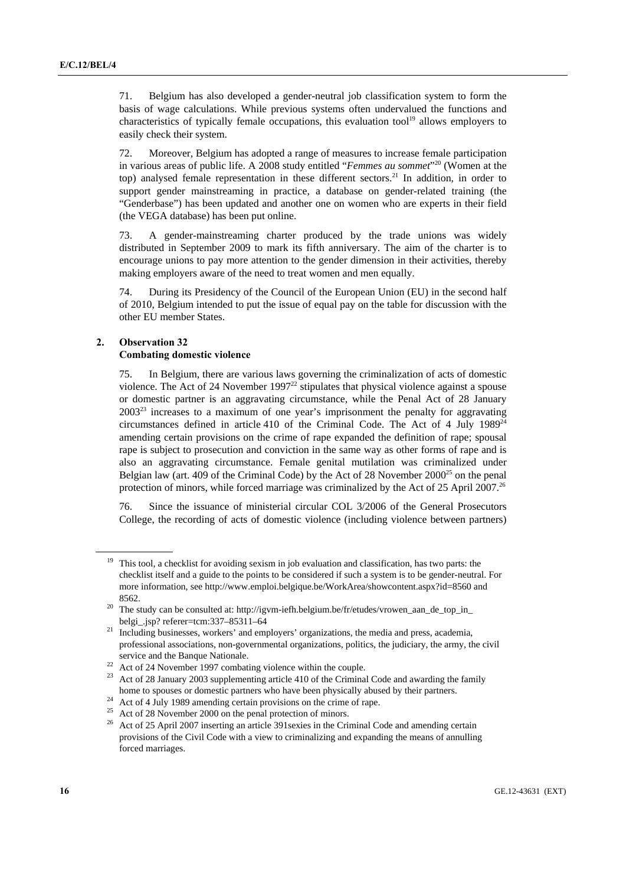71. Belgium has also developed a gender-neutral job classification system to form the basis of wage calculations. While previous systems often undervalued the functions and characteristics of typically female occupations, this evaluation tool[19] allows employers to easily check their system.

72. Moreover, Belgium has adopted a range of measures to increase female participation in various areas of public life. A 2008 study entitled "*Femmes au sommet*"[20] (Women at the top) analysed female representation in these different sectors.[21] In addition, in order to support gender mainstreaming in practice, a database on gender-related training (the "Genderbase") has been updated and another one on women who are experts in their field (the VEGA database) has been put online.

73. A gender-mainstreaming charter produced by the trade unions was widely distributed in September 2009 to mark its fifth anniversary. The aim of the charter is to encourage unions to pay more attention to the gender dimension in their activities, thereby making employers aware of the need to treat women and men equally.

74. During its Presidency of the Council of the European Union (EU) in the second half of 2010, Belgium intended to put the issue of equal pay on the table for discussion with the other EU member States.

### 2. Observation 32
### Combating domestic violence

75. In Belgium, there are various laws governing the criminalization of acts of domestic violence. The Act of 24 November 1997[22] stipulates that physical violence against a spouse or domestic partner is an aggravating circumstance, while the Penal Act of 28 January 2003[23] increases to a maximum of one year's imprisonment the penalty for aggravating circumstances defined in article 410 of the Criminal Code. The Act of 4 July 1989[24] amending certain provisions on the crime of rape expanded the definition of rape; spousal rape is subject to prosecution and conviction in the same way as other forms of rape and is also an aggravating circumstance. Female genital mutilation was criminalized under Belgian law (art. 409 of the Criminal Code) by the Act of 28 November 2000[25] on the penal protection of minors, while forced marriage was criminalized by the Act of 25 April 2007.[26]

76. Since the issuance of ministerial circular COL 3/2006 of the General Prosecutors College, the recording of acts of domestic violence (including violence between partners)

---

[19] This tool, a checklist for avoiding sexism in job evaluation and classification, has two parts: the checklist itself and a guide to the points to be considered if such a system is to be gender-neutral. For more information, see http://www.emploi.belgique.be/WorkArea/showcontent.aspx?id=8560 and 8562.

[20] The study can be consulted at: http://igvm-iefh.belgium.be/fr/etudes/vrowen_aan_de_top_in_belgi_.jsp? referer=tcm:337–85311–64

[21] Including businesses, workers' and employers' organizations, the media and press, academia, professional associations, non-governmental organizations, politics, the judiciary, the army, the civil service and the Banque Nationale.

[22] Act of 24 November 1997 combating violence within the couple.

[23] Act of 28 January 2003 supplementing article 410 of the Criminal Code and awarding the family home to spouses or domestic partners who have been physically abused by their partners.

[24] Act of 4 July 1989 amending certain provisions on the crime of rape.

[25] Act of 28 November 2000 on the penal protection of minors.

[26] Act of 25 April 2007 inserting an article 391sexies in the Criminal Code and amending certain provisions of the Civil Code with a view to criminalizing and expanding the means of annulling forced marriages.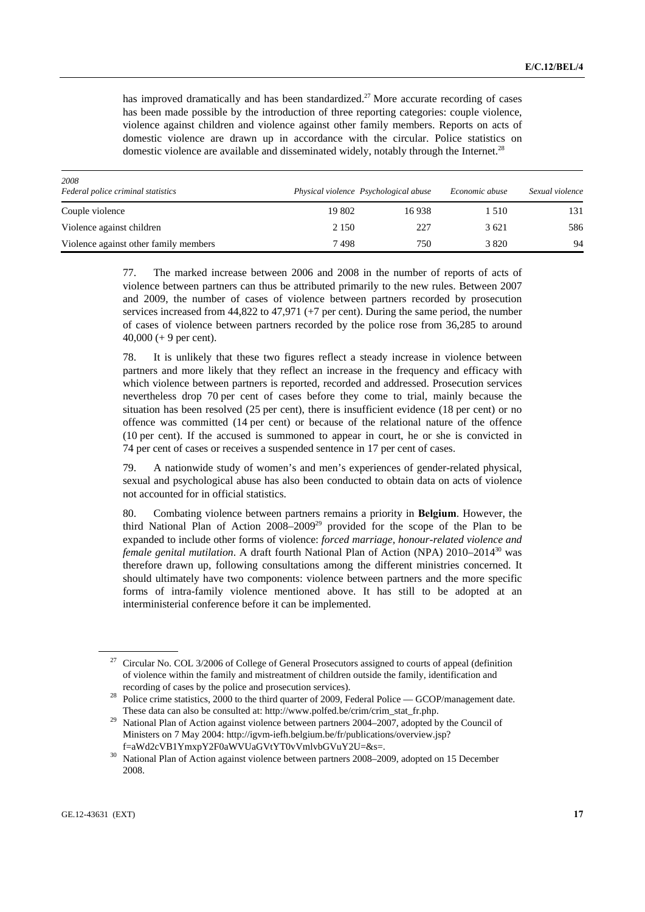has improved dramatically and has been standardized.[27] More accurate recording of cases has been made possible by the introduction of three reporting categories: couple violence, violence against children and violence against other family members. Reports on acts of domestic violence are drawn up in accordance with the circular. Police statistics on domestic violence are available and disseminated widely, notably through the Internet.[28]

| *2008*<br>*Federal police criminal statistics* | *Physical violence* | *Psychological abuse* | *Economic abuse* | *Sexual violence* |
|---|---|---|---|---|
| Couple violence | 19 802 | 16 938 | 1 510 | 131 |
| Violence against children | 2 150 | 227 | 3 621 | 586 |
| Violence against other family members | 7 498 | 750 | 3 820 | 94 |

77. The marked increase between 2006 and 2008 in the number of reports of acts of violence between partners can thus be attributed primarily to the new rules. Between 2007 and 2009, the number of cases of violence between partners recorded by prosecution services increased from 44,822 to 47,971 (+7 per cent). During the same period, the number of cases of violence between partners recorded by the police rose from 36,285 to around 40,000 (+ 9 per cent).

78. It is unlikely that these two figures reflect a steady increase in violence between partners and more likely that they reflect an increase in the frequency and efficacy with which violence between partners is reported, recorded and addressed. Prosecution services nevertheless drop 70 per cent of cases before they come to trial, mainly because the situation has been resolved (25 per cent), there is insufficient evidence (18 per cent) or no offence was committed (14 per cent) or because of the relational nature of the offence (10 per cent). If the accused is summoned to appear in court, he or she is convicted in 74 per cent of cases or receives a suspended sentence in 17 per cent of cases.

79. A nationwide study of women's and men's experiences of gender-related physical, sexual and psychological abuse has also been conducted to obtain data on acts of violence not accounted for in official statistics.

80. Combating violence between partners remains a priority in **Belgium**. However, the third National Plan of Action 2008–2009[29] provided for the scope of the Plan to be expanded to include other forms of violence: *forced marriage, honour-related violence and female genital mutilation*. A draft fourth National Plan of Action (NPA) 2010–2014[30] was therefore drawn up, following consultations among the different ministries concerned. It should ultimately have two components: violence between partners and the more specific forms of intra-family violence mentioned above. It has still to be adopted at an interministerial conference before it can be implemented.

---

[27] Circular No. COL 3/2006 of College of General Prosecutors assigned to courts of appeal (definition of violence within the family and mistreatment of children outside the family, identification and recording of cases by the police and prosecution services).

[28] Police crime statistics, 2000 to the third quarter of 2009, Federal Police — GCOP/management date. These data can also be consulted at: http://www.polfed.be/crim/crim_stat_fr.php.

[29] National Plan of Action against violence between partners 2004–2007, adopted by the Council of Ministers on 7 May 2004: http://igvm-iefh.belgium.be/fr/publications/overview.jsp?f=aWd2cVB1YmxpY2F0aWVUaGVtYT0vVmlvbGVuY2U=&s=.

[30] National Plan of Action against violence between partners 2008–2009, adopted on 15 December 2008.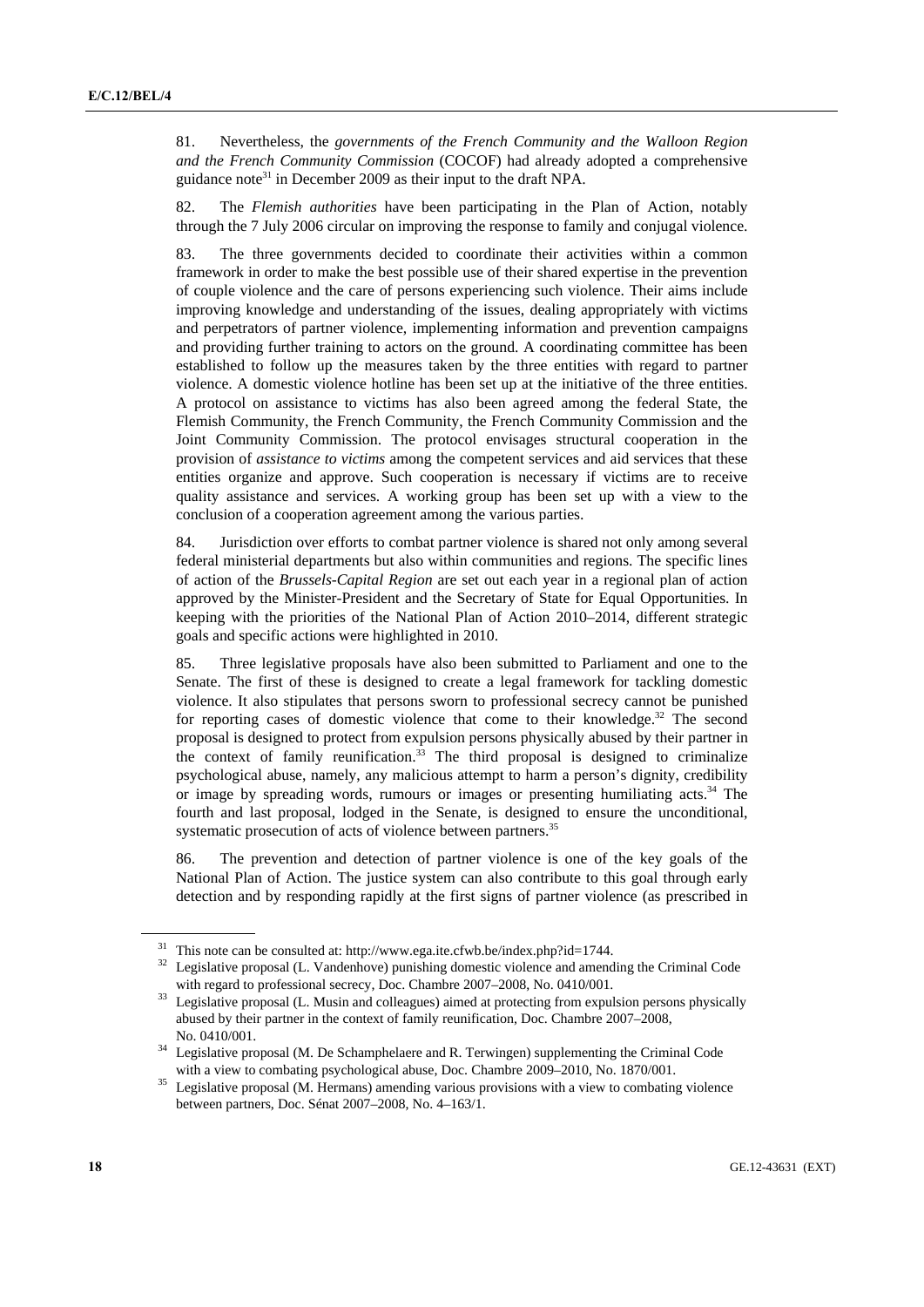81. Nevertheless, the *governments of the French Community and the Walloon Region and the French Community Commission* (COCOF) had already adopted a comprehensive guidance note[31] in December 2009 as their input to the draft NPA.

82. The *Flemish authorities* have been participating in the Plan of Action, notably through the 7 July 2006 circular on improving the response to family and conjugal violence.

83. The three governments decided to coordinate their activities within a common framework in order to make the best possible use of their shared expertise in the prevention of couple violence and the care of persons experiencing such violence. Their aims include improving knowledge and understanding of the issues, dealing appropriately with victims and perpetrators of partner violence, implementing information and prevention campaigns and providing further training to actors on the ground. A coordinating committee has been established to follow up the measures taken by the three entities with regard to partner violence. A domestic violence hotline has been set up at the initiative of the three entities. A protocol on assistance to victims has also been agreed among the federal State, the Flemish Community, the French Community, the French Community Commission and the Joint Community Commission. The protocol envisages structural cooperation in the provision of *assistance to victims* among the competent services and aid services that these entities organize and approve. Such cooperation is necessary if victims are to receive quality assistance and services. A working group has been set up with a view to the conclusion of a cooperation agreement among the various parties.

84. Jurisdiction over efforts to combat partner violence is shared not only among several federal ministerial departments but also within communities and regions. The specific lines of action of the *Brussels-Capital Region* are set out each year in a regional plan of action approved by the Minister-President and the Secretary of State for Equal Opportunities. In keeping with the priorities of the National Plan of Action 2010–2014, different strategic goals and specific actions were highlighted in 2010.

85. Three legislative proposals have also been submitted to Parliament and one to the Senate. The first of these is designed to create a legal framework for tackling domestic violence. It also stipulates that persons sworn to professional secrecy cannot be punished for reporting cases of domestic violence that come to their knowledge.[32] The second proposal is designed to protect from expulsion persons physically abused by their partner in the context of family reunification.[33] The third proposal is designed to criminalize psychological abuse, namely, any malicious attempt to harm a person's dignity, credibility or image by spreading words, rumours or images or presenting humiliating acts.[34] The fourth and last proposal, lodged in the Senate, is designed to ensure the unconditional, systematic prosecution of acts of violence between partners.[35]

86. The prevention and detection of partner violence is one of the key goals of the National Plan of Action. The justice system can also contribute to this goal through early detection and by responding rapidly at the first signs of partner violence (as prescribed in

---

[31] This note can be consulted at: http://www.ega.ite.cfwb.be/index.php?id=1744.

[32] Legislative proposal (L. Vandenhove) punishing domestic violence and amending the Criminal Code with regard to professional secrecy, Doc. Chambre 2007–2008, No. 0410/001.

[33] Legislative proposal (L. Musin and colleagues) aimed at protecting from expulsion persons physically abused by their partner in the context of family reunification, Doc. Chambre 2007–2008, No. 0410/001.

[34] Legislative proposal (M. De Schamphelaere and R. Terwingen) supplementing the Criminal Code with a view to combating psychological abuse, Doc. Chambre 2009–2010, No. 1870/001.

[35] Legislative proposal (M. Hermans) amending various provisions with a view to combating violence between partners, Doc. Sénat 2007–2008, No. 4–163/1.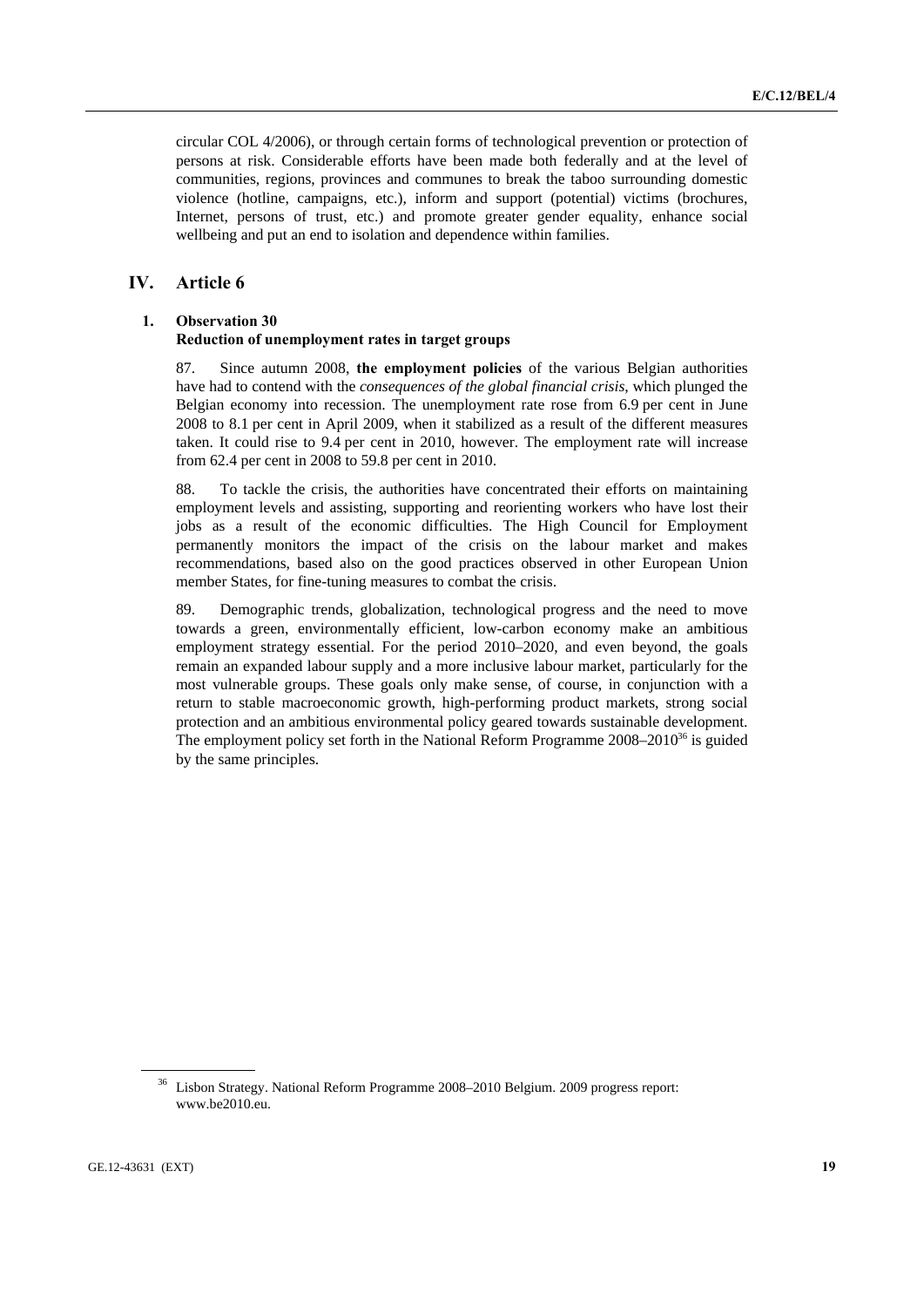circular COL 4/2006), or through certain forms of technological prevention or protection of persons at risk. Considerable efforts have been made both federally and at the level of communities, regions, provinces and communes to break the taboo surrounding domestic violence (hotline, campaigns, etc.), inform and support (potential) victims (brochures, Internet, persons of trust, etc.) and promote greater gender equality, enhance social wellbeing and put an end to isolation and dependence within families.

# IV. Article 6

## 1. Observation 30
**Reduction of unemployment rates in target groups**

87. Since autumn 2008, **the employment policies** of the various Belgian authorities have had to contend with the *consequences of the global financial crisis*, which plunged the Belgian economy into recession. The unemployment rate rose from 6.9 per cent in June 2008 to 8.1 per cent in April 2009, when it stabilized as a result of the different measures taken. It could rise to 9.4 per cent in 2010, however. The employment rate will increase from 62.4 per cent in 2008 to 59.8 per cent in 2010.

88. To tackle the crisis, the authorities have concentrated their efforts on maintaining employment levels and assisting, supporting and reorienting workers who have lost their jobs as a result of the economic difficulties. The High Council for Employment permanently monitors the impact of the crisis on the labour market and makes recommendations, based also on the good practices observed in other European Union member States, for fine-tuning measures to combat the crisis.

89. Demographic trends, globalization, technological progress and the need to move towards a green, environmentally efficient, low-carbon economy make an ambitious employment strategy essential. For the period 2010–2020, and even beyond, the goals remain an expanded labour supply and a more inclusive labour market, particularly for the most vulnerable groups. These goals only make sense, of course, in conjunction with a return to stable macroeconomic growth, high-performing product markets, strong social protection and an ambitious environmental policy geared towards sustainable development. The employment policy set forth in the National Reform Programme 2008–2010[36] is guided by the same principles.

---

[36] Lisbon Strategy. National Reform Programme 2008–2010 Belgium. 2009 progress report: www.be2010.eu.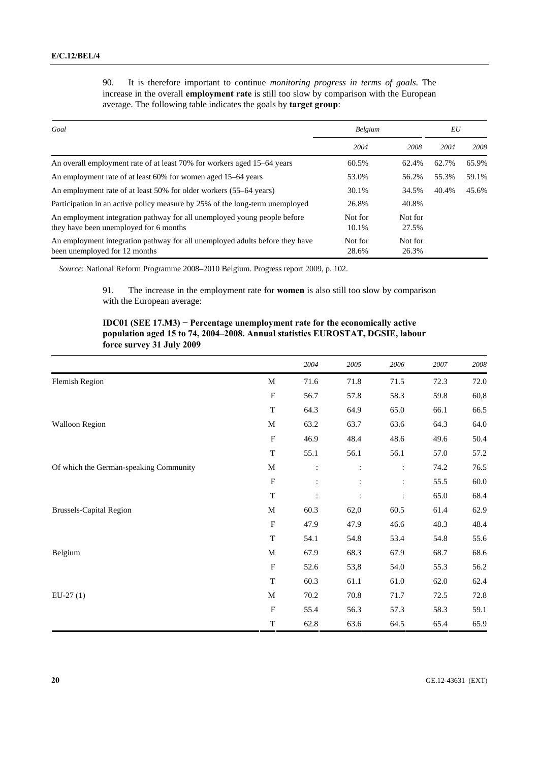90. It is therefore important to continue *monitoring progress in terms of goals*. The increase in the overall **employment rate** is still too slow by comparison with the European average. The following table indicates the goals by **target group**:

| *Goal* | *Belgium* | | *EU* | |
|---|---|---|---|---|
| | *2004* | *2008* | *2004* | *2008* |
| An overall employment rate of at least 70% for workers aged 15–64 years | 60.5% | 62.4% | 62.7% | 65.9% |
| An employment rate of at least 60% for women aged 15–64 years | 53.0% | 56.2% | 55.3% | 59.1% |
| An employment rate of at least 50% for older workers (55–64 years) | 30.1% | 34.5% | 40.4% | 45.6% |
| Participation in an active policy measure by 25% of the long-term unemployed | 26.8% | 40.8% | | |
| An employment integration pathway for all unemployed young people before they have been unemployed for 6 months | Not for 10.1% | Not for 27.5% | | |
| An employment integration pathway for all unemployed adults before they have been unemployed for 12 months | Not for 28.6% | Not for 26.3% | | |

*Source*: National Reform Programme 2008–2010 Belgium. Progress report 2009, p. 102.

91. The increase in the employment rate for **women** is also still too slow by comparison with the European average:

**IDC01 (SEE 17.M3) − Percentage unemployment rate for the economically active population aged 15 to 74, 2004–2008. Annual statistics EUROSTAT, DGSIE, labour force survey 31 July 2009**

| | | *2004* | *2005* | *2006* | *2007* | *2008* |
|---|---|---|---|---|---|---|
| Flemish Region | M | 71.6 | 71.8 | 71.5 | 72.3 | 72.0 |
| | F | 56.7 | 57.8 | 58.3 | 59.8 | 60,8 |
| | T | 64.3 | 64.9 | 65.0 | 66.1 | 66.5 |
| Walloon Region | M | 63.2 | 63.7 | 63.6 | 64.3 | 64.0 |
| | F | 46.9 | 48.4 | 48.6 | 49.6 | 50.4 |
| | T | 55.1 | 56.1 | 56.1 | 57.0 | 57.2 |
| Of which the German-speaking Community | M | : | : | : | 74.2 | 76.5 |
| | F | : | : | : | 55.5 | 60.0 |
| | T | : | : | : | 65.0 | 68.4 |
| Brussels-Capital Region | M | 60.3 | 62,0 | 60.5 | 61.4 | 62.9 |
| | F | 47.9 | 47.9 | 46.6 | 48.3 | 48.4 |
| | T | 54.1 | 54.8 | 53.4 | 54.8 | 55.6 |
| Belgium | M | 67.9 | 68.3 | 67.9 | 68.7 | 68.6 |
| | F | 52.6 | 53,8 | 54.0 | 55.3 | 56.2 |
| | T | 60.3 | 61.1 | 61.0 | 62.0 | 62.4 |
| EU-27 (1) | M | 70.2 | 70.8 | 71.7 | 72.5 | 72.8 |
| | F | 55.4 | 56.3 | 57.3 | 58.3 | 59.1 |
| | T | 62.8 | 63.6 | 64.5 | 65.4 | 65.9 |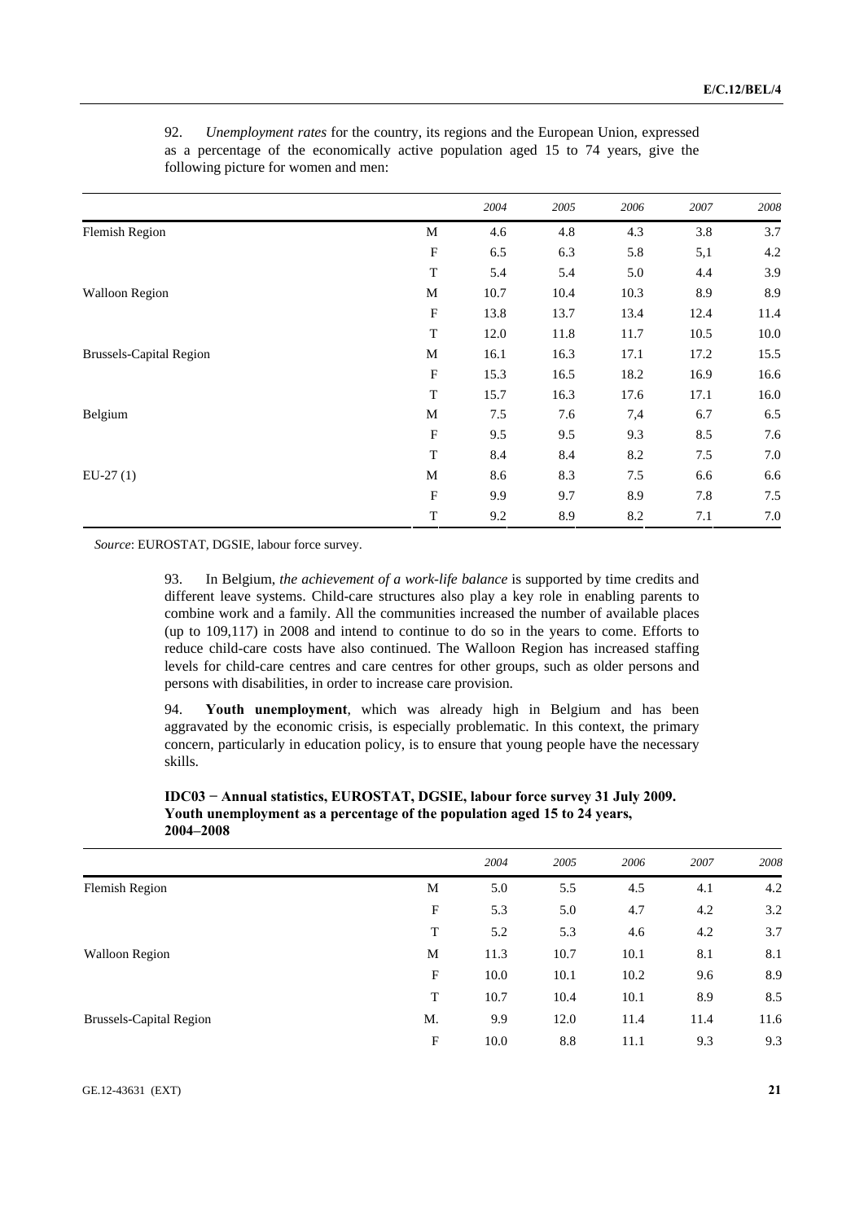92. *Unemployment rates* for the country, its regions and the European Union, expressed as a percentage of the economically active population aged 15 to 74 years, give the following picture for women and men:

| | | 2004 | 2005 | 2006 | 2007 | 2008 |
|---|---|---|---|---|---|---|
| Flemish Region | M | 4.6 | 4.8 | 4.3 | 3.8 | 3.7 |
| | F | 6.5 | 6.3 | 5.8 | 5,1 | 4.2 |
| | T | 5.4 | 5.4 | 5.0 | 4.4 | 3.9 |
| Walloon Region | M | 10.7 | 10.4 | 10.3 | 8.9 | 8.9 |
| | F | 13.8 | 13.7 | 13.4 | 12.4 | 11.4 |
| | T | 12.0 | 11.8 | 11.7 | 10.5 | 10.0 |
| Brussels-Capital Region | M | 16.1 | 16.3 | 17.1 | 17.2 | 15.5 |
| | F | 15.3 | 16.5 | 18.2 | 16.9 | 16.6 |
| | T | 15.7 | 16.3 | 17.6 | 17.1 | 16.0 |
| Belgium | M | 7.5 | 7.6 | 7,4 | 6.7 | 6.5 |
| | F | 9.5 | 9.5 | 9.3 | 8.5 | 7.6 |
| | T | 8.4 | 8.4 | 8.2 | 7.5 | 7.0 |
| EU-27 (1) | M | 8.6 | 8.3 | 7.5 | 6.6 | 6.6 |
| | F | 9.9 | 9.7 | 8.9 | 7.8 | 7.5 |
| | T | 9.2 | 8.9 | 8.2 | 7.1 | 7.0 |

*Source*: EUROSTAT, DGSIE, labour force survey.

93. In Belgium, *the achievement of a work-life balance* is supported by time credits and different leave systems. Child-care structures also play a key role in enabling parents to combine work and a family. All the communities increased the number of available places (up to 109,117) in 2008 and intend to continue to do so in the years to come. Efforts to reduce child-care costs have also continued. The Walloon Region has increased staffing levels for child-care centres and care centres for other groups, such as older persons and persons with disabilities, in order to increase care provision.

94. **Youth unemployment**, which was already high in Belgium and has been aggravated by the economic crisis, is especially problematic. In this context, the primary concern, particularly in education policy, is to ensure that young people have the necessary skills.

**IDC03 − Annual statistics, EUROSTAT, DGSIE, labour force survey 31 July 2009. Youth unemployment as a percentage of the population aged 15 to 24 years, 2004–2008**

| | | 2004 | 2005 | 2006 | 2007 | 2008 |
|---|---|---|---|---|---|---|
| Flemish Region | M | 5.0 | 5.5 | 4.5 | 4.1 | 4.2 |
| | F | 5.3 | 5.0 | 4.7 | 4.2 | 3.2 |
| | T | 5.2 | 5.3 | 4.6 | 4.2 | 3.7 |
| Walloon Region | M | 11.3 | 10.7 | 10.1 | 8.1 | 8.1 |
| | F | 10.0 | 10.1 | 10.2 | 9.6 | 8.9 |
| | T | 10.7 | 10.4 | 10.1 | 8.9 | 8.5 |
| Brussels-Capital Region | M. | 9.9 | 12.0 | 11.4 | 11.4 | 11.6 |
| | F | 10.0 | 8.8 | 11.1 | 9.3 | 9.3 |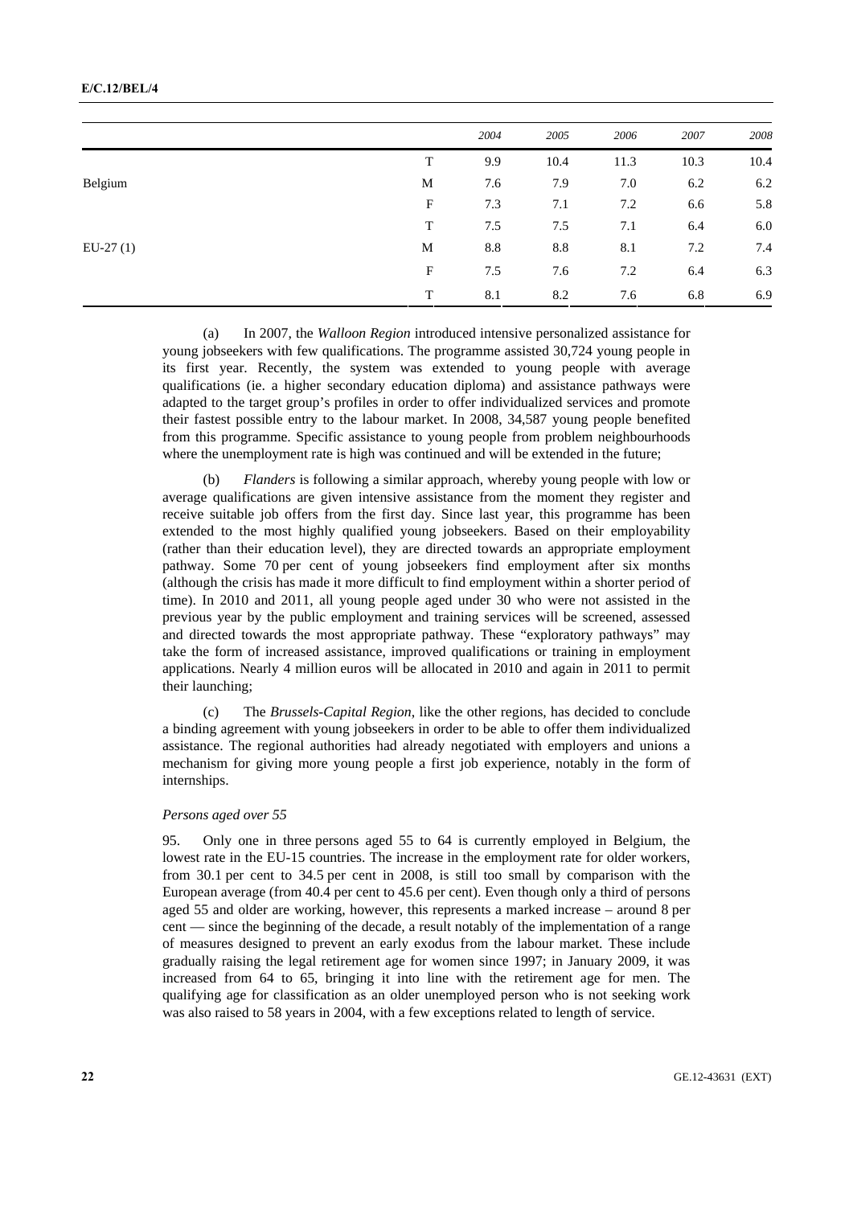| | | 2004 | 2005 | 2006 | 2007 | 2008 |
|---|---|---|---|---|---|---|
| | T | 9.9 | 10.4 | 11.3 | 10.3 | 10.4 |
| Belgium | M | 7.6 | 7.9 | 7.0 | 6.2 | 6.2 |
| | F | 7.3 | 7.1 | 7.2 | 6.6 | 5.8 |
| | T | 7.5 | 7.5 | 7.1 | 6.4 | 6.0 |
| EU-27 (1) | M | 8.8 | 8.8 | 8.1 | 7.2 | 7.4 |
| | F | 7.5 | 7.6 | 7.2 | 6.4 | 6.3 |
| | T | 8.1 | 8.2 | 7.6 | 6.8 | 6.9 |

(a) In 2007, the *Walloon Region* introduced intensive personalized assistance for young jobseekers with few qualifications. The programme assisted 30,724 young people in its first year. Recently, the system was extended to young people with average qualifications (ie. a higher secondary education diploma) and assistance pathways were adapted to the target group's profiles in order to offer individualized services and promote their fastest possible entry to the labour market. In 2008, 34,587 young people benefited from this programme. Specific assistance to young people from problem neighbourhoods where the unemployment rate is high was continued and will be extended in the future;

(b) *Flanders* is following a similar approach, whereby young people with low or average qualifications are given intensive assistance from the moment they register and receive suitable job offers from the first day. Since last year, this programme has been extended to the most highly qualified young jobseekers. Based on their employability (rather than their education level), they are directed towards an appropriate employment pathway. Some 70 per cent of young jobseekers find employment after six months (although the crisis has made it more difficult to find employment within a shorter period of time). In 2010 and 2011, all young people aged under 30 who were not assisted in the previous year by the public employment and training services will be screened, assessed and directed towards the most appropriate pathway. These "exploratory pathways" may take the form of increased assistance, improved qualifications or training in employment applications. Nearly 4 million euros will be allocated in 2010 and again in 2011 to permit their launching;

(c) The *Brussels-Capital Region*, like the other regions, has decided to conclude a binding agreement with young jobseekers in order to be able to offer them individualized assistance. The regional authorities had already negotiated with employers and unions a mechanism for giving more young people a first job experience, notably in the form of internships.

*Persons aged over 55*

95. Only one in three persons aged 55 to 64 is currently employed in Belgium, the lowest rate in the EU-15 countries. The increase in the employment rate for older workers, from 30.1 per cent to 34.5 per cent in 2008, is still too small by comparison with the European average (from 40.4 per cent to 45.6 per cent). Even though only a third of persons aged 55 and older are working, however, this represents a marked increase – around 8 per cent — since the beginning of the decade, a result notably of the implementation of a range of measures designed to prevent an early exodus from the labour market. These include gradually raising the legal retirement age for women since 1997; in January 2009, it was increased from 64 to 65, bringing it into line with the retirement age for men. The qualifying age for classification as an older unemployed person who is not seeking work was also raised to 58 years in 2004, with a few exceptions related to length of service.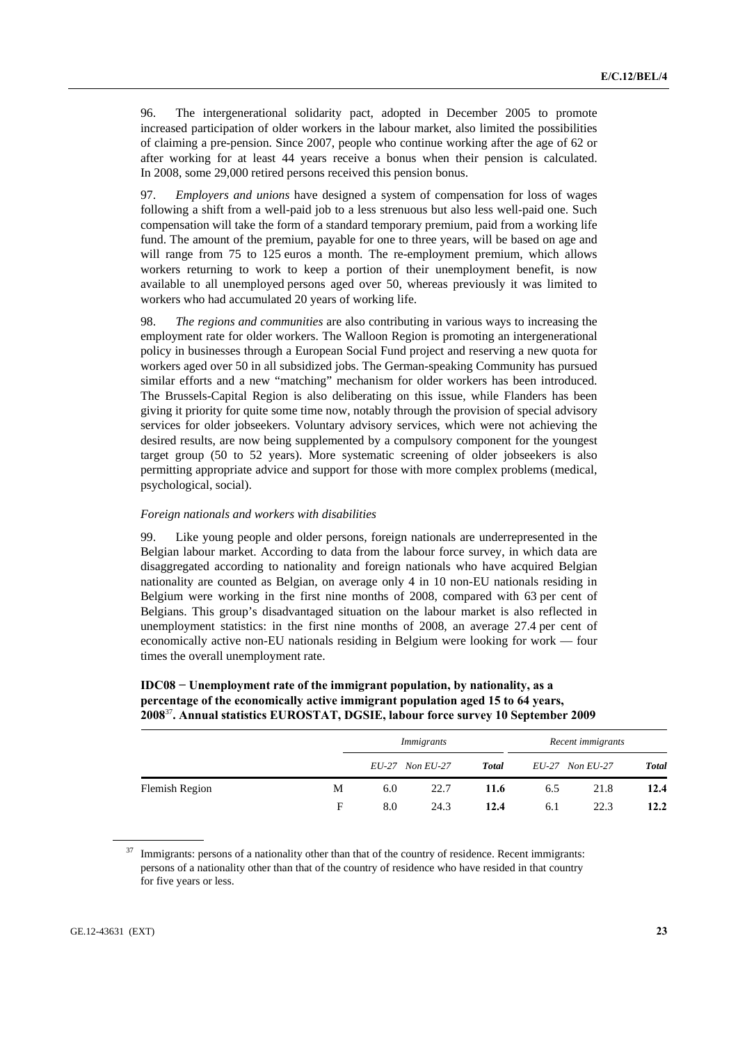96. The intergenerational solidarity pact, adopted in December 2005 to promote increased participation of older workers in the labour market, also limited the possibilities of claiming a pre-pension. Since 2007, people who continue working after the age of 62 or after working for at least 44 years receive a bonus when their pension is calculated. In 2008, some 29,000 retired persons received this pension bonus.

97. *Employers and unions* have designed a system of compensation for loss of wages following a shift from a well-paid job to a less strenuous but also less well-paid one. Such compensation will take the form of a standard temporary premium, paid from a working life fund. The amount of the premium, payable for one to three years, will be based on age and will range from 75 to 125 euros a month. The re-employment premium, which allows workers returning to work to keep a portion of their unemployment benefit, is now available to all unemployed persons aged over 50, whereas previously it was limited to workers who had accumulated 20 years of working life.

98. *The regions and communities* are also contributing in various ways to increasing the employment rate for older workers. The Walloon Region is promoting an intergenerational policy in businesses through a European Social Fund project and reserving a new quota for workers aged over 50 in all subsidized jobs. The German-speaking Community has pursued similar efforts and a new "matching" mechanism for older workers has been introduced. The Brussels-Capital Region is also deliberating on this issue, while Flanders has been giving it priority for quite some time now, notably through the provision of special advisory services for older jobseekers. Voluntary advisory services, which were not achieving the desired results, are now being supplemented by a compulsory component for the youngest target group (50 to 52 years). More systematic screening of older jobseekers is also permitting appropriate advice and support for those with more complex problems (medical, psychological, social).

*Foreign nationals and workers with disabilities*

99. Like young people and older persons, foreign nationals are underrepresented in the Belgian labour market. According to data from the labour force survey, in which data are disaggregated according to nationality and foreign nationals who have acquired Belgian nationality are counted as Belgian, on average only 4 in 10 non-EU nationals residing in Belgium were working in the first nine months of 2008, compared with 63 per cent of Belgians. This group's disadvantaged situation on the labour market is also reflected in unemployment statistics: in the first nine months of 2008, an average 27.4 per cent of economically active non-EU nationals residing in Belgium were looking for work — four times the overall unemployment rate.

**IDC08 − Unemployment rate of the immigrant population, by nationality, as a percentage of the economically active immigrant population aged 15 to 64 years, 2008[37]. Annual statistics EUROSTAT, DGSIE, labour force survey 10 September 2009**

| | | *Immigrants* | | | *Recent immigrants* | | |
|---|---|---|---|---|---|---|---|
| | | *EU-27* | *Non EU-27* | ***Total*** | *EU-27* | *Non EU-27* | ***Total*** |
| Flemish Region | M | 6.0 | 22.7 | **11.6** | 6.5 | 21.8 | **12.4** |
| | F | 8.0 | 24.3 | **12.4** | 6.1 | 22.3 | **12.2** |

[37] Immigrants: persons of a nationality other than that of the country of residence. Recent immigrants: persons of a nationality other than that of the country of residence who have resided in that country for five years or less.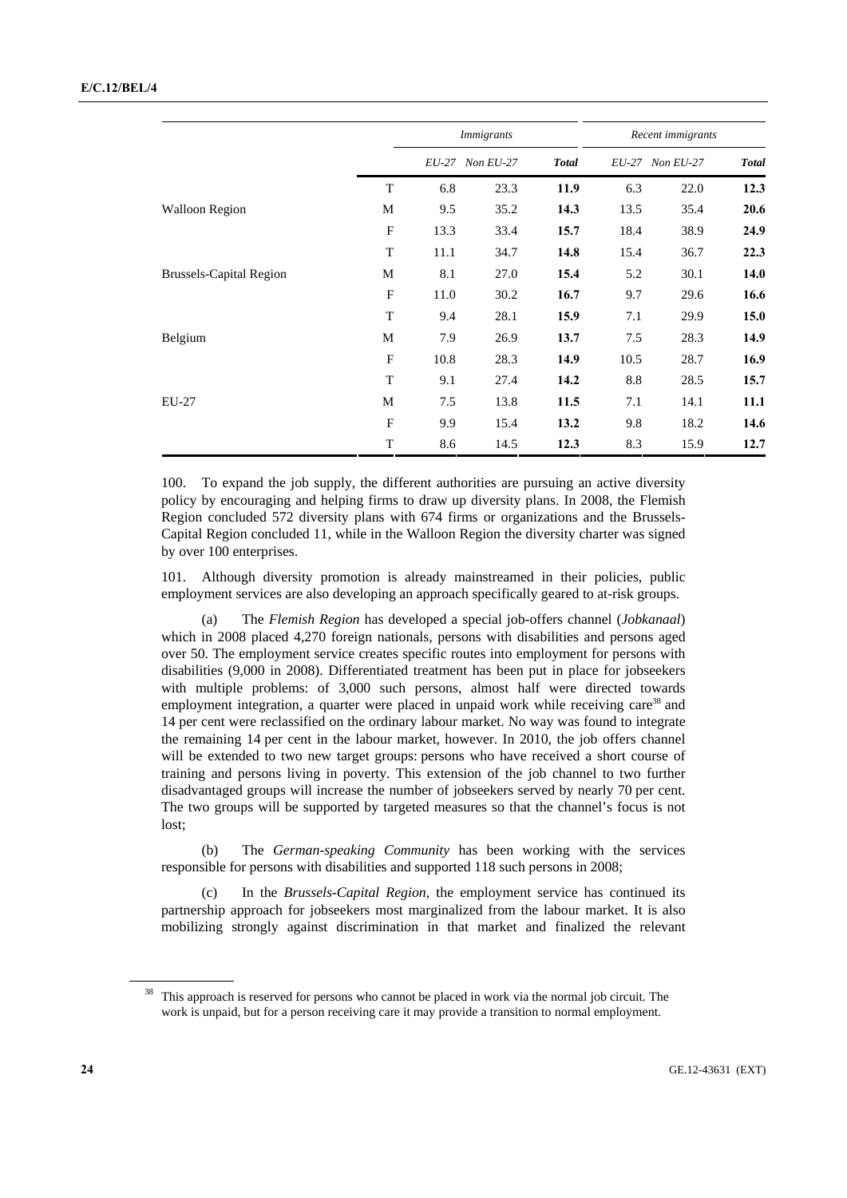| | | Immigrants | | | Recent immigrants | | |
|---|---|---|---|---|---|---|---|
| | | EU-27 | Non EU-27 | **Total** | EU-27 | Non EU-27 | **Total** |
| | T | 6.8 | 23.3 | **11.9** | 6.3 | 22.0 | **12.3** |
| Walloon Region | M | 9.5 | 35.2 | **14.3** | 13.5 | 35.4 | **20.6** |
| | F | 13.3 | 33.4 | **15.7** | 18.4 | 38.9 | **24.9** |
| | T | 11.1 | 34.7 | **14.8** | 15.4 | 36.7 | **22.3** |
| Brussels-Capital Region | M | 8.1 | 27.0 | **15.4** | 5.2 | 30.1 | **14.0** |
| | F | 11.0 | 30.2 | **16.7** | 9.7 | 29.6 | **16.6** |
| | T | 9.4 | 28.1 | **15.9** | 7.1 | 29.9 | **15.0** |
| Belgium | M | 7.9 | 26.9 | **13.7** | 7.5 | 28.3 | **14.9** |
| | F | 10.8 | 28.3 | **14.9** | 10.5 | 28.7 | **16.9** |
| | T | 9.1 | 27.4 | **14.2** | 8.8 | 28.5 | **15.7** |
| EU-27 | M | 7.5 | 13.8 | **11.5** | 7.1 | 14.1 | **11.1** |
| | F | 9.9 | 15.4 | **13.2** | 9.8 | 18.2 | **14.6** |
| | T | 8.6 | 14.5 | **12.3** | 8.3 | 15.9 | **12.7** |

100. To expand the job supply, the different authorities are pursuing an active diversity policy by encouraging and helping firms to draw up diversity plans. In 2008, the Flemish Region concluded 572 diversity plans with 674 firms or organizations and the Brussels-Capital Region concluded 11, while in the Walloon Region the diversity charter was signed by over 100 enterprises.

101. Although diversity promotion is already mainstreamed in their policies, public employment services are also developing an approach specifically geared to at-risk groups.

(a) The *Flemish Region* has developed a special job-offers channel (*Jobkanaal*) which in 2008 placed 4,270 foreign nationals, persons with disabilities and persons aged over 50. The employment service creates specific routes into employment for persons with disabilities (9,000 in 2008). Differentiated treatment has been put in place for jobseekers with multiple problems: of 3,000 such persons, almost half were directed towards employment integration, a quarter were placed in unpaid work while receiving care[38] and 14 per cent were reclassified on the ordinary labour market. No way was found to integrate the remaining 14 per cent in the labour market, however. In 2010, the job offers channel will be extended to two new target groups: persons who have received a short course of training and persons living in poverty. This extension of the job channel to two further disadvantaged groups will increase the number of jobseekers served by nearly 70 per cent. The two groups will be supported by targeted measures so that the channel's focus is not lost;

(b) The *German-speaking Community* has been working with the services responsible for persons with disabilities and supported 118 such persons in 2008;

(c) In the *Brussels-Capital Region*, the employment service has continued its partnership approach for jobseekers most marginalized from the labour market. It is also mobilizing strongly against discrimination in that market and finalized the relevant

[38] This approach is reserved for persons who cannot be placed in work via the normal job circuit. The work is unpaid, but for a person receiving care it may provide a transition to normal employment.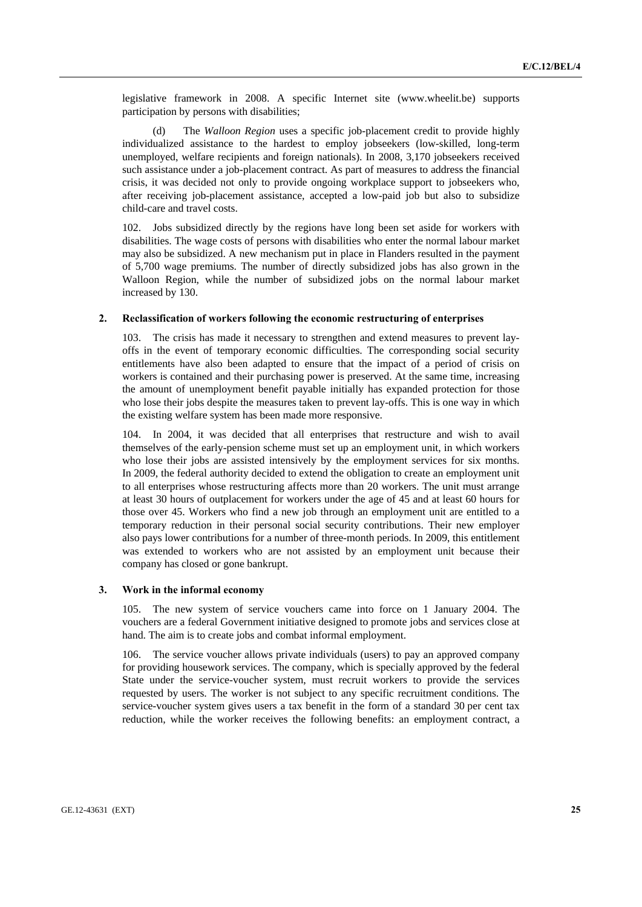legislative framework in 2008. A specific Internet site (www.wheelit.be) supports participation by persons with disabilities;

(d) The *Walloon Region* uses a specific job-placement credit to provide highly individualized assistance to the hardest to employ jobseekers (low-skilled, long-term unemployed, welfare recipients and foreign nationals). In 2008, 3,170 jobseekers received such assistance under a job-placement contract. As part of measures to address the financial crisis, it was decided not only to provide ongoing workplace support to jobseekers who, after receiving job-placement assistance, accepted a low-paid job but also to subsidize child-care and travel costs.

102. Jobs subsidized directly by the regions have long been set aside for workers with disabilities. The wage costs of persons with disabilities who enter the normal labour market may also be subsidized. A new mechanism put in place in Flanders resulted in the payment of 5,700 wage premiums. The number of directly subsidized jobs has also grown in the Walloon Region, while the number of subsidized jobs on the normal labour market increased by 130.

### 2. Reclassification of workers following the economic restructuring of enterprises

103. The crisis has made it necessary to strengthen and extend measures to prevent lay-offs in the event of temporary economic difficulties. The corresponding social security entitlements have also been adapted to ensure that the impact of a period of crisis on workers is contained and their purchasing power is preserved. At the same time, increasing the amount of unemployment benefit payable initially has expanded protection for those who lose their jobs despite the measures taken to prevent lay-offs. This is one way in which the existing welfare system has been made more responsive.

104. In 2004, it was decided that all enterprises that restructure and wish to avail themselves of the early-pension scheme must set up an employment unit, in which workers who lose their jobs are assisted intensively by the employment services for six months. In 2009, the federal authority decided to extend the obligation to create an employment unit to all enterprises whose restructuring affects more than 20 workers. The unit must arrange at least 30 hours of outplacement for workers under the age of 45 and at least 60 hours for those over 45. Workers who find a new job through an employment unit are entitled to a temporary reduction in their personal social security contributions. Their new employer also pays lower contributions for a number of three-month periods. In 2009, this entitlement was extended to workers who are not assisted by an employment unit because their company has closed or gone bankrupt.

### 3. Work in the informal economy

105. The new system of service vouchers came into force on 1 January 2004. The vouchers are a federal Government initiative designed to promote jobs and services close at hand. The aim is to create jobs and combat informal employment.

106. The service voucher allows private individuals (users) to pay an approved company for providing housework services. The company, which is specially approved by the federal State under the service-voucher system, must recruit workers to provide the services requested by users. The worker is not subject to any specific recruitment conditions. The service-voucher system gives users a tax benefit in the form of a standard 30 per cent tax reduction, while the worker receives the following benefits: an employment contract, a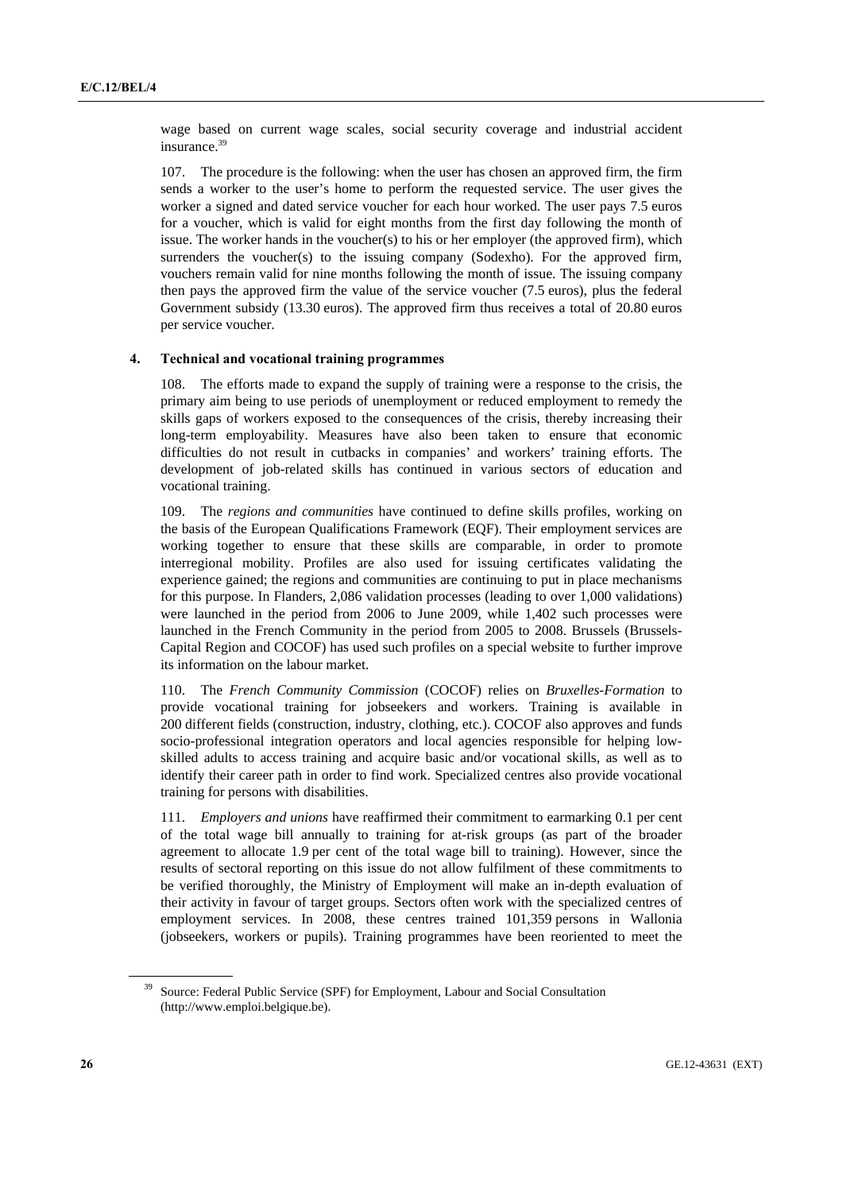wage based on current wage scales, social security coverage and industrial accident insurance.[39]

107. The procedure is the following: when the user has chosen an approved firm, the firm sends a worker to the user's home to perform the requested service. The user gives the worker a signed and dated service voucher for each hour worked. The user pays 7.5 euros for a voucher, which is valid for eight months from the first day following the month of issue. The worker hands in the voucher(s) to his or her employer (the approved firm), which surrenders the voucher(s) to the issuing company (Sodexho). For the approved firm, vouchers remain valid for nine months following the month of issue. The issuing company then pays the approved firm the value of the service voucher (7.5 euros), plus the federal Government subsidy (13.30 euros). The approved firm thus receives a total of 20.80 euros per service voucher.

### 4. Technical and vocational training programmes

108. The efforts made to expand the supply of training were a response to the crisis, the primary aim being to use periods of unemployment or reduced employment to remedy the skills gaps of workers exposed to the consequences of the crisis, thereby increasing their long-term employability. Measures have also been taken to ensure that economic difficulties do not result in cutbacks in companies' and workers' training efforts. The development of job-related skills has continued in various sectors of education and vocational training.

109. The *regions and communities* have continued to define skills profiles, working on the basis of the European Qualifications Framework (EQF). Their employment services are working together to ensure that these skills are comparable, in order to promote interregional mobility. Profiles are also used for issuing certificates validating the experience gained; the regions and communities are continuing to put in place mechanisms for this purpose. In Flanders, 2,086 validation processes (leading to over 1,000 validations) were launched in the period from 2006 to June 2009, while 1,402 such processes were launched in the French Community in the period from 2005 to 2008. Brussels (Brussels-Capital Region and COCOF) has used such profiles on a special website to further improve its information on the labour market.

110. The *French Community Commission* (COCOF) relies on *Bruxelles-Formation* to provide vocational training for jobseekers and workers. Training is available in 200 different fields (construction, industry, clothing, etc.). COCOF also approves and funds socio-professional integration operators and local agencies responsible for helping low-skilled adults to access training and acquire basic and/or vocational skills, as well as to identify their career path in order to find work. Specialized centres also provide vocational training for persons with disabilities.

111. *Employers and unions* have reaffirmed their commitment to earmarking 0.1 per cent of the total wage bill annually to training for at-risk groups (as part of the broader agreement to allocate 1.9 per cent of the total wage bill to training). However, since the results of sectoral reporting on this issue do not allow fulfilment of these commitments to be verified thoroughly, the Ministry of Employment will make an in-depth evaluation of their activity in favour of target groups. Sectors often work with the specialized centres of employment services. In 2008, these centres trained 101,359 persons in Wallonia (jobseekers, workers or pupils). Training programmes have been reoriented to meet the

---

[39] Source: Federal Public Service (SPF) for Employment, Labour and Social Consultation (http://www.emploi.belgique.be).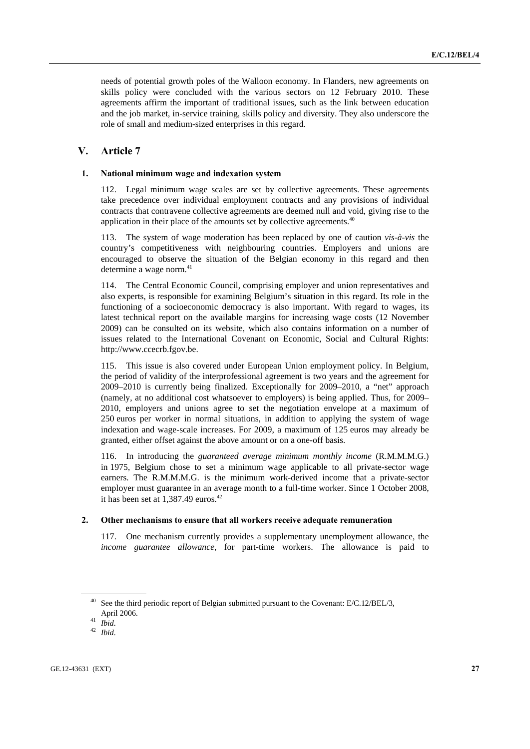needs of potential growth poles of the Walloon economy. In Flanders, new agreements on skills policy were concluded with the various sectors on 12 February 2010. These agreements affirm the important of traditional issues, such as the link between education and the job market, in-service training, skills policy and diversity. They also underscore the role of small and medium-sized enterprises in this regard.

## V. Article 7

### 1. National minimum wage and indexation system

112. Legal minimum wage scales are set by collective agreements. These agreements take precedence over individual employment contracts and any provisions of individual contracts that contravene collective agreements are deemed null and void, giving rise to the application in their place of the amounts set by collective agreements.[40]

113. The system of wage moderation has been replaced by one of caution *vis-à-vis* the country's competitiveness with neighbouring countries. Employers and unions are encouraged to observe the situation of the Belgian economy in this regard and then determine a wage norm.[41]

114. The Central Economic Council, comprising employer and union representatives and also experts, is responsible for examining Belgium's situation in this regard. Its role in the functioning of a socioeconomic democracy is also important. With regard to wages, its latest technical report on the available margins for increasing wage costs (12 November 2009) can be consulted on its website, which also contains information on a number of issues related to the International Covenant on Economic, Social and Cultural Rights: http://www.ccecrb.fgov.be.

115. This issue is also covered under European Union employment policy. In Belgium, the period of validity of the interprofessional agreement is two years and the agreement for 2009–2010 is currently being finalized. Exceptionally for 2009–2010, a "net" approach (namely, at no additional cost whatsoever to employers) is being applied. Thus, for 2009–2010, employers and unions agree to set the negotiation envelope at a maximum of 250 euros per worker in normal situations, in addition to applying the system of wage indexation and wage-scale increases. For 2009, a maximum of 125 euros may already be granted, either offset against the above amount or on a one-off basis.

116. In introducing the *guaranteed average minimum monthly income* (R.M.M.M.G.) in 1975, Belgium chose to set a minimum wage applicable to all private-sector wage earners. The R.M.M.M.G. is the minimum work-derived income that a private-sector employer must guarantee in an average month to a full-time worker. Since 1 October 2008, it has been set at 1,387.49 euros.[42]

### 2. Other mechanisms to ensure that all workers receive adequate remuneration

117. One mechanism currently provides a supplementary unemployment allowance, the *income guarantee allowance*, for part-time workers. The allowance is paid to

---

[40] See the third periodic report of Belgian submitted pursuant to the Covenant: E/C.12/BEL/3, April 2006.

[41] *Ibid*.

[42] *Ibid*.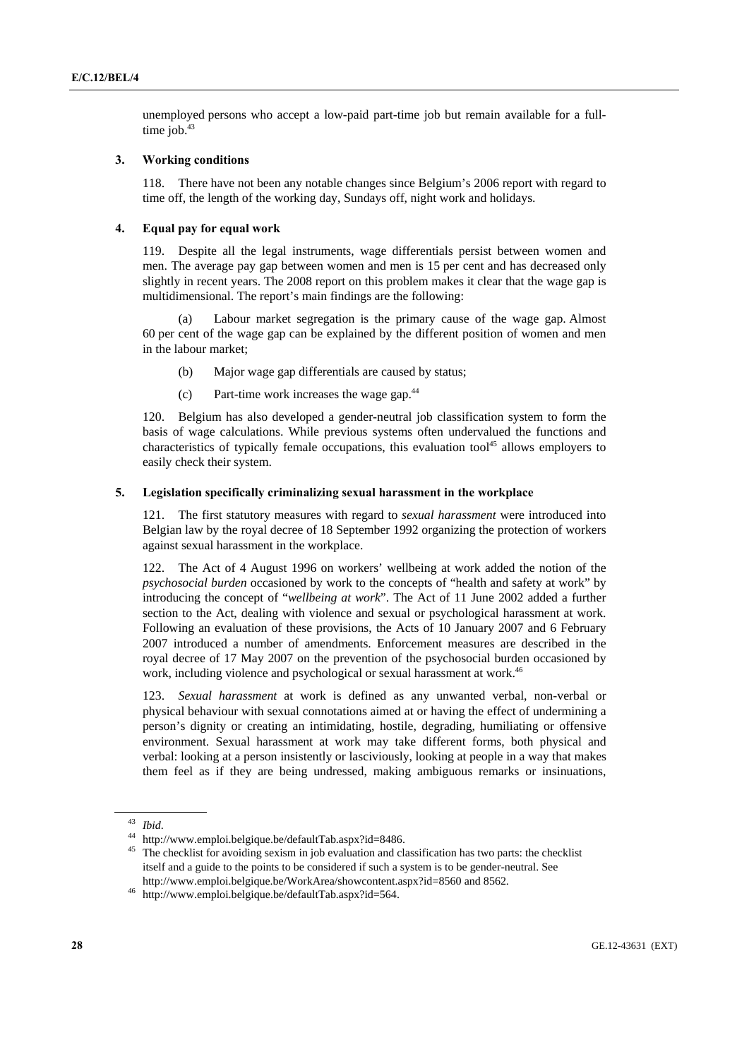unemployed persons who accept a low-paid part-time job but remain available for a full-time job.[43]

### 3. Working conditions

118. There have not been any notable changes since Belgium's 2006 report with regard to time off, the length of the working day, Sundays off, night work and holidays.

### 4. Equal pay for equal work

119. Despite all the legal instruments, wage differentials persist between women and men. The average pay gap between women and men is 15 per cent and has decreased only slightly in recent years. The 2008 report on this problem makes it clear that the wage gap is multidimensional. The report's main findings are the following:

(a) Labour market segregation is the primary cause of the wage gap. Almost 60 per cent of the wage gap can be explained by the different position of women and men in the labour market;

(b) Major wage gap differentials are caused by status;

(c) Part-time work increases the wage gap.[44]

120. Belgium has also developed a gender-neutral job classification system to form the basis of wage calculations. While previous systems often undervalued the functions and characteristics of typically female occupations, this evaluation tool[45] allows employers to easily check their system.

### 5. Legislation specifically criminalizing sexual harassment in the workplace

121. The first statutory measures with regard to *sexual harassment* were introduced into Belgian law by the royal decree of 18 September 1992 organizing the protection of workers against sexual harassment in the workplace.

122. The Act of 4 August 1996 on workers' wellbeing at work added the notion of the *psychosocial burden* occasioned by work to the concepts of "health and safety at work" by introducing the concept of "*wellbeing at work*". The Act of 11 June 2002 added a further section to the Act, dealing with violence and sexual or psychological harassment at work. Following an evaluation of these provisions, the Acts of 10 January 2007 and 6 February 2007 introduced a number of amendments. Enforcement measures are described in the royal decree of 17 May 2007 on the prevention of the psychosocial burden occasioned by work, including violence and psychological or sexual harassment at work.[46]

123. *Sexual harassment* at work is defined as any unwanted verbal, non-verbal or physical behaviour with sexual connotations aimed at or having the effect of undermining a person's dignity or creating an intimidating, hostile, degrading, humiliating or offensive environment. Sexual harassment at work may take different forms, both physical and verbal: looking at a person insistently or lasciviously, looking at people in a way that makes them feel as if they are being undressed, making ambiguous remarks or insinuations,

---

[43] *Ibid*.

[44] http://www.emploi.belgique.be/defaultTab.aspx?id=8486.

[45] The checklist for avoiding sexism in job evaluation and classification has two parts: the checklist itself and a guide to the points to be considered if such a system is to be gender-neutral. See http://www.emploi.belgique.be/WorkArea/showcontent.aspx?id=8560 and 8562.

[46] http://www.emploi.belgique.be/defaultTab.aspx?id=564.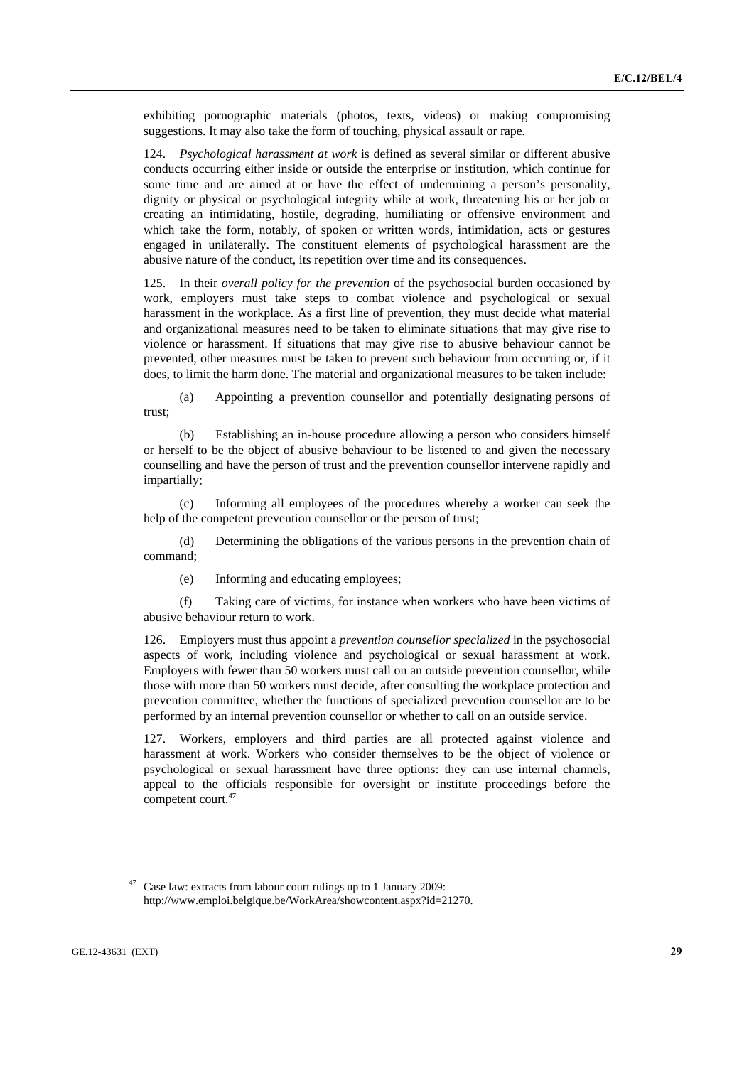exhibiting pornographic materials (photos, texts, videos) or making compromising suggestions. It may also take the form of touching, physical assault or rape.

124. *Psychological harassment at work* is defined as several similar or different abusive conducts occurring either inside or outside the enterprise or institution, which continue for some time and are aimed at or have the effect of undermining a person's personality, dignity or physical or psychological integrity while at work, threatening his or her job or creating an intimidating, hostile, degrading, humiliating or offensive environment and which take the form, notably, of spoken or written words, intimidation, acts or gestures engaged in unilaterally. The constituent elements of psychological harassment are the abusive nature of the conduct, its repetition over time and its consequences.

125. In their *overall policy for the prevention* of the psychosocial burden occasioned by work, employers must take steps to combat violence and psychological or sexual harassment in the workplace. As a first line of prevention, they must decide what material and organizational measures need to be taken to eliminate situations that may give rise to violence or harassment. If situations that may give rise to abusive behaviour cannot be prevented, other measures must be taken to prevent such behaviour from occurring or, if it does, to limit the harm done. The material and organizational measures to be taken include:

(a) Appointing a prevention counsellor and potentially designating persons of trust;

(b) Establishing an in-house procedure allowing a person who considers himself or herself to be the object of abusive behaviour to be listened to and given the necessary counselling and have the person of trust and the prevention counsellor intervene rapidly and impartially;

(c) Informing all employees of the procedures whereby a worker can seek the help of the competent prevention counsellor or the person of trust;

(d) Determining the obligations of the various persons in the prevention chain of command;

(e) Informing and educating employees;

(f) Taking care of victims, for instance when workers who have been victims of abusive behaviour return to work.

126. Employers must thus appoint a *prevention counsellor specialized* in the psychosocial aspects of work, including violence and psychological or sexual harassment at work. Employers with fewer than 50 workers must call on an outside prevention counsellor, while those with more than 50 workers must decide, after consulting the workplace protection and prevention committee, whether the functions of specialized prevention counsellor are to be performed by an internal prevention counsellor or whether to call on an outside service.

127. Workers, employers and third parties are all protected against violence and harassment at work. Workers who consider themselves to be the object of violence or psychological or sexual harassment have three options: they can use internal channels, appeal to the officials responsible for oversight or institute proceedings before the competent court.[47]

---

[47] Case law: extracts from labour court rulings up to 1 January 2009: http://www.emploi.belgique.be/WorkArea/showcontent.aspx?id=21270.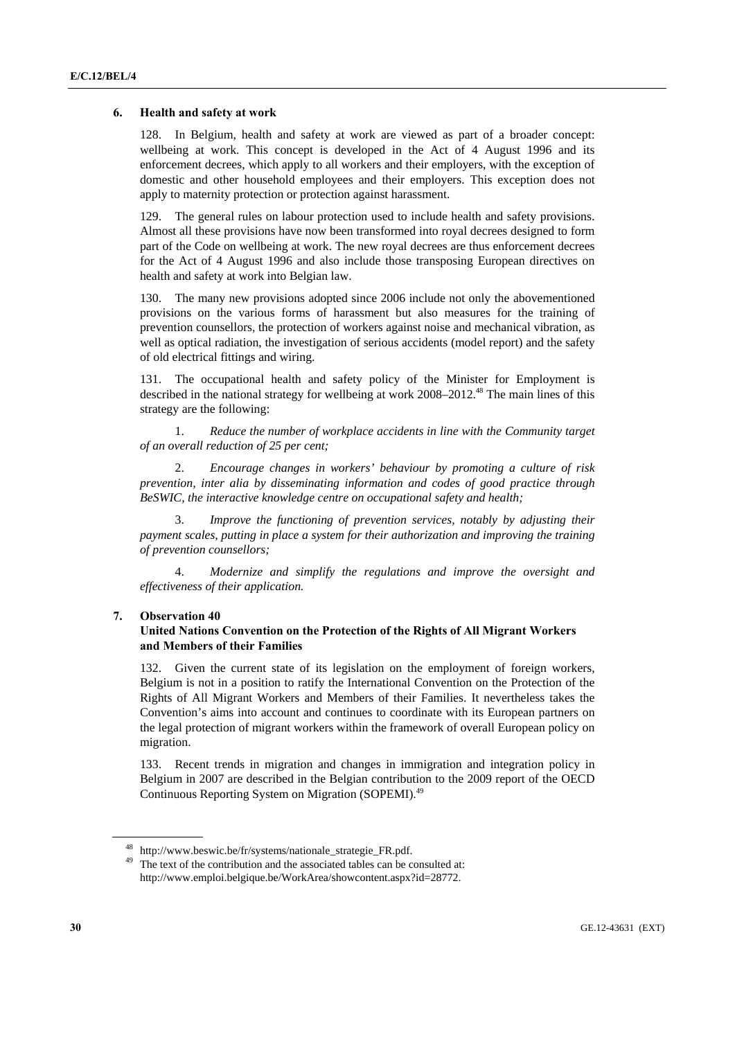### 6. Health and safety at work

128. In Belgium, health and safety at work are viewed as part of a broader concept: wellbeing at work. This concept is developed in the Act of 4 August 1996 and its enforcement decrees, which apply to all workers and their employers, with the exception of domestic and other household employees and their employers. This exception does not apply to maternity protection or protection against harassment.

129. The general rules on labour protection used to include health and safety provisions. Almost all these provisions have now been transformed into royal decrees designed to form part of the Code on wellbeing at work. The new royal decrees are thus enforcement decrees for the Act of 4 August 1996 and also include those transposing European directives on health and safety at work into Belgian law.

130. The many new provisions adopted since 2006 include not only the abovementioned provisions on the various forms of harassment but also measures for the training of prevention counsellors, the protection of workers against noise and mechanical vibration, as well as optical radiation, the investigation of serious accidents (model report) and the safety of old electrical fittings and wiring.

131. The occupational health and safety policy of the Minister for Employment is described in the national strategy for wellbeing at work 2008–2012.[48] The main lines of this strategy are the following:

1. *Reduce the number of workplace accidents in line with the Community target of an overall reduction of 25 per cent;*

2. *Encourage changes in workers' behaviour by promoting a culture of risk prevention, inter alia by disseminating information and codes of good practice through BeSWIC, the interactive knowledge centre on occupational safety and health;*

3. *Improve the functioning of prevention services, notably by adjusting their payment scales, putting in place a system for their authorization and improving the training of prevention counsellors;*

4. *Modernize and simplify the regulations and improve the oversight and effectiveness of their application.*

### 7. Observation 40
### United Nations Convention on the Protection of the Rights of All Migrant Workers and Members of their Families

132. Given the current state of its legislation on the employment of foreign workers, Belgium is not in a position to ratify the International Convention on the Protection of the Rights of All Migrant Workers and Members of their Families. It nevertheless takes the Convention's aims into account and continues to coordinate with its European partners on the legal protection of migrant workers within the framework of overall European policy on migration.

133. Recent trends in migration and changes in immigration and integration policy in Belgium in 2007 are described in the Belgian contribution to the 2009 report of the OECD Continuous Reporting System on Migration (SOPEMI).[49]

---

[48] http://www.beswic.be/fr/systems/nationale_strategie_FR.pdf.

[49] The text of the contribution and the associated tables can be consulted at: http://www.emploi.belgique.be/WorkArea/showcontent.aspx?id=28772.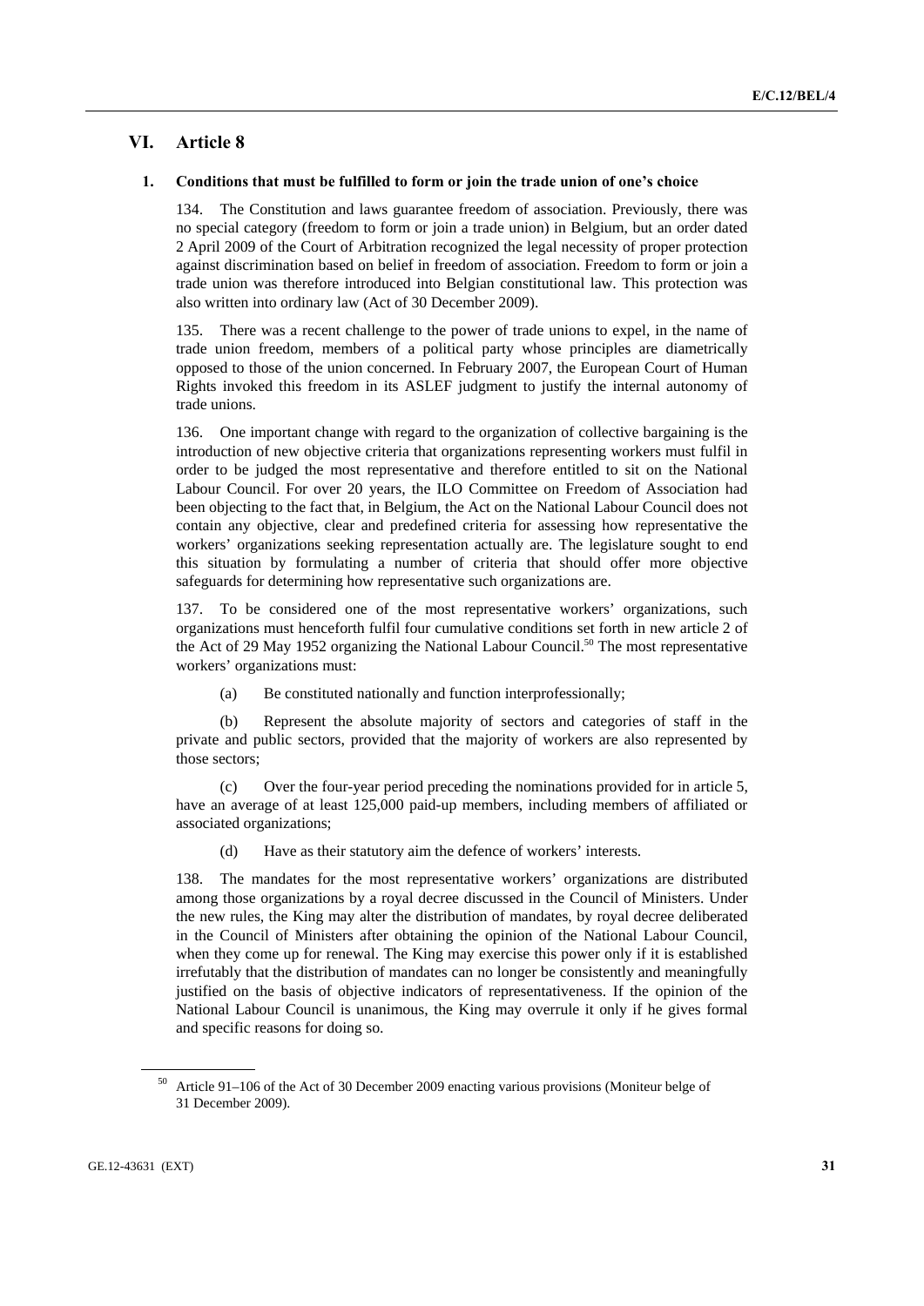# VI. Article 8

## 1. Conditions that must be fulfilled to form or join the trade union of one's choice

134. The Constitution and laws guarantee freedom of association. Previously, there was no special category (freedom to form or join a trade union) in Belgium, but an order dated 2 April 2009 of the Court of Arbitration recognized the legal necessity of proper protection against discrimination based on belief in freedom of association. Freedom to form or join a trade union was therefore introduced into Belgian constitutional law. This protection was also written into ordinary law (Act of 30 December 2009).

135. There was a recent challenge to the power of trade unions to expel, in the name of trade union freedom, members of a political party whose principles are diametrically opposed to those of the union concerned. In February 2007, the European Court of Human Rights invoked this freedom in its ASLEF judgment to justify the internal autonomy of trade unions.

136. One important change with regard to the organization of collective bargaining is the introduction of new objective criteria that organizations representing workers must fulfil in order to be judged the most representative and therefore entitled to sit on the National Labour Council. For over 20 years, the ILO Committee on Freedom of Association had been objecting to the fact that, in Belgium, the Act on the National Labour Council does not contain any objective, clear and predefined criteria for assessing how representative the workers' organizations seeking representation actually are. The legislature sought to end this situation by formulating a number of criteria that should offer more objective safeguards for determining how representative such organizations are.

137. To be considered one of the most representative workers' organizations, such organizations must henceforth fulfil four cumulative conditions set forth in new article 2 of the Act of 29 May 1952 organizing the National Labour Council.[50] The most representative workers' organizations must:

(a) Be constituted nationally and function interprofessionally;

(b) Represent the absolute majority of sectors and categories of staff in the private and public sectors, provided that the majority of workers are also represented by those sectors;

(c) Over the four-year period preceding the nominations provided for in article 5, have an average of at least 125,000 paid-up members, including members of affiliated or associated organizations;

(d) Have as their statutory aim the defence of workers' interests.

138. The mandates for the most representative workers' organizations are distributed among those organizations by a royal decree discussed in the Council of Ministers. Under the new rules, the King may alter the distribution of mandates, by royal decree deliberated in the Council of Ministers after obtaining the opinion of the National Labour Council, when they come up for renewal. The King may exercise this power only if it is established irrefutably that the distribution of mandates can no longer be consistently and meaningfully justified on the basis of objective indicators of representativeness. If the opinion of the National Labour Council is unanimous, the King may overrule it only if he gives formal and specific reasons for doing so.

---

[50] Article 91–106 of the Act of 30 December 2009 enacting various provisions (Moniteur belge of 31 December 2009).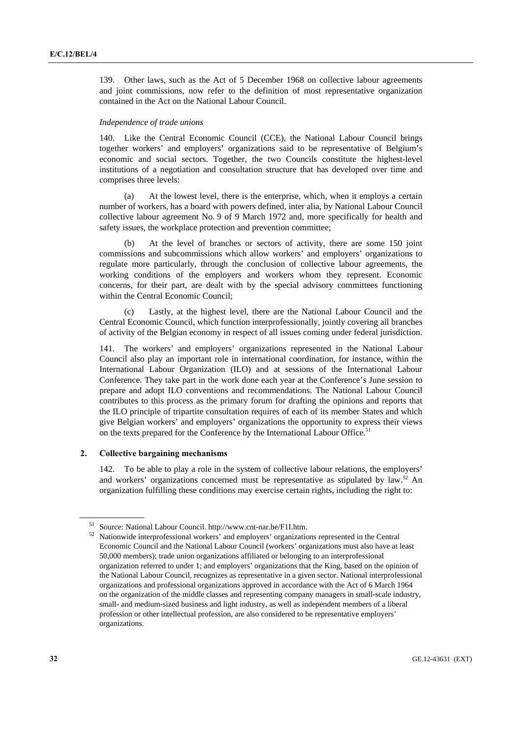139. Other laws, such as the Act of 5 December 1968 on collective labour agreements and joint commissions, now refer to the definition of most representative organization contained in the Act on the National Labour Council.

*Independence of trade unions*

140. Like the Central Economic Council (CCE), the National Labour Council brings together workers' and employers' organizations said to be representative of Belgium's economic and social sectors. Together, the two Councils constitute the highest-level institutions of a negotiation and consultation structure that has developed over time and comprises three levels:

(a) At the lowest level, there is the enterprise, which, when it employs a certain number of workers, has a board with powers defined, inter alia, by National Labour Council collective labour agreement No. 9 of 9 March 1972 and, more specifically for health and safety issues, the workplace protection and prevention committee;

(b) At the level of branches or sectors of activity, there are some 150 joint commissions and subcommissions which allow workers' and employers' organizations to regulate more particularly, through the conclusion of collective labour agreements, the working conditions of the employers and workers whom they represent. Economic concerns, for their part, are dealt with by the special advisory committees functioning within the Central Economic Council;

(c) Lastly, at the highest level, there are the National Labour Council and the Central Economic Council, which function interprofessionally, jointly covering all branches of activity of the Belgian economy in respect of all issues coming under federal jurisdiction.

141. The workers' and employers' organizations represented in the National Labour Council also play an important role in international coordination, for instance, within the International Labour Organization (ILO) and at sessions of the International Labour Conference. They take part in the work done each year at the Conference's June session to prepare and adopt ILO conventions and recommendations. The National Labour Council contributes to this process as the primary forum for drafting the opinions and reports that the ILO principle of tripartite consultation requires of each of its member States and which give Belgian workers' and employers' organizations the opportunity to express their views on the texts prepared for the Conference by the International Labour Office.[51]

## 2. Collective bargaining mechanisms

142. To be able to play a role in the system of collective labour relations, the employers' and workers' organizations concerned must be representative as stipulated by law.[52] An organization fulfilling these conditions may exercise certain rights, including the right to:

---

[51] Source: National Labour Council. http://www.cnt-nar.be/F1I.htm.

[52] Nationwide interprofessional workers' and employers' organizations represented in the Central Economic Council and the National Labour Council (workers' organizations must also have at least 50,000 members); trade union organizations affiliated or belonging to an interprofessional organization referred to under 1; and employers' organizations that the King, based on the opinion of the National Labour Council, recognizes as representative in a given sector. National interprofessional organizations and professional organizations approved in accordance with the Act of 6 March 1964 on the organization of the middle classes and representing company managers in small-scale industry, small- and medium-sized business and light industry, as well as independent members of a liberal profession or other intellectual profession, are also considered to be representative employers' organizations.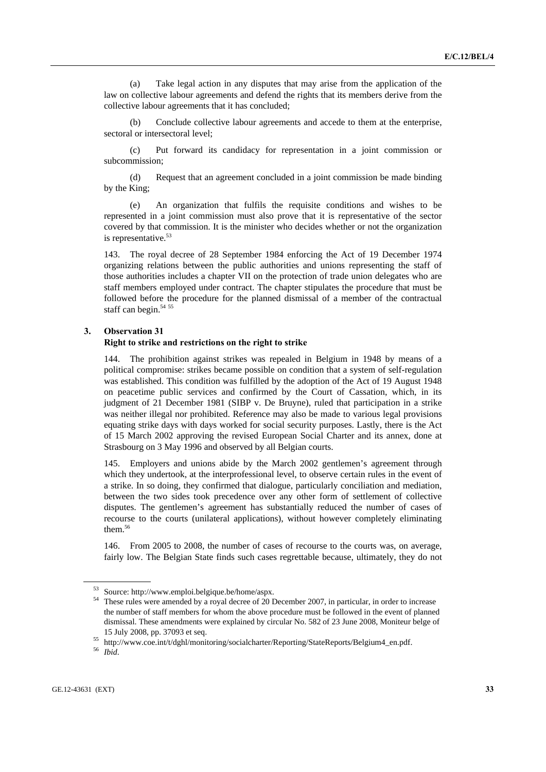(a) Take legal action in any disputes that may arise from the application of the law on collective labour agreements and defend the rights that its members derive from the collective labour agreements that it has concluded;

(b) Conclude collective labour agreements and accede to them at the enterprise, sectoral or intersectoral level;

(c) Put forward its candidacy for representation in a joint commission or subcommission;

(d) Request that an agreement concluded in a joint commission be made binding by the King;

(e) An organization that fulfils the requisite conditions and wishes to be represented in a joint commission must also prove that it is representative of the sector covered by that commission. It is the minister who decides whether or not the organization is representative.[53]

143. The royal decree of 28 September 1984 enforcing the Act of 19 December 1974 organizing relations between the public authorities and unions representing the staff of those authorities includes a chapter VII on the protection of trade union delegates who are staff members employed under contract. The chapter stipulates the procedure that must be followed before the procedure for the planned dismissal of a member of the contractual staff can begin.[54] [55]

### 3. Observation 31

**Right to strike and restrictions on the right to strike**

144. The prohibition against strikes was repealed in Belgium in 1948 by means of a political compromise: strikes became possible on condition that a system of self-regulation was established. This condition was fulfilled by the adoption of the Act of 19 August 1948 on peacetime public services and confirmed by the Court of Cassation, which, in its judgment of 21 December 1981 (SIBP v. De Bruyne), ruled that participation in a strike was neither illegal nor prohibited. Reference may also be made to various legal provisions equating strike days with days worked for social security purposes. Lastly, there is the Act of 15 March 2002 approving the revised European Social Charter and its annex, done at Strasbourg on 3 May 1996 and observed by all Belgian courts.

145. Employers and unions abide by the March 2002 gentlemen's agreement through which they undertook, at the interprofessional level, to observe certain rules in the event of a strike. In so doing, they confirmed that dialogue, particularly conciliation and mediation, between the two sides took precedence over any other form of settlement of collective disputes. The gentlemen's agreement has substantially reduced the number of cases of recourse to the courts (unilateral applications), without however completely eliminating them.[56]

146. From 2005 to 2008, the number of cases of recourse to the courts was, on average, fairly low. The Belgian State finds such cases regrettable because, ultimately, they do not

---

[53] Source: http://www.emploi.belgique.be/home/aspx.

[54] These rules were amended by a royal decree of 20 December 2007, in particular, in order to increase the number of staff members for whom the above procedure must be followed in the event of planned dismissal. These amendments were explained by circular No. 582 of 23 June 2008, Moniteur belge of 15 July 2008, pp. 37093 et seq.

[55] http://www.coe.int/t/dghl/monitoring/socialcharter/Reporting/StateReports/Belgium4_en.pdf.

[56] *Ibid*.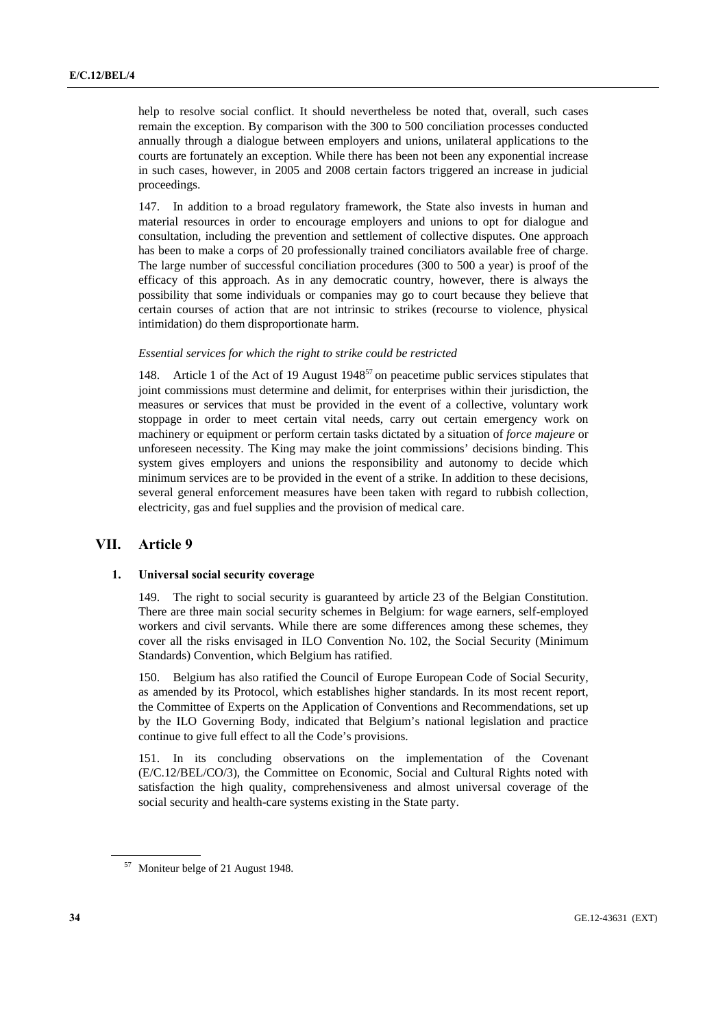help to resolve social conflict. It should nevertheless be noted that, overall, such cases remain the exception. By comparison with the 300 to 500 conciliation processes conducted annually through a dialogue between employers and unions, unilateral applications to the courts are fortunately an exception. While there has been not been any exponential increase in such cases, however, in 2005 and 2008 certain factors triggered an increase in judicial proceedings.

147. In addition to a broad regulatory framework, the State also invests in human and material resources in order to encourage employers and unions to opt for dialogue and consultation, including the prevention and settlement of collective disputes. One approach has been to make a corps of 20 professionally trained conciliators available free of charge. The large number of successful conciliation procedures (300 to 500 a year) is proof of the efficacy of this approach. As in any democratic country, however, there is always the possibility that some individuals or companies may go to court because they believe that certain courses of action that are not intrinsic to strikes (recourse to violence, physical intimidation) do them disproportionate harm.

*Essential services for which the right to strike could be restricted*

148. Article 1 of the Act of 19 August 1948[57] on peacetime public services stipulates that joint commissions must determine and delimit, for enterprises within their jurisdiction, the measures or services that must be provided in the event of a collective, voluntary work stoppage in order to meet certain vital needs, carry out certain emergency work on machinery or equipment or perform certain tasks dictated by a situation of *force majeure* or unforeseen necessity. The King may make the joint commissions' decisions binding. This system gives employers and unions the responsibility and autonomy to decide which minimum services are to be provided in the event of a strike. In addition to these decisions, several general enforcement measures have been taken with regard to rubbish collection, electricity, gas and fuel supplies and the provision of medical care.

## VII. Article 9

### 1. Universal social security coverage

149. The right to social security is guaranteed by article 23 of the Belgian Constitution. There are three main social security schemes in Belgium: for wage earners, self-employed workers and civil servants. While there are some differences among these schemes, they cover all the risks envisaged in ILO Convention No. 102, the Social Security (Minimum Standards) Convention, which Belgium has ratified.

150. Belgium has also ratified the Council of Europe European Code of Social Security, as amended by its Protocol, which establishes higher standards. In its most recent report, the Committee of Experts on the Application of Conventions and Recommendations, set up by the ILO Governing Body, indicated that Belgium's national legislation and practice continue to give full effect to all the Code's provisions.

151. In its concluding observations on the implementation of the Covenant (E/C.12/BEL/CO/3), the Committee on Economic, Social and Cultural Rights noted with satisfaction the high quality, comprehensiveness and almost universal coverage of the social security and health-care systems existing in the State party.

[57] Moniteur belge of 21 August 1948.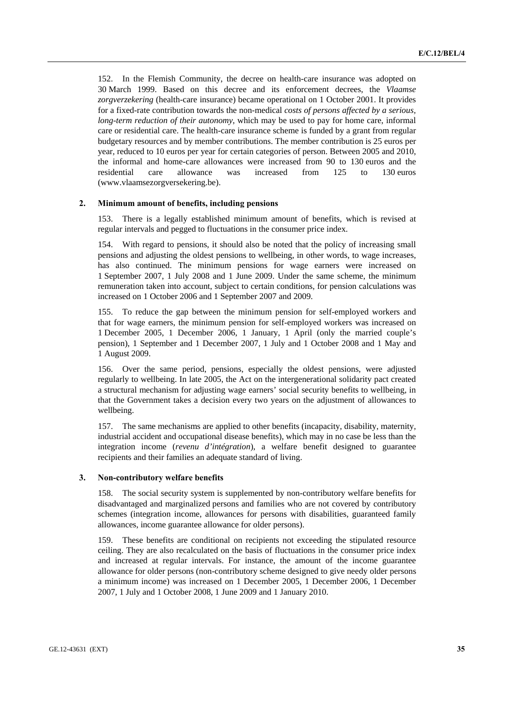152. In the Flemish Community, the decree on health-care insurance was adopted on 30 March 1999. Based on this decree and its enforcement decrees, the *Vlaamse zorgverzekering* (health-care insurance) became operational on 1 October 2001. It provides for a fixed-rate contribution towards the non-medical *costs of persons affected by a serious, long-term reduction of their autonomy*, which may be used to pay for home care, informal care or residential care. The health-care insurance scheme is funded by a grant from regular budgetary resources and by member contributions. The member contribution is 25 euros per year, reduced to 10 euros per year for certain categories of person. Between 2005 and 2010, the informal and home-care allowances were increased from 90 to 130 euros and the residential care allowance was increased from 125 to 130 euros (www.vlaamsezorgversekering.be).

### 2. Minimum amount of benefits, including pensions

153. There is a legally established minimum amount of benefits, which is revised at regular intervals and pegged to fluctuations in the consumer price index.

154. With regard to pensions, it should also be noted that the policy of increasing small pensions and adjusting the oldest pensions to wellbeing, in other words, to wage increases, has also continued. The minimum pensions for wage earners were increased on 1 September 2007, 1 July 2008 and 1 June 2009. Under the same scheme, the minimum remuneration taken into account, subject to certain conditions, for pension calculations was increased on 1 October 2006 and 1 September 2007 and 2009.

155. To reduce the gap between the minimum pension for self-employed workers and that for wage earners, the minimum pension for self-employed workers was increased on 1 December 2005, 1 December 2006, 1 January, 1 April (only the married couple's pension), 1 September and 1 December 2007, 1 July and 1 October 2008 and 1 May and 1 August 2009.

156. Over the same period, pensions, especially the oldest pensions, were adjusted regularly to wellbeing. In late 2005, the Act on the intergenerational solidarity pact created a structural mechanism for adjusting wage earners' social security benefits to wellbeing, in that the Government takes a decision every two years on the adjustment of allowances to wellbeing.

157. The same mechanisms are applied to other benefits (incapacity, disability, maternity, industrial accident and occupational disease benefits), which may in no case be less than the integration income (*revenu d'intégration*), a welfare benefit designed to guarantee recipients and their families an adequate standard of living.

### 3. Non-contributory welfare benefits

158. The social security system is supplemented by non-contributory welfare benefits for disadvantaged and marginalized persons and families who are not covered by contributory schemes (integration income, allowances for persons with disabilities, guaranteed family allowances, income guarantee allowance for older persons).

159. These benefits are conditional on recipients not exceeding the stipulated resource ceiling. They are also recalculated on the basis of fluctuations in the consumer price index and increased at regular intervals. For instance, the amount of the income guarantee allowance for older persons (non-contributory scheme designed to give needy older persons a minimum income) was increased on 1 December 2005, 1 December 2006, 1 December 2007, 1 July and 1 October 2008, 1 June 2009 and 1 January 2010.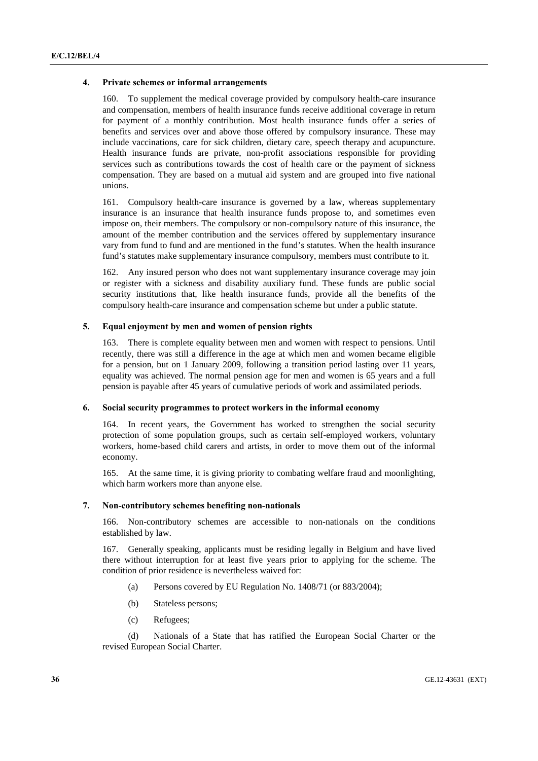### 4. Private schemes or informal arrangements

160. To supplement the medical coverage provided by compulsory health-care insurance and compensation, members of health insurance funds receive additional coverage in return for payment of a monthly contribution. Most health insurance funds offer a series of benefits and services over and above those offered by compulsory insurance. These may include vaccinations, care for sick children, dietary care, speech therapy and acupuncture. Health insurance funds are private, non-profit associations responsible for providing services such as contributions towards the cost of health care or the payment of sickness compensation. They are based on a mutual aid system and are grouped into five national unions.

161. Compulsory health-care insurance is governed by a law, whereas supplementary insurance is an insurance that health insurance funds propose to, and sometimes even impose on, their members. The compulsory or non-compulsory nature of this insurance, the amount of the member contribution and the services offered by supplementary insurance vary from fund to fund and are mentioned in the fund's statutes. When the health insurance fund's statutes make supplementary insurance compulsory, members must contribute to it.

162. Any insured person who does not want supplementary insurance coverage may join or register with a sickness and disability auxiliary fund. These funds are public social security institutions that, like health insurance funds, provide all the benefits of the compulsory health-care insurance and compensation scheme but under a public statute.

### 5. Equal enjoyment by men and women of pension rights

163. There is complete equality between men and women with respect to pensions. Until recently, there was still a difference in the age at which men and women became eligible for a pension, but on 1 January 2009, following a transition period lasting over 11 years, equality was achieved. The normal pension age for men and women is 65 years and a full pension is payable after 45 years of cumulative periods of work and assimilated periods.

### 6. Social security programmes to protect workers in the informal economy

164. In recent years, the Government has worked to strengthen the social security protection of some population groups, such as certain self-employed workers, voluntary workers, home-based child carers and artists, in order to move them out of the informal economy.

165. At the same time, it is giving priority to combating welfare fraud and moonlighting, which harm workers more than anyone else.

### 7. Non-contributory schemes benefiting non-nationals

166. Non-contributory schemes are accessible to non-nationals on the conditions established by law.

167. Generally speaking, applicants must be residing legally in Belgium and have lived there without interruption for at least five years prior to applying for the scheme. The condition of prior residence is nevertheless waived for:

(a) Persons covered by EU Regulation No. 1408/71 (or 883/2004);

(b) Stateless persons;

(c) Refugees;

(d) Nationals of a State that has ratified the European Social Charter or the revised European Social Charter.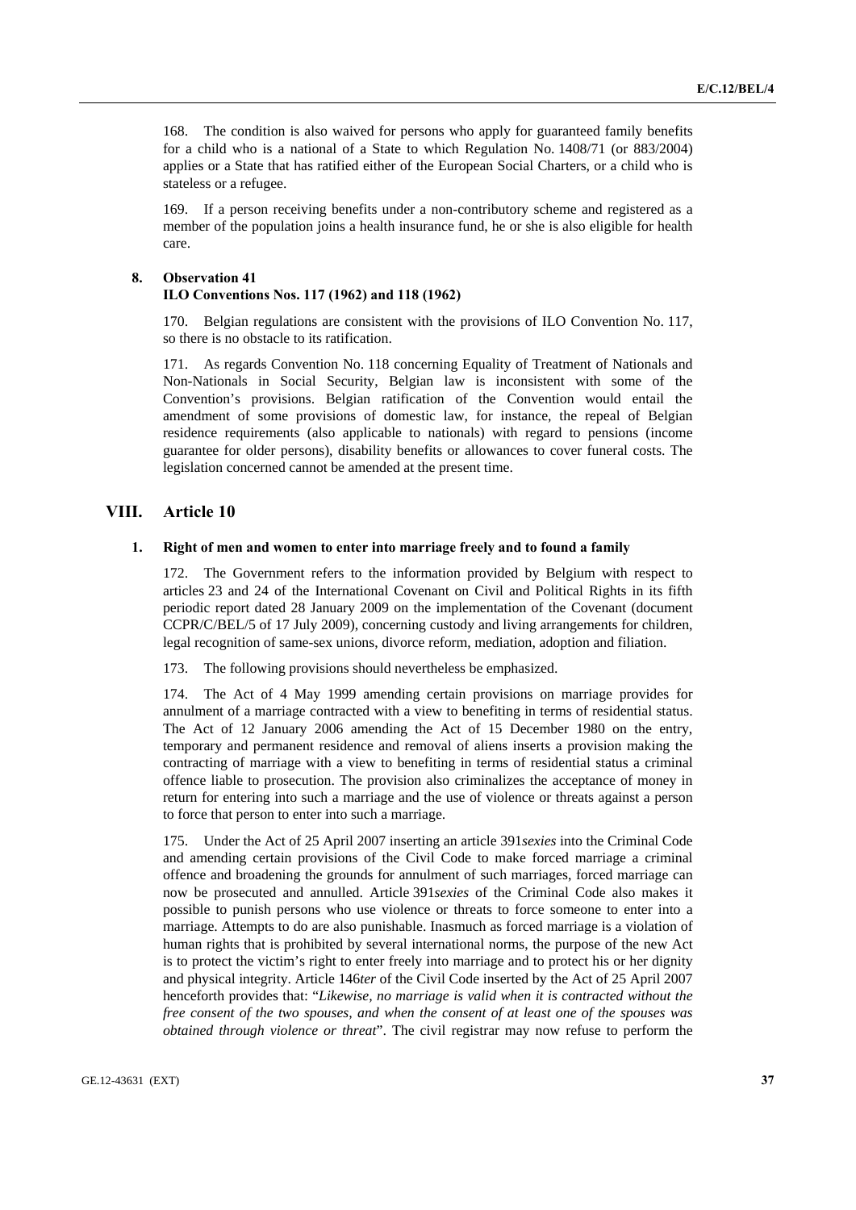168. The condition is also waived for persons who apply for guaranteed family benefits for a child who is a national of a State to which Regulation No. 1408/71 (or 883/2004) applies or a State that has ratified either of the European Social Charters, or a child who is stateless or a refugee.

169. If a person receiving benefits under a non-contributory scheme and registered as a member of the population joins a health insurance fund, he or she is also eligible for health care.

### 8. Observation 41 ILO Conventions Nos. 117 (1962) and 118 (1962)

170. Belgian regulations are consistent with the provisions of ILO Convention No. 117, so there is no obstacle to its ratification.

171. As regards Convention No. 118 concerning Equality of Treatment of Nationals and Non-Nationals in Social Security, Belgian law is inconsistent with some of the Convention's provisions. Belgian ratification of the Convention would entail the amendment of some provisions of domestic law, for instance, the repeal of Belgian residence requirements (also applicable to nationals) with regard to pensions (income guarantee for older persons), disability benefits or allowances to cover funeral costs. The legislation concerned cannot be amended at the present time.

## VIII. Article 10

### 1. Right of men and women to enter into marriage freely and to found a family

172. The Government refers to the information provided by Belgium with respect to articles 23 and 24 of the International Covenant on Civil and Political Rights in its fifth periodic report dated 28 January 2009 on the implementation of the Covenant (document CCPR/C/BEL/5 of 17 July 2009), concerning custody and living arrangements for children, legal recognition of same-sex unions, divorce reform, mediation, adoption and filiation.

173. The following provisions should nevertheless be emphasized.

174. The Act of 4 May 1999 amending certain provisions on marriage provides for annulment of a marriage contracted with a view to benefiting in terms of residential status. The Act of 12 January 2006 amending the Act of 15 December 1980 on the entry, temporary and permanent residence and removal of aliens inserts a provision making the contracting of marriage with a view to benefiting in terms of residential status a criminal offence liable to prosecution. The provision also criminalizes the acceptance of money in return for entering into such a marriage and the use of violence or threats against a person to force that person to enter into such a marriage.

175. Under the Act of 25 April 2007 inserting an article 391*sexies* into the Criminal Code and amending certain provisions of the Civil Code to make forced marriage a criminal offence and broadening the grounds for annulment of such marriages, forced marriage can now be prosecuted and annulled. Article 391*sexies* of the Criminal Code also makes it possible to punish persons who use violence or threats to force someone to enter into a marriage. Attempts to do are also punishable. Inasmuch as forced marriage is a violation of human rights that is prohibited by several international norms, the purpose of the new Act is to protect the victim's right to enter freely into marriage and to protect his or her dignity and physical integrity. Article 146*ter* of the Civil Code inserted by the Act of 25 April 2007 henceforth provides that: "*Likewise, no marriage is valid when it is contracted without the free consent of the two spouses, and when the consent of at least one of the spouses was obtained through violence or threat*". The civil registrar may now refuse to perform the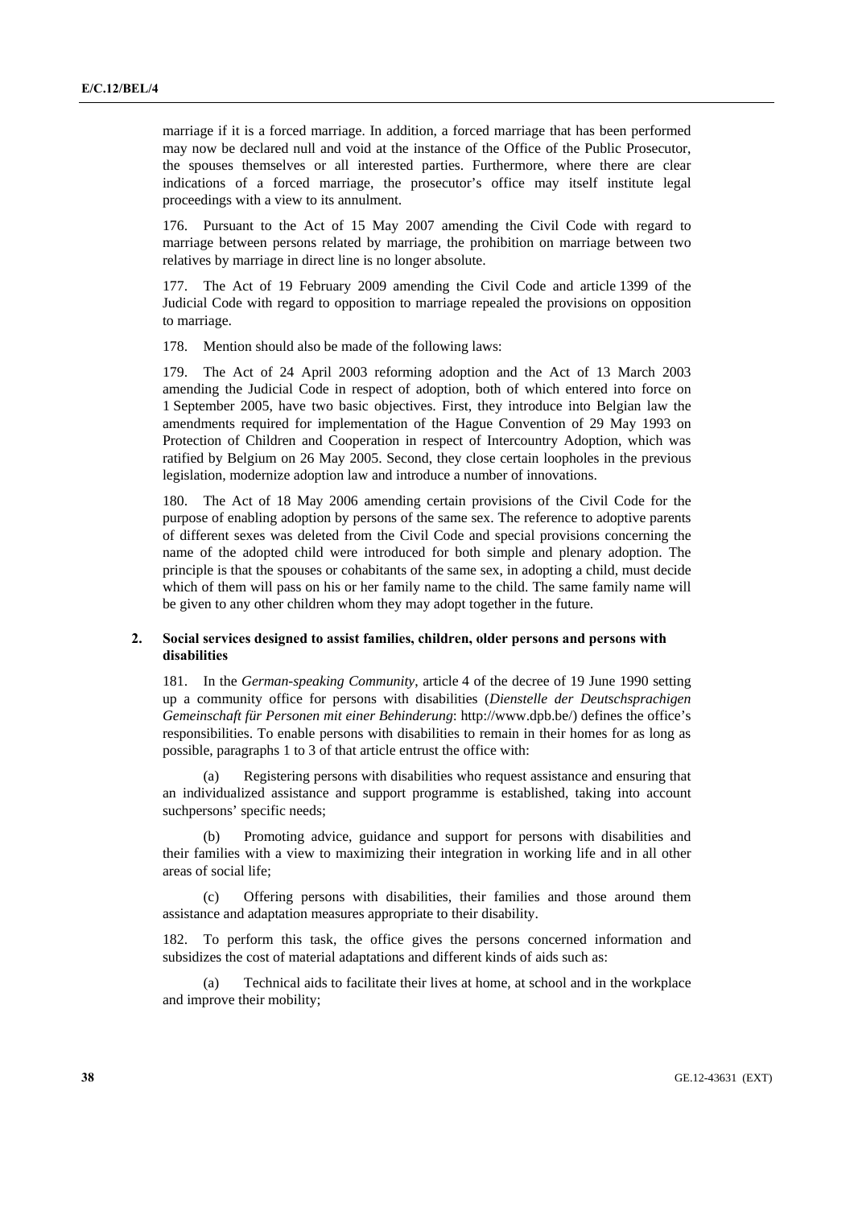marriage if it is a forced marriage. In addition, a forced marriage that has been performed may now be declared null and void at the instance of the Office of the Public Prosecutor, the spouses themselves or all interested parties. Furthermore, where there are clear indications of a forced marriage, the prosecutor's office may itself institute legal proceedings with a view to its annulment.

176. Pursuant to the Act of 15 May 2007 amending the Civil Code with regard to marriage between persons related by marriage, the prohibition on marriage between two relatives by marriage in direct line is no longer absolute.

177. The Act of 19 February 2009 amending the Civil Code and article 1399 of the Judicial Code with regard to opposition to marriage repealed the provisions on opposition to marriage.

178. Mention should also be made of the following laws:

179. The Act of 24 April 2003 reforming adoption and the Act of 13 March 2003 amending the Judicial Code in respect of adoption, both of which entered into force on 1 September 2005, have two basic objectives. First, they introduce into Belgian law the amendments required for implementation of the Hague Convention of 29 May 1993 on Protection of Children and Cooperation in respect of Intercountry Adoption, which was ratified by Belgium on 26 May 2005. Second, they close certain loopholes in the previous legislation, modernize adoption law and introduce a number of innovations.

180. The Act of 18 May 2006 amending certain provisions of the Civil Code for the purpose of enabling adoption by persons of the same sex. The reference to adoptive parents of different sexes was deleted from the Civil Code and special provisions concerning the name of the adopted child were introduced for both simple and plenary adoption. The principle is that the spouses or cohabitants of the same sex, in adopting a child, must decide which of them will pass on his or her family name to the child. The same family name will be given to any other children whom they may adopt together in the future.

### 2. Social services designed to assist families, children, older persons and persons with disabilities

181. In the *German-speaking Community*, article 4 of the decree of 19 June 1990 setting up a community office for persons with disabilities (*Dienstelle der Deutschsprachigen Gemeinschaft für Personen mit einer Behinderung*: http://www.dpb.be/) defines the office's responsibilities. To enable persons with disabilities to remain in their homes for as long as possible, paragraphs 1 to 3 of that article entrust the office with:

(a) Registering persons with disabilities who request assistance and ensuring that an individualized assistance and support programme is established, taking into account suchpersons' specific needs;

(b) Promoting advice, guidance and support for persons with disabilities and their families with a view to maximizing their integration in working life and in all other areas of social life;

(c) Offering persons with disabilities, their families and those around them assistance and adaptation measures appropriate to their disability.

182. To perform this task, the office gives the persons concerned information and subsidizes the cost of material adaptations and different kinds of aids such as:

(a) Technical aids to facilitate their lives at home, at school and in the workplace and improve their mobility;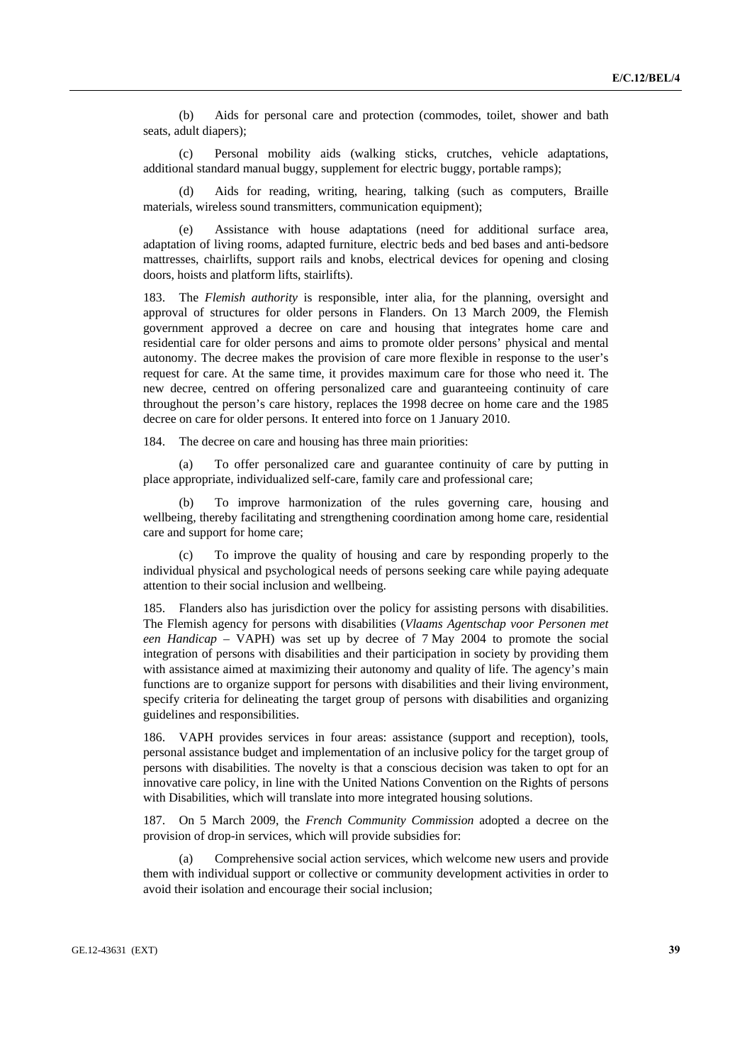(b) Aids for personal care and protection (commodes, toilet, shower and bath seats, adult diapers);

(c) Personal mobility aids (walking sticks, crutches, vehicle adaptations, additional standard manual buggy, supplement for electric buggy, portable ramps);

(d) Aids for reading, writing, hearing, talking (such as computers, Braille materials, wireless sound transmitters, communication equipment);

(e) Assistance with house adaptations (need for additional surface area, adaptation of living rooms, adapted furniture, electric beds and bed bases and anti-bedsore mattresses, chairlifts, support rails and knobs, electrical devices for opening and closing doors, hoists and platform lifts, stairlifts).

183. The *Flemish authority* is responsible, inter alia, for the planning, oversight and approval of structures for older persons in Flanders. On 13 March 2009, the Flemish government approved a decree on care and housing that integrates home care and residential care for older persons and aims to promote older persons' physical and mental autonomy. The decree makes the provision of care more flexible in response to the user's request for care. At the same time, it provides maximum care for those who need it. The new decree, centred on offering personalized care and guaranteeing continuity of care throughout the person's care history, replaces the 1998 decree on home care and the 1985 decree on care for older persons. It entered into force on 1 January 2010.

184. The decree on care and housing has three main priorities:

(a) To offer personalized care and guarantee continuity of care by putting in place appropriate, individualized self-care, family care and professional care;

(b) To improve harmonization of the rules governing care, housing and wellbeing, thereby facilitating and strengthening coordination among home care, residential care and support for home care;

(c) To improve the quality of housing and care by responding properly to the individual physical and psychological needs of persons seeking care while paying adequate attention to their social inclusion and wellbeing.

185. Flanders also has jurisdiction over the policy for assisting persons with disabilities. The Flemish agency for persons with disabilities (*Vlaams Agentschap voor Personen met een Handicap* – VAPH) was set up by decree of 7 May 2004 to promote the social integration of persons with disabilities and their participation in society by providing them with assistance aimed at maximizing their autonomy and quality of life. The agency's main functions are to organize support for persons with disabilities and their living environment, specify criteria for delineating the target group of persons with disabilities and organizing guidelines and responsibilities.

186. VAPH provides services in four areas: assistance (support and reception), tools, personal assistance budget and implementation of an inclusive policy for the target group of persons with disabilities. The novelty is that a conscious decision was taken to opt for an innovative care policy, in line with the United Nations Convention on the Rights of persons with Disabilities, which will translate into more integrated housing solutions.

187. On 5 March 2009, the *French Community Commission* adopted a decree on the provision of drop-in services, which will provide subsidies for:

(a) Comprehensive social action services, which welcome new users and provide them with individual support or collective or community development activities in order to avoid their isolation and encourage their social inclusion;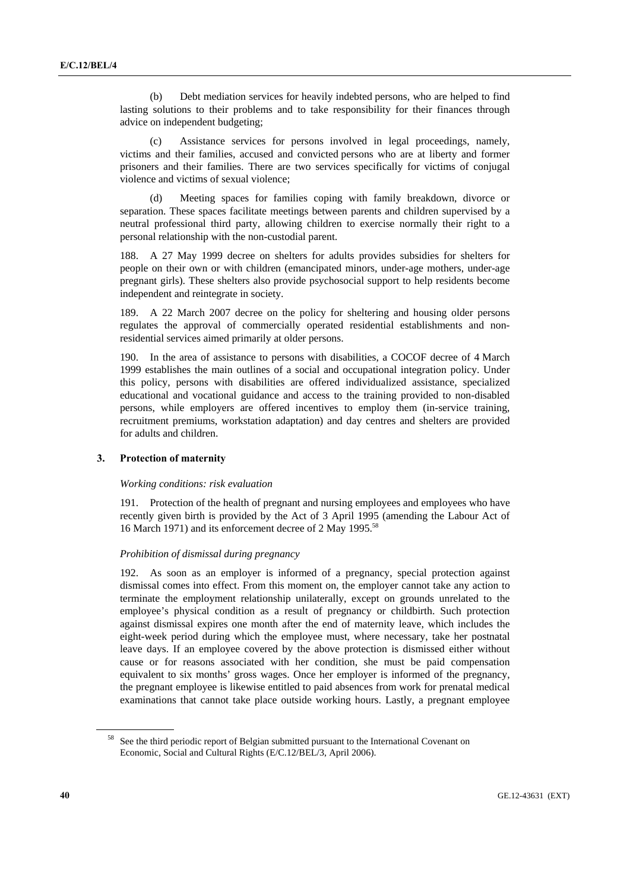(b) Debt mediation services for heavily indebted persons, who are helped to find lasting solutions to their problems and to take responsibility for their finances through advice on independent budgeting;

(c) Assistance services for persons involved in legal proceedings, namely, victims and their families, accused and convicted persons who are at liberty and former prisoners and their families. There are two services specifically for victims of conjugal violence and victims of sexual violence;

(d) Meeting spaces for families coping with family breakdown, divorce or separation. These spaces facilitate meetings between parents and children supervised by a neutral professional third party, allowing children to exercise normally their right to a personal relationship with the non-custodial parent.

188. A 27 May 1999 decree on shelters for adults provides subsidies for shelters for people on their own or with children (emancipated minors, under-age mothers, under-age pregnant girls). These shelters also provide psychosocial support to help residents become independent and reintegrate in society.

189. A 22 March 2007 decree on the policy for sheltering and housing older persons regulates the approval of commercially operated residential establishments and non-residential services aimed primarily at older persons.

190. In the area of assistance to persons with disabilities, a COCOF decree of 4 March 1999 establishes the main outlines of a social and occupational integration policy. Under this policy, persons with disabilities are offered individualized assistance, specialized educational and vocational guidance and access to the training provided to non-disabled persons, while employers are offered incentives to employ them (in-service training, recruitment premiums, workstation adaptation) and day centres and shelters are provided for adults and children.

### 3. Protection of maternity

*Working conditions: risk evaluation*

191. Protection of the health of pregnant and nursing employees and employees who have recently given birth is provided by the Act of 3 April 1995 (amending the Labour Act of 16 March 1971) and its enforcement decree of 2 May 1995.[58]

*Prohibition of dismissal during pregnancy*

192. As soon as an employer is informed of a pregnancy, special protection against dismissal comes into effect. From this moment on, the employer cannot take any action to terminate the employment relationship unilaterally, except on grounds unrelated to the employee's physical condition as a result of pregnancy or childbirth. Such protection against dismissal expires one month after the end of maternity leave, which includes the eight-week period during which the employee must, where necessary, take her postnatal leave days. If an employee covered by the above protection is dismissed either without cause or for reasons associated with her condition, she must be paid compensation equivalent to six months' gross wages. Once her employer is informed of the pregnancy, the pregnant employee is likewise entitled to paid absences from work for prenatal medical examinations that cannot take place outside working hours. Lastly, a pregnant employee

---

[58] See the third periodic report of Belgian submitted pursuant to the International Covenant on Economic, Social and Cultural Rights (E/C.12/BEL/3, April 2006).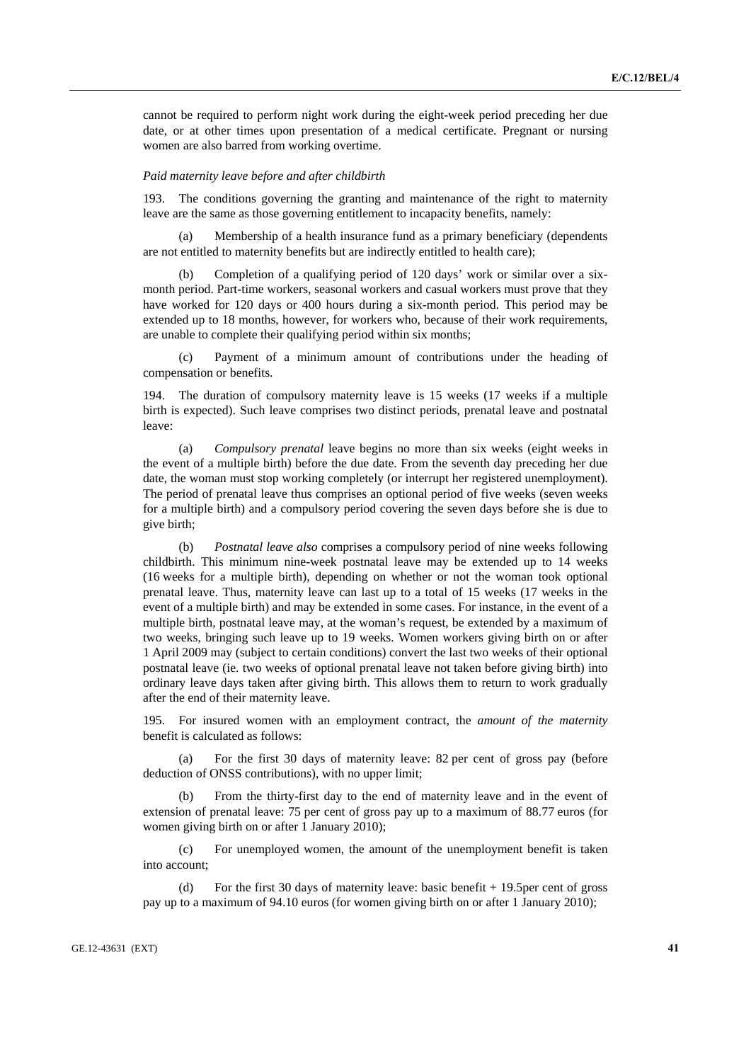cannot be required to perform night work during the eight-week period preceding her due date, or at other times upon presentation of a medical certificate. Pregnant or nursing women are also barred from working overtime.

*Paid maternity leave before and after childbirth*

193. The conditions governing the granting and maintenance of the right to maternity leave are the same as those governing entitlement to incapacity benefits, namely:

(a) Membership of a health insurance fund as a primary beneficiary (dependents are not entitled to maternity benefits but are indirectly entitled to health care);

(b) Completion of a qualifying period of 120 days' work or similar over a six-month period. Part-time workers, seasonal workers and casual workers must prove that they have worked for 120 days or 400 hours during a six-month period. This period may be extended up to 18 months, however, for workers who, because of their work requirements, are unable to complete their qualifying period within six months;

(c) Payment of a minimum amount of contributions under the heading of compensation or benefits.

194. The duration of compulsory maternity leave is 15 weeks (17 weeks if a multiple birth is expected). Such leave comprises two distinct periods, prenatal leave and postnatal leave:

(a) *Compulsory prenatal* leave begins no more than six weeks (eight weeks in the event of a multiple birth) before the due date. From the seventh day preceding her due date, the woman must stop working completely (or interrupt her registered unemployment). The period of prenatal leave thus comprises an optional period of five weeks (seven weeks for a multiple birth) and a compulsory period covering the seven days before she is due to give birth;

(b) *Postnatal leave also* comprises a compulsory period of nine weeks following childbirth. This minimum nine-week postnatal leave may be extended up to 14 weeks (16 weeks for a multiple birth), depending on whether or not the woman took optional prenatal leave. Thus, maternity leave can last up to a total of 15 weeks (17 weeks in the event of a multiple birth) and may be extended in some cases. For instance, in the event of a multiple birth, postnatal leave may, at the woman's request, be extended by a maximum of two weeks, bringing such leave up to 19 weeks. Women workers giving birth on or after 1 April 2009 may (subject to certain conditions) convert the last two weeks of their optional postnatal leave (ie. two weeks of optional prenatal leave not taken before giving birth) into ordinary leave days taken after giving birth. This allows them to return to work gradually after the end of their maternity leave.

195. For insured women with an employment contract, the *amount of the maternity* benefit is calculated as follows:

(a) For the first 30 days of maternity leave: 82 per cent of gross pay (before deduction of ONSS contributions), with no upper limit;

(b) From the thirty-first day to the end of maternity leave and in the event of extension of prenatal leave: 75 per cent of gross pay up to a maximum of 88.77 euros (for women giving birth on or after 1 January 2010);

(c) For unemployed women, the amount of the unemployment benefit is taken into account;

(d) For the first 30 days of maternity leave: basic benefit + 19.5per cent of gross pay up to a maximum of 94.10 euros (for women giving birth on or after 1 January 2010);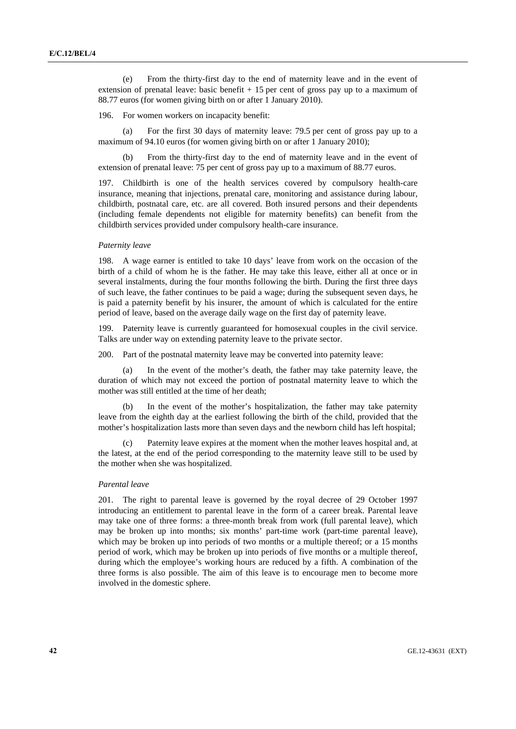(e) From the thirty-first day to the end of maternity leave and in the event of extension of prenatal leave: basic benefit + 15 per cent of gross pay up to a maximum of 88.77 euros (for women giving birth on or after 1 January 2010).

196. For women workers on incapacity benefit:

(a) For the first 30 days of maternity leave: 79.5 per cent of gross pay up to a maximum of 94.10 euros (for women giving birth on or after 1 January 2010);

(b) From the thirty-first day to the end of maternity leave and in the event of extension of prenatal leave: 75 per cent of gross pay up to a maximum of 88.77 euros.

197. Childbirth is one of the health services covered by compulsory health-care insurance, meaning that injections, prenatal care, monitoring and assistance during labour, childbirth, postnatal care, etc. are all covered. Both insured persons and their dependents (including female dependents not eligible for maternity benefits) can benefit from the childbirth services provided under compulsory health-care insurance.

*Paternity leave*

198. A wage earner is entitled to take 10 days' leave from work on the occasion of the birth of a child of whom he is the father. He may take this leave, either all at once or in several instalments, during the four months following the birth. During the first three days of such leave, the father continues to be paid a wage; during the subsequent seven days, he is paid a paternity benefit by his insurer, the amount of which is calculated for the entire period of leave, based on the average daily wage on the first day of paternity leave.

199. Paternity leave is currently guaranteed for homosexual couples in the civil service. Talks are under way on extending paternity leave to the private sector.

200. Part of the postnatal maternity leave may be converted into paternity leave:

(a) In the event of the mother's death, the father may take paternity leave, the duration of which may not exceed the portion of postnatal maternity leave to which the mother was still entitled at the time of her death;

(b) In the event of the mother's hospitalization, the father may take paternity leave from the eighth day at the earliest following the birth of the child, provided that the mother's hospitalization lasts more than seven days and the newborn child has left hospital;

(c) Paternity leave expires at the moment when the mother leaves hospital and, at the latest, at the end of the period corresponding to the maternity leave still to be used by the mother when she was hospitalized.

*Parental leave*

201. The right to parental leave is governed by the royal decree of 29 October 1997 introducing an entitlement to parental leave in the form of a career break. Parental leave may take one of three forms: a three-month break from work (full parental leave), which may be broken up into months; six months' part-time work (part-time parental leave), which may be broken up into periods of two months or a multiple thereof; or a 15 months period of work, which may be broken up into periods of five months or a multiple thereof, during which the employee's working hours are reduced by a fifth. A combination of the three forms is also possible. The aim of this leave is to encourage men to become more involved in the domestic sphere.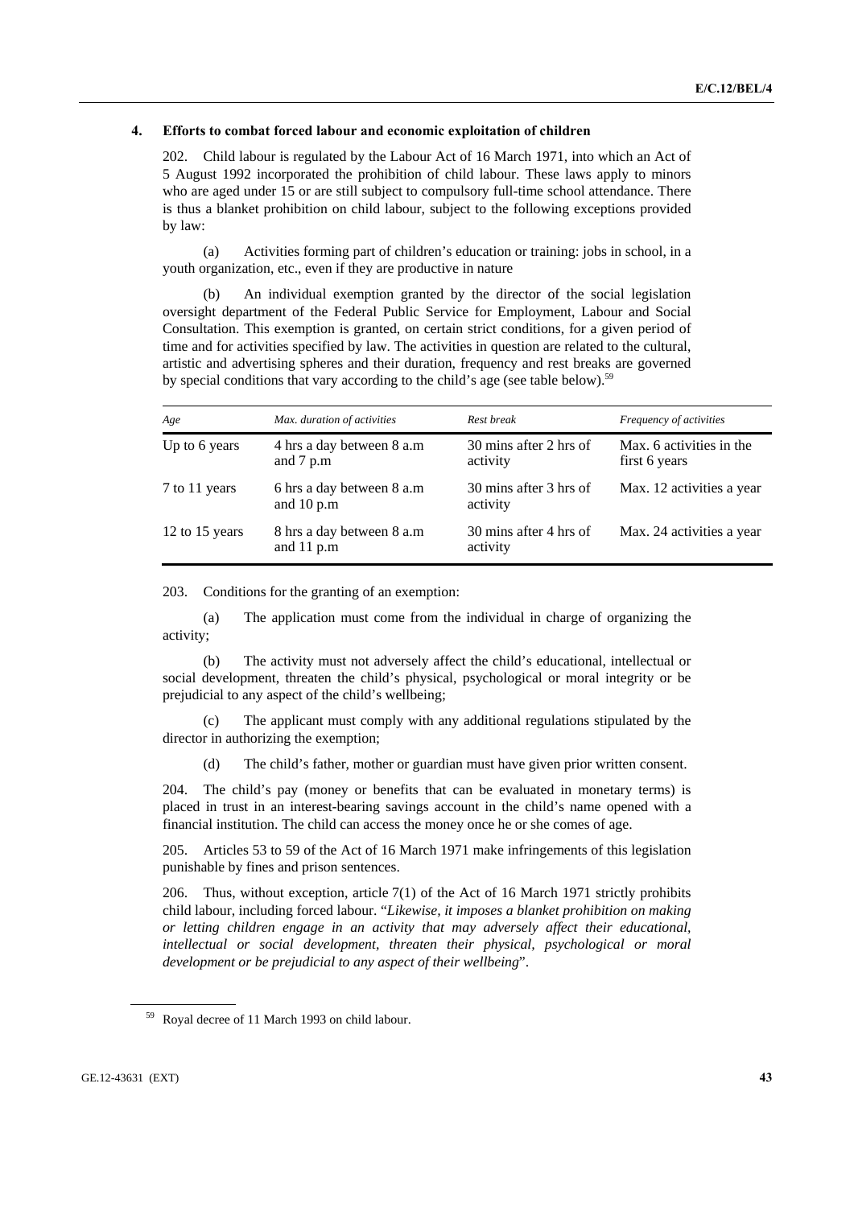### 4. Efforts to combat forced labour and economic exploitation of children

202. Child labour is regulated by the Labour Act of 16 March 1971, into which an Act of 5 August 1992 incorporated the prohibition of child labour. These laws apply to minors who are aged under 15 or are still subject to compulsory full-time school attendance. There is thus a blanket prohibition on child labour, subject to the following exceptions provided by law:

(a) Activities forming part of children's education or training: jobs in school, in a youth organization, etc., even if they are productive in nature

(b) An individual exemption granted by the director of the social legislation oversight department of the Federal Public Service for Employment, Labour and Social Consultation. This exemption is granted, on certain strict conditions, for a given period of time and for activities specified by law. The activities in question are related to the cultural, artistic and advertising spheres and their duration, frequency and rest breaks are governed by special conditions that vary according to the child's age (see table below).[59]

| *Age* | *Max. duration of activities* | *Rest break* | *Frequency of activities* |
|---|---|---|---|
| Up to 6 years | 4 hrs a day between 8 a.m and 7 p.m | 30 mins after 2 hrs of activity | Max. 6 activities in the first 6 years |
| 7 to 11 years | 6 hrs a day between 8 a.m and 10 p.m | 30 mins after 3 hrs of activity | Max. 12 activities a year |
| 12 to 15 years | 8 hrs a day between 8 a.m and 11 p.m | 30 mins after 4 hrs of activity | Max. 24 activities a year |

203. Conditions for the granting of an exemption:

(a) The application must come from the individual in charge of organizing the activity;

(b) The activity must not adversely affect the child's educational, intellectual or social development, threaten the child's physical, psychological or moral integrity or be prejudicial to any aspect of the child's wellbeing;

(c) The applicant must comply with any additional regulations stipulated by the director in authorizing the exemption;

(d) The child's father, mother or guardian must have given prior written consent.

204. The child's pay (money or benefits that can be evaluated in monetary terms) is placed in trust in an interest-bearing savings account in the child's name opened with a financial institution. The child can access the money once he or she comes of age.

205. Articles 53 to 59 of the Act of 16 March 1971 make infringements of this legislation punishable by fines and prison sentences.

206. Thus, without exception, article 7(1) of the Act of 16 March 1971 strictly prohibits child labour, including forced labour. "*Likewise, it imposes a blanket prohibition on making or letting children engage in an activity that may adversely affect their educational, intellectual or social development, threaten their physical, psychological or moral development or be prejudicial to any aspect of their wellbeing*".

[59] Royal decree of 11 March 1993 on child labour.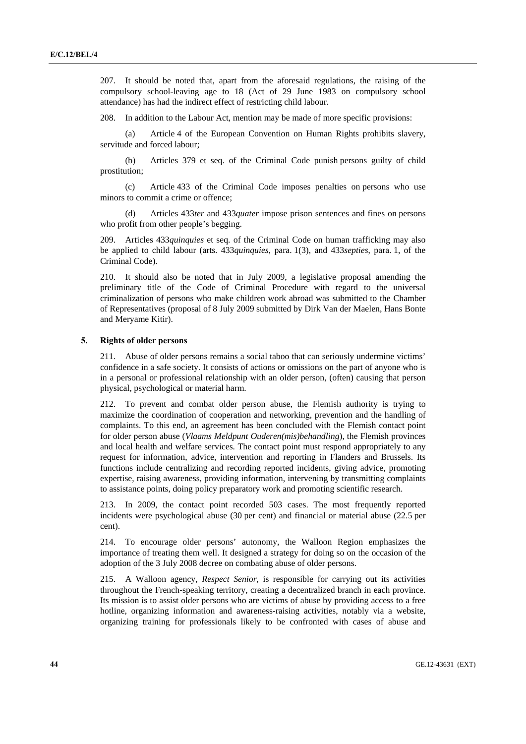207. It should be noted that, apart from the aforesaid regulations, the raising of the compulsory school-leaving age to 18 (Act of 29 June 1983 on compulsory school attendance) has had the indirect effect of restricting child labour.

208. In addition to the Labour Act, mention may be made of more specific provisions:

(a) Article 4 of the European Convention on Human Rights prohibits slavery, servitude and forced labour;

(b) Articles 379 et seq. of the Criminal Code punish persons guilty of child prostitution;

(c) Article 433 of the Criminal Code imposes penalties on persons who use minors to commit a crime or offence;

(d) Articles 433*ter* and 433*quater* impose prison sentences and fines on persons who profit from other people's begging.

209. Articles 433*quinquies* et seq. of the Criminal Code on human trafficking may also be applied to child labour (arts. 433*quinquies*, para. 1(3), and 433*septies*, para. 1, of the Criminal Code).

210. It should also be noted that in July 2009, a legislative proposal amending the preliminary title of the Code of Criminal Procedure with regard to the universal criminalization of persons who make children work abroad was submitted to the Chamber of Representatives (proposal of 8 July 2009 submitted by Dirk Van der Maelen, Hans Bonte and Meryame Kitir).

### 5. Rights of older persons

211. Abuse of older persons remains a social taboo that can seriously undermine victims' confidence in a safe society. It consists of actions or omissions on the part of anyone who is in a personal or professional relationship with an older person, (often) causing that person physical, psychological or material harm.

212. To prevent and combat older person abuse, the Flemish authority is trying to maximize the coordination of cooperation and networking, prevention and the handling of complaints. To this end, an agreement has been concluded with the Flemish contact point for older person abuse (*Vlaams Meldpunt Ouderen(mis)behandling*), the Flemish provinces and local health and welfare services. The contact point must respond appropriately to any request for information, advice, intervention and reporting in Flanders and Brussels. Its functions include centralizing and recording reported incidents, giving advice, promoting expertise, raising awareness, providing information, intervening by transmitting complaints to assistance points, doing policy preparatory work and promoting scientific research.

213. In 2009, the contact point recorded 503 cases. The most frequently reported incidents were psychological abuse (30 per cent) and financial or material abuse (22.5 per cent).

214. To encourage older persons' autonomy, the Walloon Region emphasizes the importance of treating them well. It designed a strategy for doing so on the occasion of the adoption of the 3 July 2008 decree on combating abuse of older persons.

215. A Walloon agency, *Respect Senior*, is responsible for carrying out its activities throughout the French-speaking territory, creating a decentralized branch in each province. Its mission is to assist older persons who are victims of abuse by providing access to a free hotline, organizing information and awareness-raising activities, notably via a website, organizing training for professionals likely to be confronted with cases of abuse and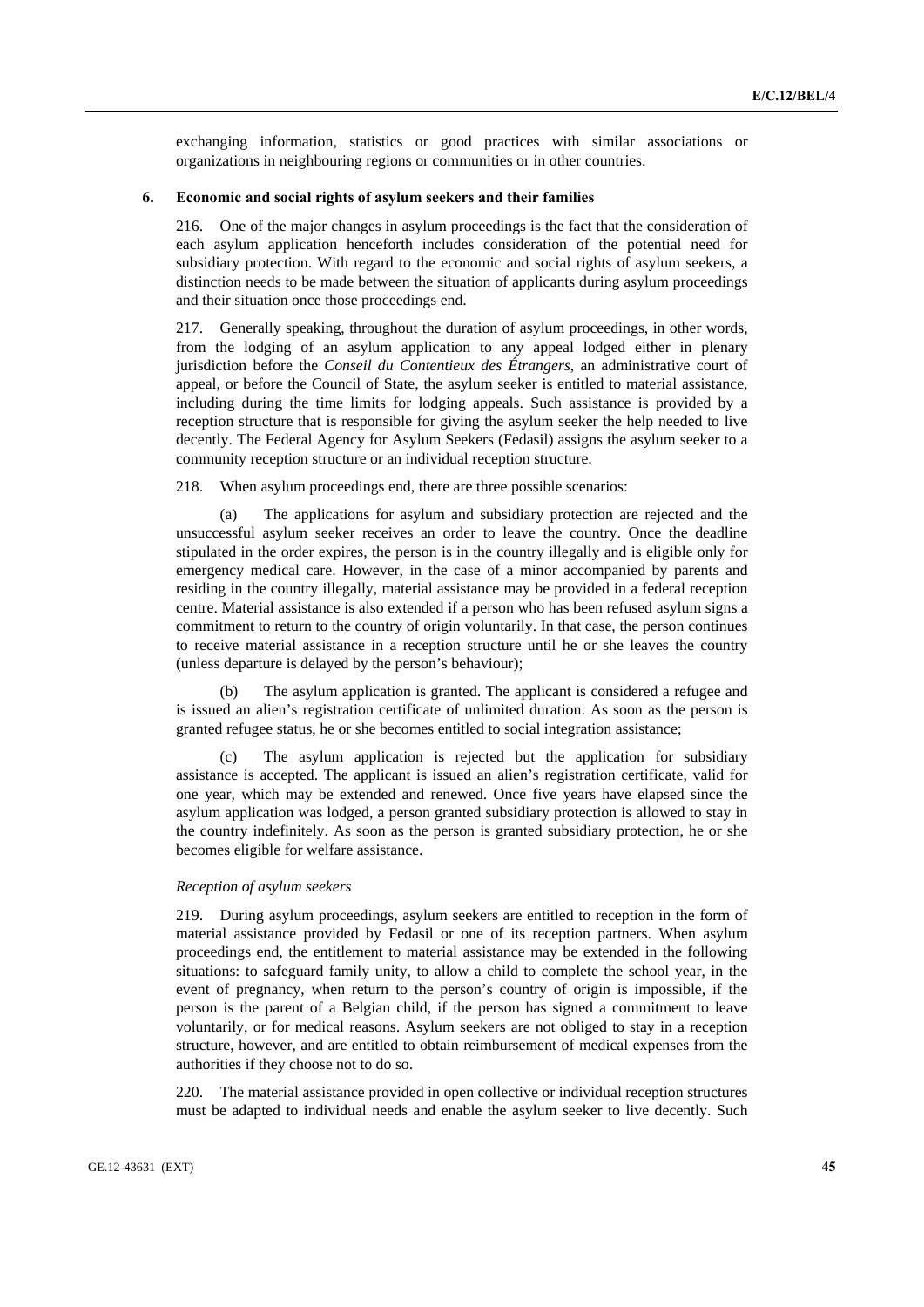exchanging information, statistics or good practices with similar associations or organizations in neighbouring regions or communities or in other countries.

## 6. Economic and social rights of asylum seekers and their families

216. One of the major changes in asylum proceedings is the fact that the consideration of each asylum application henceforth includes consideration of the potential need for subsidiary protection. With regard to the economic and social rights of asylum seekers, a distinction needs to be made between the situation of applicants during asylum proceedings and their situation once those proceedings end.

217. Generally speaking, throughout the duration of asylum proceedings, in other words, from the lodging of an asylum application to any appeal lodged either in plenary jurisdiction before the *Conseil du Contentieux des Étrangers*, an administrative court of appeal, or before the Council of State, the asylum seeker is entitled to material assistance, including during the time limits for lodging appeals. Such assistance is provided by a reception structure that is responsible for giving the asylum seeker the help needed to live decently. The Federal Agency for Asylum Seekers (Fedasil) assigns the asylum seeker to a community reception structure or an individual reception structure.

218. When asylum proceedings end, there are three possible scenarios:

(a) The applications for asylum and subsidiary protection are rejected and the unsuccessful asylum seeker receives an order to leave the country. Once the deadline stipulated in the order expires, the person is in the country illegally and is eligible only for emergency medical care. However, in the case of a minor accompanied by parents and residing in the country illegally, material assistance may be provided in a federal reception centre. Material assistance is also extended if a person who has been refused asylum signs a commitment to return to the country of origin voluntarily. In that case, the person continues to receive material assistance in a reception structure until he or she leaves the country (unless departure is delayed by the person's behaviour);

(b) The asylum application is granted. The applicant is considered a refugee and is issued an alien's registration certificate of unlimited duration. As soon as the person is granted refugee status, he or she becomes entitled to social integration assistance;

(c) The asylum application is rejected but the application for subsidiary assistance is accepted. The applicant is issued an alien's registration certificate, valid for one year, which may be extended and renewed. Once five years have elapsed since the asylum application was lodged, a person granted subsidiary protection is allowed to stay in the country indefinitely. As soon as the person is granted subsidiary protection, he or she becomes eligible for welfare assistance.

### *Reception of asylum seekers*

219. During asylum proceedings, asylum seekers are entitled to reception in the form of material assistance provided by Fedasil or one of its reception partners. When asylum proceedings end, the entitlement to material assistance may be extended in the following situations: to safeguard family unity, to allow a child to complete the school year, in the event of pregnancy, when return to the person's country of origin is impossible, if the person is the parent of a Belgian child, if the person has signed a commitment to leave voluntarily, or for medical reasons. Asylum seekers are not obliged to stay in a reception structure, however, and are entitled to obtain reimbursement of medical expenses from the authorities if they choose not to do so.

220. The material assistance provided in open collective or individual reception structures must be adapted to individual needs and enable the asylum seeker to live decently. Such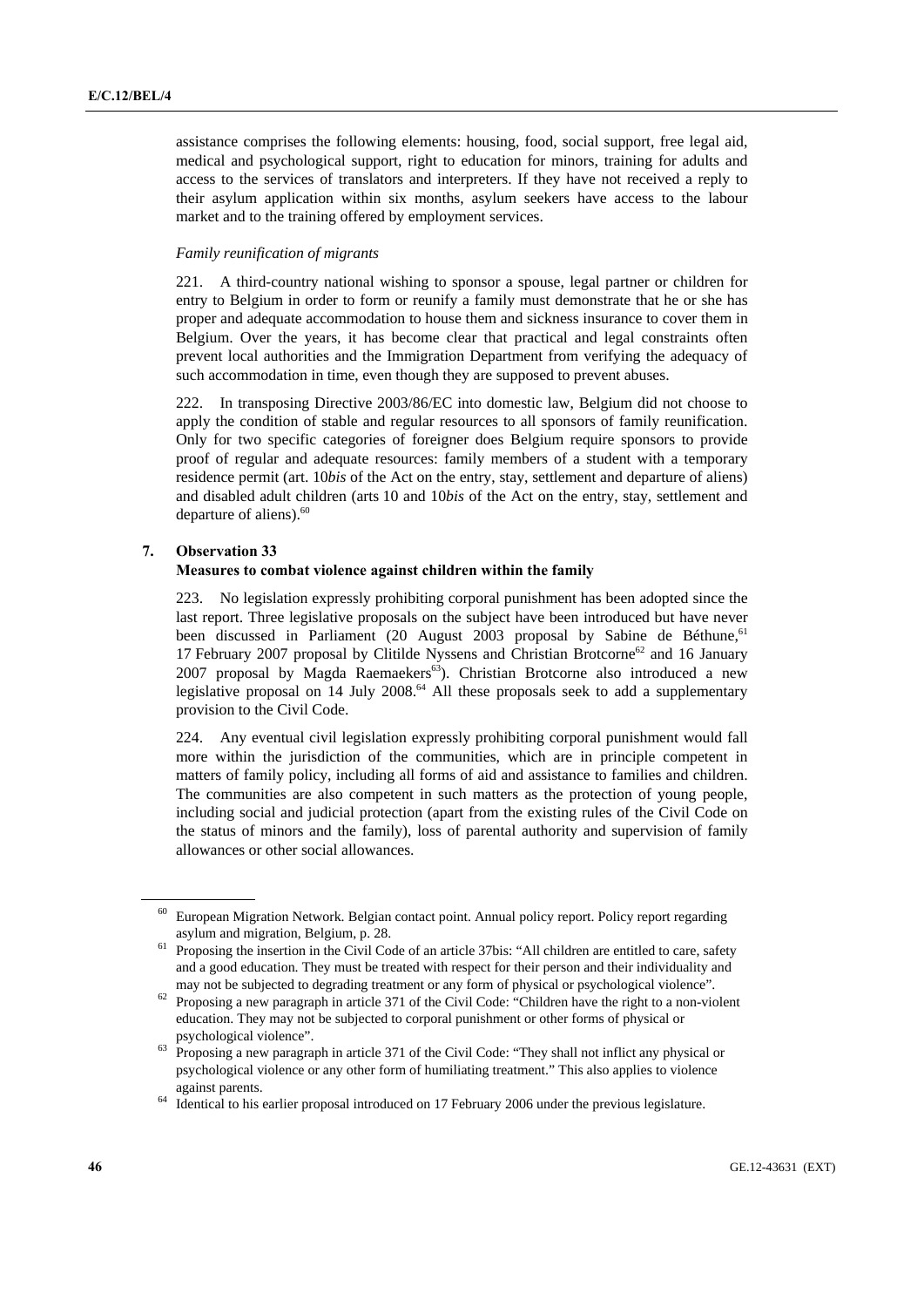assistance comprises the following elements: housing, food, social support, free legal aid, medical and psychological support, right to education for minors, training for adults and access to the services of translators and interpreters. If they have not received a reply to their asylum application within six months, asylum seekers have access to the labour market and to the training offered by employment services.

*Family reunification of migrants*

221. A third-country national wishing to sponsor a spouse, legal partner or children for entry to Belgium in order to form or reunify a family must demonstrate that he or she has proper and adequate accommodation to house them and sickness insurance to cover them in Belgium. Over the years, it has become clear that practical and legal constraints often prevent local authorities and the Immigration Department from verifying the adequacy of such accommodation in time, even though they are supposed to prevent abuses.

222. In transposing Directive 2003/86/EC into domestic law, Belgium did not choose to apply the condition of stable and regular resources to all sponsors of family reunification. Only for two specific categories of foreigner does Belgium require sponsors to provide proof of regular and adequate resources: family members of a student with a temporary residence permit (art. 10*bis* of the Act on the entry, stay, settlement and departure of aliens) and disabled adult children (arts 10 and 10*bis* of the Act on the entry, stay, settlement and departure of aliens).[60]

### 7. Observation 33

### Measures to combat violence against children within the family

223. No legislation expressly prohibiting corporal punishment has been adopted since the last report. Three legislative proposals on the subject have been introduced but have never been discussed in Parliament (20 August 2003 proposal by Sabine de Béthune,[61] 17 February 2007 proposal by Clitilde Nyssens and Christian Brotcorne[62] and 16 January 2007 proposal by Magda Raemaekers[63]). Christian Brotcorne also introduced a new legislative proposal on 14 July 2008.[64] All these proposals seek to add a supplementary provision to the Civil Code.

224. Any eventual civil legislation expressly prohibiting corporal punishment would fall more within the jurisdiction of the communities, which are in principle competent in matters of family policy, including all forms of aid and assistance to families and children. The communities are also competent in such matters as the protection of young people, including social and judicial protection (apart from the existing rules of the Civil Code on the status of minors and the family), loss of parental authority and supervision of family allowances or other social allowances.

---

[60] European Migration Network. Belgian contact point. Annual policy report. Policy report regarding asylum and migration, Belgium, p. 28.

[61] Proposing the insertion in the Civil Code of an article 37bis: "All children are entitled to care, safety and a good education. They must be treated with respect for their person and their individuality and may not be subjected to degrading treatment or any form of physical or psychological violence".

[62] Proposing a new paragraph in article 371 of the Civil Code: "Children have the right to a non-violent education. They may not be subjected to corporal punishment or other forms of physical or psychological violence".

[63] Proposing a new paragraph in article 371 of the Civil Code: "They shall not inflict any physical or psychological violence or any other form of humiliating treatment." This also applies to violence against parents.

[64] Identical to his earlier proposal introduced on 17 February 2006 under the previous legislature.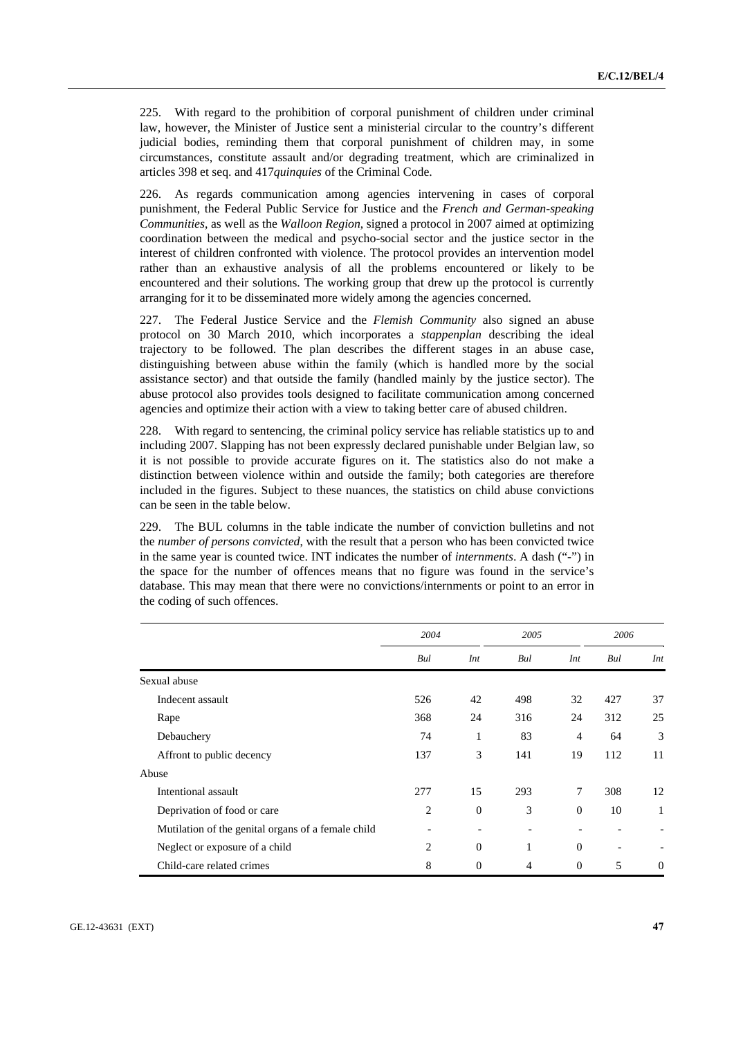225. With regard to the prohibition of corporal punishment of children under criminal law, however, the Minister of Justice sent a ministerial circular to the country's different judicial bodies, reminding them that corporal punishment of children may, in some circumstances, constitute assault and/or degrading treatment, which are criminalized in articles 398 et seq. and 417*quinquies* of the Criminal Code.

226. As regards communication among agencies intervening in cases of corporal punishment, the Federal Public Service for Justice and the *French and German-speaking Communities*, as well as the *Walloon Region*, signed a protocol in 2007 aimed at optimizing coordination between the medical and psycho-social sector and the justice sector in the interest of children confronted with violence. The protocol provides an intervention model rather than an exhaustive analysis of all the problems encountered or likely to be encountered and their solutions. The working group that drew up the protocol is currently arranging for it to be disseminated more widely among the agencies concerned.

227. The Federal Justice Service and the *Flemish Community* also signed an abuse protocol on 30 March 2010, which incorporates a *stappenplan* describing the ideal trajectory to be followed. The plan describes the different stages in an abuse case, distinguishing between abuse within the family (which is handled more by the social assistance sector) and that outside the family (handled mainly by the justice sector). The abuse protocol also provides tools designed to facilitate communication among concerned agencies and optimize their action with a view to taking better care of abused children.

228. With regard to sentencing, the criminal policy service has reliable statistics up to and including 2007. Slapping has not been expressly declared punishable under Belgian law, so it is not possible to provide accurate figures on it. The statistics also do not make a distinction between violence within and outside the family; both categories are therefore included in the figures. Subject to these nuances, the statistics on child abuse convictions can be seen in the table below.

229. The BUL columns in the table indicate the number of conviction bulletins and not the *number of persons convicted*, with the result that a person who has been convicted twice in the same year is counted twice. INT indicates the number of *internments*. A dash ("-") in the space for the number of offences means that no figure was found in the service's database. This may mean that there were no convictions/internments or point to an error in the coding of such offences.

| | *2004* | | *2005* | | *2006* | |
|---|---|---|---|---|---|---|
| | *Bul* | *Int* | *Bul* | *Int* | *Bul* | *Int* |
| Sexual abuse | | | | | | |
| Indecent assault | 526 | 42 | 498 | 32 | 427 | 37 |
| Rape | 368 | 24 | 316 | 24 | 312 | 25 |
| Debauchery | 74 | 1 | 83 | 4 | 64 | 3 |
| Affront to public decency | 137 | 3 | 141 | 19 | 112 | 11 |
| Abuse | | | | | | |
| Intentional assault | 277 | 15 | 293 | 7 | 308 | 12 |
| Deprivation of food or care | 2 | 0 | 3 | 0 | 10 | 1 |
| Mutilation of the genital organs of a female child | - | - | - | - | - | - |
| Neglect or exposure of a child | 2 | 0 | 1 | 0 | - | - |
| Child-care related crimes | 8 | 0 | 4 | 0 | 5 | 0 |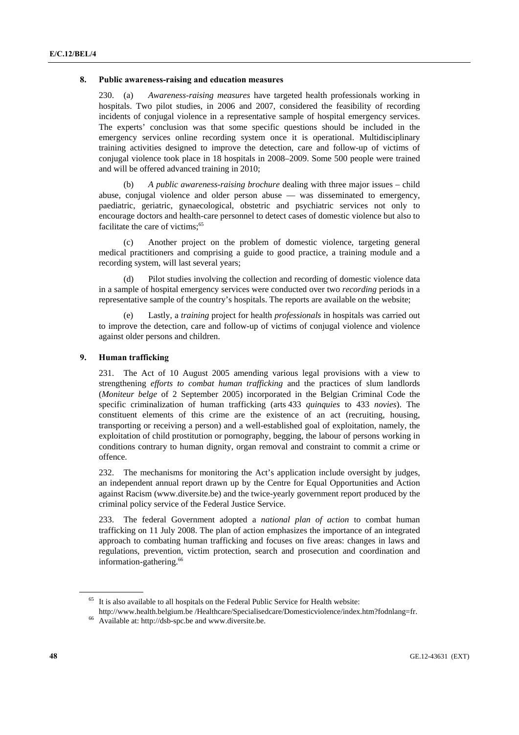### 8. Public awareness-raising and education measures

230. (a) *Awareness-raising measures* have targeted health professionals working in hospitals. Two pilot studies, in 2006 and 2007, considered the feasibility of recording incidents of conjugal violence in a representative sample of hospital emergency services. The experts' conclusion was that some specific questions should be included in the emergency services online recording system once it is operational. Multidisciplinary training activities designed to improve the detection, care and follow-up of victims of conjugal violence took place in 18 hospitals in 2008–2009. Some 500 people were trained and will be offered advanced training in 2010;

(b) *A public awareness-raising brochure* dealing with three major issues – child abuse, conjugal violence and older person abuse — was disseminated to emergency, paediatric, geriatric, gynaecological, obstetric and psychiatric services not only to encourage doctors and health-care personnel to detect cases of domestic violence but also to facilitate the care of victims;[65]

(c) Another project on the problem of domestic violence, targeting general medical practitioners and comprising a guide to good practice, a training module and a recording system, will last several years;

(d) Pilot studies involving the collection and recording of domestic violence data in a sample of hospital emergency services were conducted over two *recording* periods in a representative sample of the country's hospitals. The reports are available on the website;

(e) Lastly, a *training* project for health *professionals* in hospitals was carried out to improve the detection, care and follow-up of victims of conjugal violence and violence against older persons and children.

### 9. Human trafficking

231. The Act of 10 August 2005 amending various legal provisions with a view to strengthening *efforts to combat human trafficking* and the practices of slum landlords (*Moniteur belge* of 2 September 2005) incorporated in the Belgian Criminal Code the specific criminalization of human trafficking (arts 433 *quinquies* to 433 *novies*). The constituent elements of this crime are the existence of an act (recruiting, housing, transporting or receiving a person) and a well-established goal of exploitation, namely, the exploitation of child prostitution or pornography, begging, the labour of persons working in conditions contrary to human dignity, organ removal and constraint to commit a crime or offence.

232. The mechanisms for monitoring the Act's application include oversight by judges, an independent annual report drawn up by the Centre for Equal Opportunities and Action against Racism (www.diversite.be) and the twice-yearly government report produced by the criminal policy service of the Federal Justice Service.

233. The federal Government adopted a *national plan of action* to combat human trafficking on 11 July 2008. The plan of action emphasizes the importance of an integrated approach to combating human trafficking and focuses on five areas: changes in laws and regulations, prevention, victim protection, search and prosecution and coordination and information-gathering.[66]

---

[65] It is also available to all hospitals on the Federal Public Service for Health website: http://www.health.belgium.be /Healthcare/Specialisedcare/Domesticviolence/index.htm?fodnlang=fr.

[66] Available at: http://dsb-spc.be and www.diversite.be.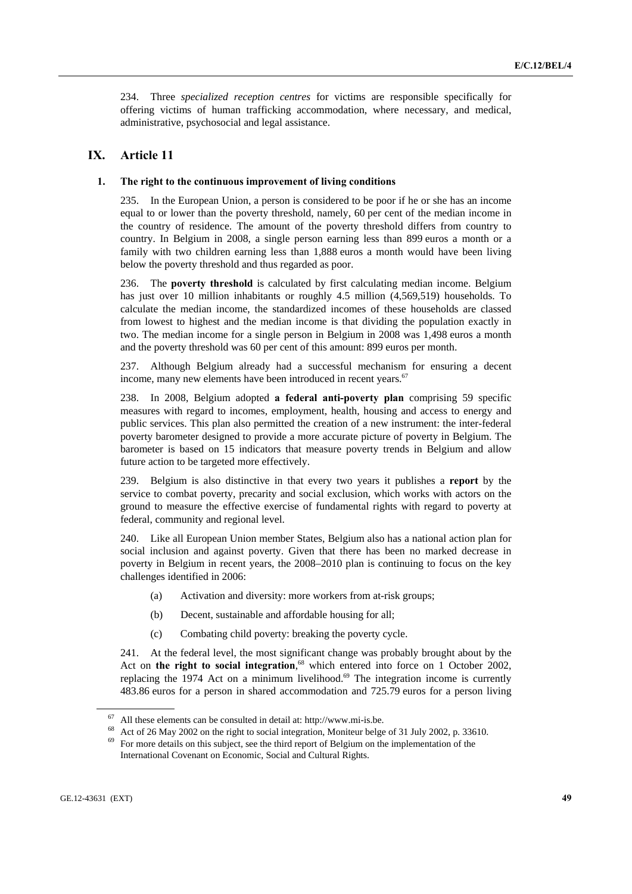234. Three *specialized reception centres* for victims are responsible specifically for offering victims of human trafficking accommodation, where necessary, and medical, administrative, psychosocial and legal assistance.

# IX. Article 11

## 1. The right to the continuous improvement of living conditions

235. In the European Union, a person is considered to be poor if he or she has an income equal to or lower than the poverty threshold, namely, 60 per cent of the median income in the country of residence. The amount of the poverty threshold differs from country to country. In Belgium in 2008, a single person earning less than 899 euros a month or a family with two children earning less than 1,888 euros a month would have been living below the poverty threshold and thus regarded as poor.

236. The **poverty threshold** is calculated by first calculating median income. Belgium has just over 10 million inhabitants or roughly 4.5 million (4,569,519) households. To calculate the median income, the standardized incomes of these households are classed from lowest to highest and the median income is that dividing the population exactly in two. The median income for a single person in Belgium in 2008 was 1,498 euros a month and the poverty threshold was 60 per cent of this amount: 899 euros per month.

237. Although Belgium already had a successful mechanism for ensuring a decent income, many new elements have been introduced in recent years.[67]

238. In 2008, Belgium adopted **a federal anti-poverty plan** comprising 59 specific measures with regard to incomes, employment, health, housing and access to energy and public services. This plan also permitted the creation of a new instrument: the inter-federal poverty barometer designed to provide a more accurate picture of poverty in Belgium. The barometer is based on 15 indicators that measure poverty trends in Belgium and allow future action to be targeted more effectively.

239. Belgium is also distinctive in that every two years it publishes a **report** by the service to combat poverty, precarity and social exclusion, which works with actors on the ground to measure the effective exercise of fundamental rights with regard to poverty at federal, community and regional level.

240. Like all European Union member States, Belgium also has a national action plan for social inclusion and against poverty. Given that there has been no marked decrease in poverty in Belgium in recent years, the 2008–2010 plan is continuing to focus on the key challenges identified in 2006:

(a) Activation and diversity: more workers from at-risk groups;

(b) Decent, sustainable and affordable housing for all;

(c) Combating child poverty: breaking the poverty cycle.

241. At the federal level, the most significant change was probably brought about by the Act on **the right to social integration**,[68] which entered into force on 1 October 2002, replacing the 1974 Act on a minimum livelihood.[69] The integration income is currently 483.86 euros for a person in shared accommodation and 725.79 euros for a person living

---

[67] All these elements can be consulted in detail at: http://www.mi-is.be.

[68] Act of 26 May 2002 on the right to social integration, Moniteur belge of 31 July 2002, p. 33610.

[69] For more details on this subject, see the third report of Belgium on the implementation of the International Covenant on Economic, Social and Cultural Rights.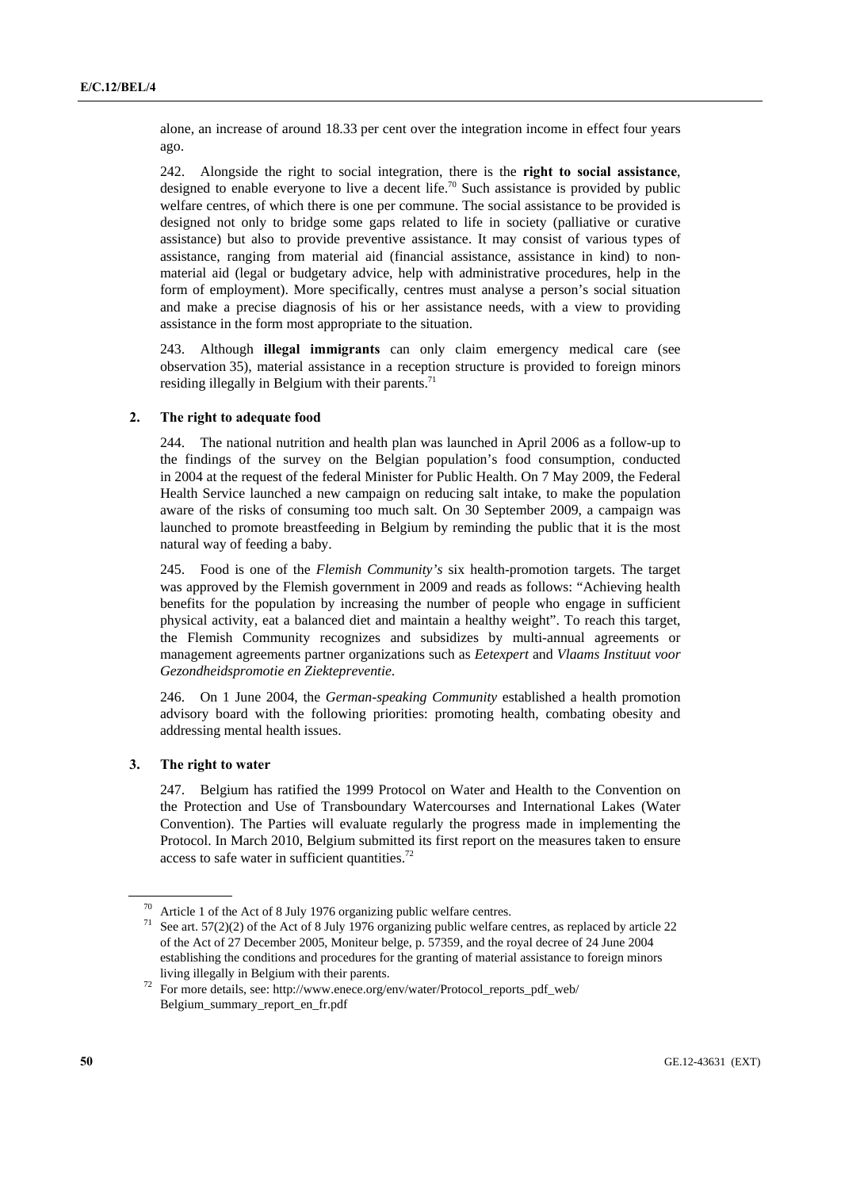alone, an increase of around 18.33 per cent over the integration income in effect four years ago.

242. Alongside the right to social integration, there is the **right to social assistance**, designed to enable everyone to live a decent life.[70] Such assistance is provided by public welfare centres, of which there is one per commune. The social assistance to be provided is designed not only to bridge some gaps related to life in society (palliative or curative assistance) but also to provide preventive assistance. It may consist of various types of assistance, ranging from material aid (financial assistance, assistance in kind) to non-material aid (legal or budgetary advice, help with administrative procedures, help in the form of employment). More specifically, centres must analyse a person's social situation and make a precise diagnosis of his or her assistance needs, with a view to providing assistance in the form most appropriate to the situation.

243. Although **illegal immigrants** can only claim emergency medical care (see observation 35), material assistance in a reception structure is provided to foreign minors residing illegally in Belgium with their parents.[71]

### 2. The right to adequate food

244. The national nutrition and health plan was launched in April 2006 as a follow-up to the findings of the survey on the Belgian population's food consumption, conducted in 2004 at the request of the federal Minister for Public Health. On 7 May 2009, the Federal Health Service launched a new campaign on reducing salt intake, to make the population aware of the risks of consuming too much salt. On 30 September 2009, a campaign was launched to promote breastfeeding in Belgium by reminding the public that it is the most natural way of feeding a baby.

245. Food is one of the *Flemish Community's* six health-promotion targets. The target was approved by the Flemish government in 2009 and reads as follows: "Achieving health benefits for the population by increasing the number of people who engage in sufficient physical activity, eat a balanced diet and maintain a healthy weight". To reach this target, the Flemish Community recognizes and subsidizes by multi-annual agreements or management agreements partner organizations such as *Eetexpert* and *Vlaams Instituut voor Gezondheidspromotie en Ziektepreventie*.

246. On 1 June 2004, the *German-speaking Community* established a health promotion advisory board with the following priorities: promoting health, combating obesity and addressing mental health issues.

### 3. The right to water

247. Belgium has ratified the 1999 Protocol on Water and Health to the Convention on the Protection and Use of Transboundary Watercourses and International Lakes (Water Convention). The Parties will evaluate regularly the progress made in implementing the Protocol. In March 2010, Belgium submitted its first report on the measures taken to ensure access to safe water in sufficient quantities.[72]

---

[70] Article 1 of the Act of 8 July 1976 organizing public welfare centres.

[71] See art. 57(2)(2) of the Act of 8 July 1976 organizing public welfare centres, as replaced by article 22 of the Act of 27 December 2005, Moniteur belge, p. 57359, and the royal decree of 24 June 2004 establishing the conditions and procedures for the granting of material assistance to foreign minors living illegally in Belgium with their parents.

[72] For more details, see: http://www.enece.org/env/water/Protocol_reports_pdf_web/Belgium_summary_report_en_fr.pdf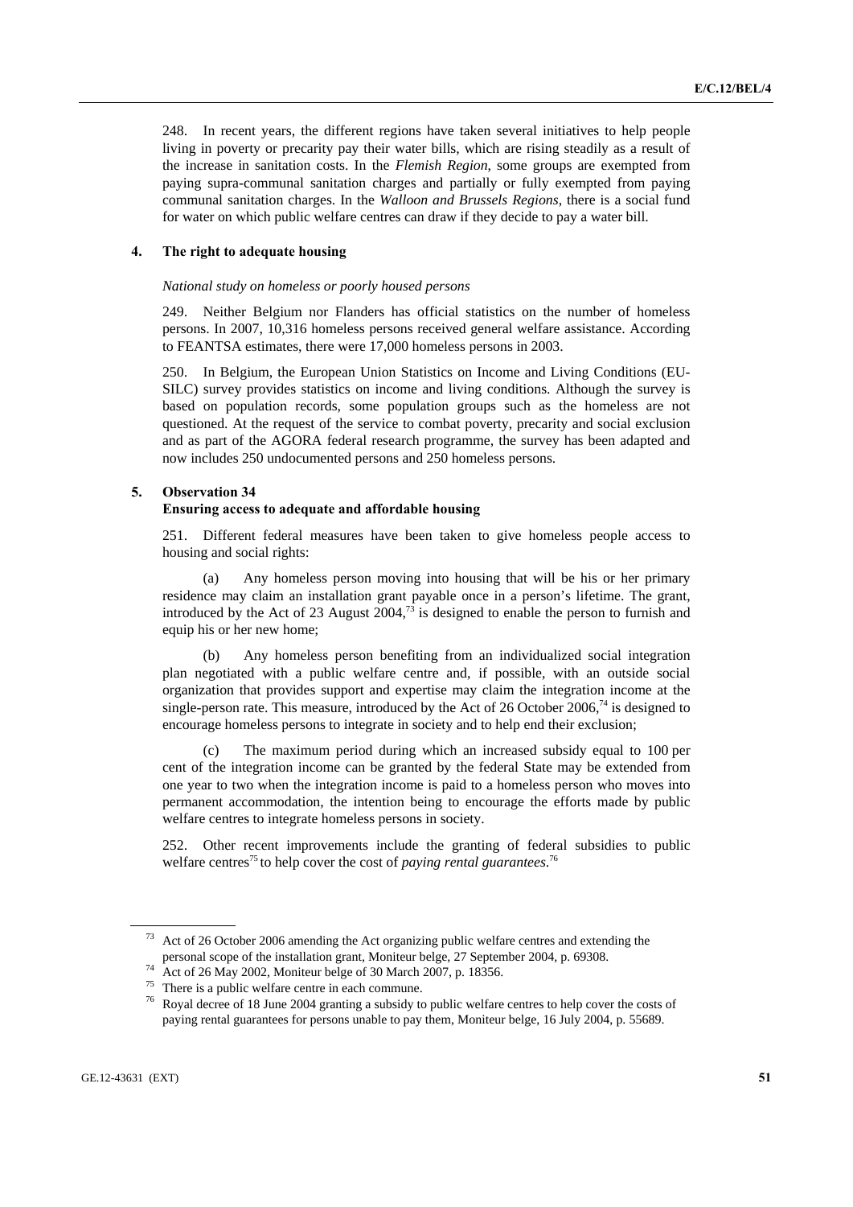248. In recent years, the different regions have taken several initiatives to help people living in poverty or precarity pay their water bills, which are rising steadily as a result of the increase in sanitation costs. In the *Flemish Region*, some groups are exempted from paying supra-communal sanitation charges and partially or fully exempted from paying communal sanitation charges. In the *Walloon and Brussels Regions*, there is a social fund for water on which public welfare centres can draw if they decide to pay a water bill.

### 4. The right to adequate housing

*National study on homeless or poorly housed persons*

249. Neither Belgium nor Flanders has official statistics on the number of homeless persons. In 2007, 10,316 homeless persons received general welfare assistance. According to FEANTSA estimates, there were 17,000 homeless persons in 2003.

250. In Belgium, the European Union Statistics on Income and Living Conditions (EU-SILC) survey provides statistics on income and living conditions. Although the survey is based on population records, some population groups such as the homeless are not questioned. At the request of the service to combat poverty, precarity and social exclusion and as part of the AGORA federal research programme, the survey has been adapted and now includes 250 undocumented persons and 250 homeless persons.

### 5. Observation 34
### Ensuring access to adequate and affordable housing

251. Different federal measures have been taken to give homeless people access to housing and social rights:

(a) Any homeless person moving into housing that will be his or her primary residence may claim an installation grant payable once in a person's lifetime. The grant, introduced by the Act of 23 August 2004,[73] is designed to enable the person to furnish and equip his or her new home;

(b) Any homeless person benefiting from an individualized social integration plan negotiated with a public welfare centre and, if possible, with an outside social organization that provides support and expertise may claim the integration income at the single-person rate. This measure, introduced by the Act of 26 October 2006,[74] is designed to encourage homeless persons to integrate in society and to help end their exclusion;

(c) The maximum period during which an increased subsidy equal to 100 per cent of the integration income can be granted by the federal State may be extended from one year to two when the integration income is paid to a homeless person who moves into permanent accommodation, the intention being to encourage the efforts made by public welfare centres to integrate homeless persons in society.

252. Other recent improvements include the granting of federal subsidies to public welfare centres[75] to help cover the cost of *paying rental guarantees*.[76]

---

[73] Act of 26 October 2006 amending the Act organizing public welfare centres and extending the personal scope of the installation grant, Moniteur belge, 27 September 2004, p. 69308.

[74] Act of 26 May 2002, Moniteur belge of 30 March 2007, p. 18356.

[75] There is a public welfare centre in each commune.

[76] Royal decree of 18 June 2004 granting a subsidy to public welfare centres to help cover the costs of paying rental guarantees for persons unable to pay them, Moniteur belge, 16 July 2004, p. 55689.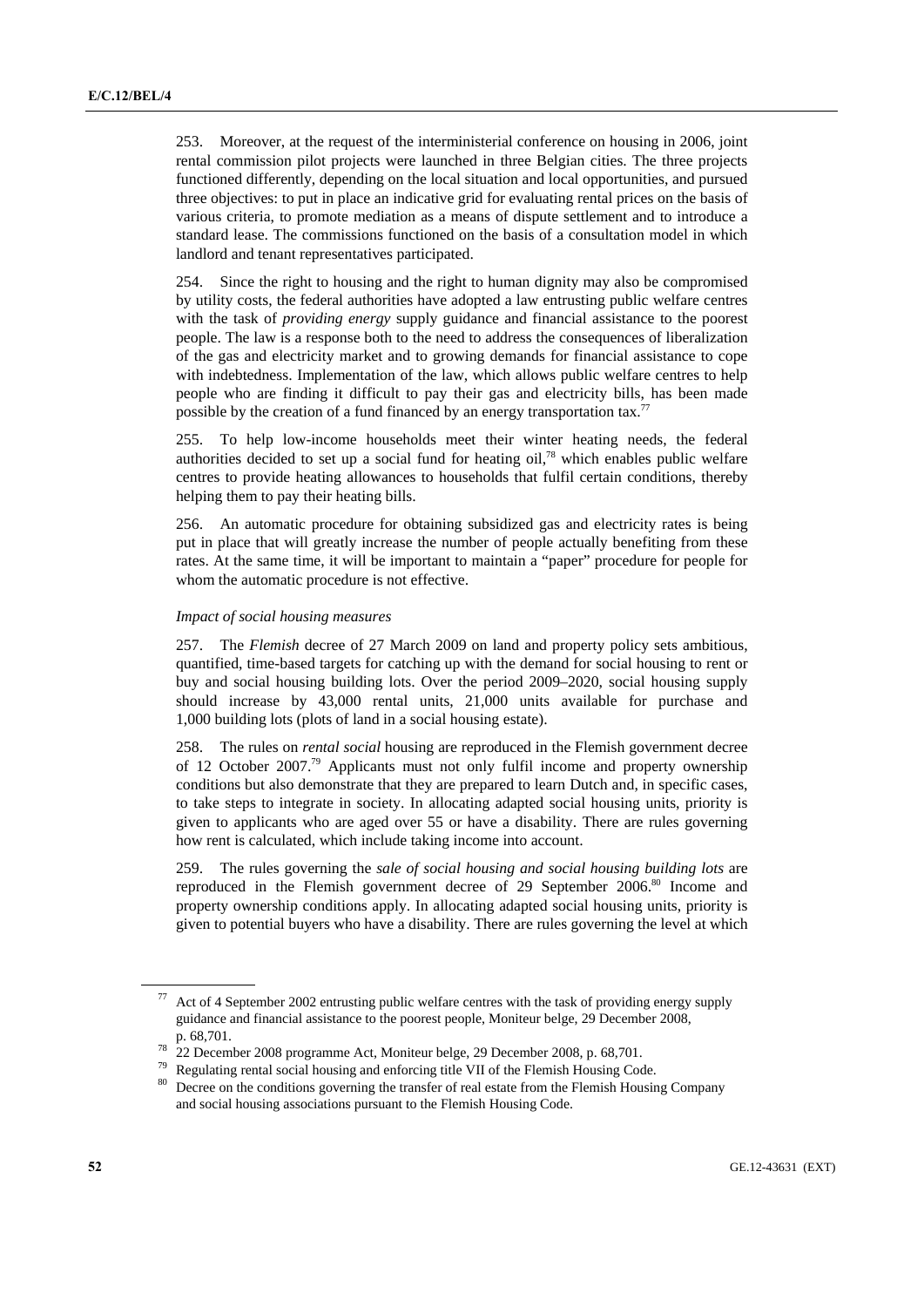253. Moreover, at the request of the interministerial conference on housing in 2006, joint rental commission pilot projects were launched in three Belgian cities. The three projects functioned differently, depending on the local situation and local opportunities, and pursued three objectives: to put in place an indicative grid for evaluating rental prices on the basis of various criteria, to promote mediation as a means of dispute settlement and to introduce a standard lease. The commissions functioned on the basis of a consultation model in which landlord and tenant representatives participated.

254. Since the right to housing and the right to human dignity may also be compromised by utility costs, the federal authorities have adopted a law entrusting public welfare centres with the task of *providing energy* supply guidance and financial assistance to the poorest people. The law is a response both to the need to address the consequences of liberalization of the gas and electricity market and to growing demands for financial assistance to cope with indebtedness. Implementation of the law, which allows public welfare centres to help people who are finding it difficult to pay their gas and electricity bills, has been made possible by the creation of a fund financed by an energy transportation tax.[77]

255. To help low-income households meet their winter heating needs, the federal authorities decided to set up a social fund for heating oil,[78] which enables public welfare centres to provide heating allowances to households that fulfil certain conditions, thereby helping them to pay their heating bills.

256. An automatic procedure for obtaining subsidized gas and electricity rates is being put in place that will greatly increase the number of people actually benefiting from these rates. At the same time, it will be important to maintain a "paper" procedure for people for whom the automatic procedure is not effective.

*Impact of social housing measures*

257. The *Flemish* decree of 27 March 2009 on land and property policy sets ambitious, quantified, time-based targets for catching up with the demand for social housing to rent or buy and social housing building lots. Over the period 2009–2020, social housing supply should increase by 43,000 rental units, 21,000 units available for purchase and 1,000 building lots (plots of land in a social housing estate).

258. The rules on *rental social* housing are reproduced in the Flemish government decree of 12 October 2007.[79] Applicants must not only fulfil income and property ownership conditions but also demonstrate that they are prepared to learn Dutch and, in specific cases, to take steps to integrate in society. In allocating adapted social housing units, priority is given to applicants who are aged over 55 or have a disability. There are rules governing how rent is calculated, which include taking income into account.

259. The rules governing the *sale of social housing and social housing building lots* are reproduced in the Flemish government decree of 29 September 2006.[80] Income and property ownership conditions apply. In allocating adapted social housing units, priority is given to potential buyers who have a disability. There are rules governing the level at which

---

[77] Act of 4 September 2002 entrusting public welfare centres with the task of providing energy supply guidance and financial assistance to the poorest people, Moniteur belge, 29 December 2008, p. 68,701.

[78] 22 December 2008 programme Act, Moniteur belge, 29 December 2008, p. 68,701.

[79] Regulating rental social housing and enforcing title VII of the Flemish Housing Code.

[80] Decree on the conditions governing the transfer of real estate from the Flemish Housing Company and social housing associations pursuant to the Flemish Housing Code.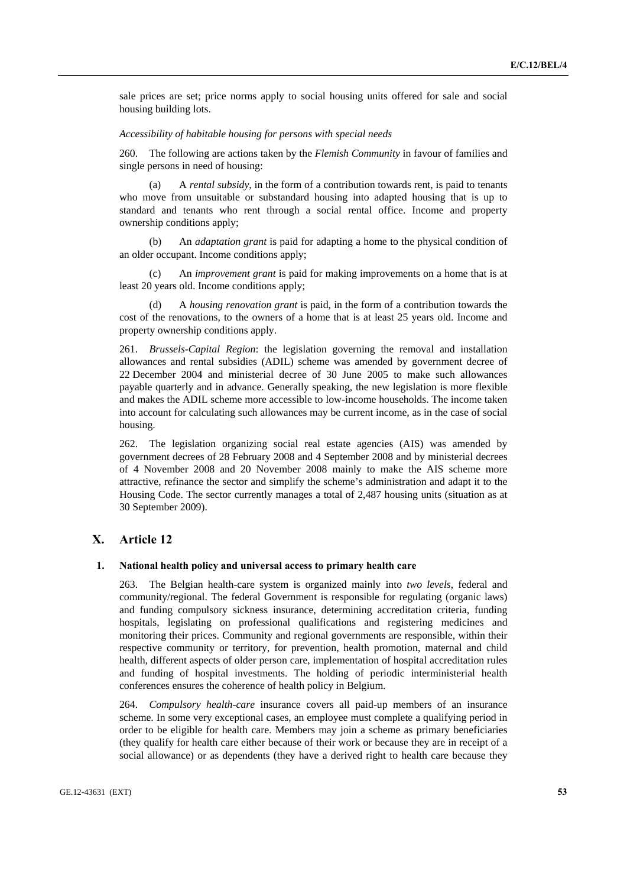sale prices are set; price norms apply to social housing units offered for sale and social housing building lots.

*Accessibility of habitable housing for persons with special needs*

260. The following are actions taken by the *Flemish Community* in favour of families and single persons in need of housing:

(a) A *rental subsidy*, in the form of a contribution towards rent, is paid to tenants who move from unsuitable or substandard housing into adapted housing that is up to standard and tenants who rent through a social rental office. Income and property ownership conditions apply;

(b) An *adaptation grant* is paid for adapting a home to the physical condition of an older occupant. Income conditions apply;

(c) An *improvement grant* is paid for making improvements on a home that is at least 20 years old. Income conditions apply;

(d) A *housing renovation grant* is paid, in the form of a contribution towards the cost of the renovations, to the owners of a home that is at least 25 years old. Income and property ownership conditions apply.

261. *Brussels-Capital Region*: the legislation governing the removal and installation allowances and rental subsidies (ADIL) scheme was amended by government decree of 22 December 2004 and ministerial decree of 30 June 2005 to make such allowances payable quarterly and in advance. Generally speaking, the new legislation is more flexible and makes the ADIL scheme more accessible to low-income households. The income taken into account for calculating such allowances may be current income, as in the case of social housing.

262. The legislation organizing social real estate agencies (AIS) was amended by government decrees of 28 February 2008 and 4 September 2008 and by ministerial decrees of 4 November 2008 and 20 November 2008 mainly to make the AIS scheme more attractive, refinance the sector and simplify the scheme's administration and adapt it to the Housing Code. The sector currently manages a total of 2,487 housing units (situation as at 30 September 2009).

## X. Article 12

### 1. National health policy and universal access to primary health care

263. The Belgian health-care system is organized mainly into *two levels*, federal and community/regional. The federal Government is responsible for regulating (organic laws) and funding compulsory sickness insurance, determining accreditation criteria, funding hospitals, legislating on professional qualifications and registering medicines and monitoring their prices. Community and regional governments are responsible, within their respective community or territory, for prevention, health promotion, maternal and child health, different aspects of older person care, implementation of hospital accreditation rules and funding of hospital investments. The holding of periodic interministerial health conferences ensures the coherence of health policy in Belgium.

264. *Compulsory health-care* insurance covers all paid-up members of an insurance scheme. In some very exceptional cases, an employee must complete a qualifying period in order to be eligible for health care. Members may join a scheme as primary beneficiaries (they qualify for health care either because of their work or because they are in receipt of a social allowance) or as dependents (they have a derived right to health care because they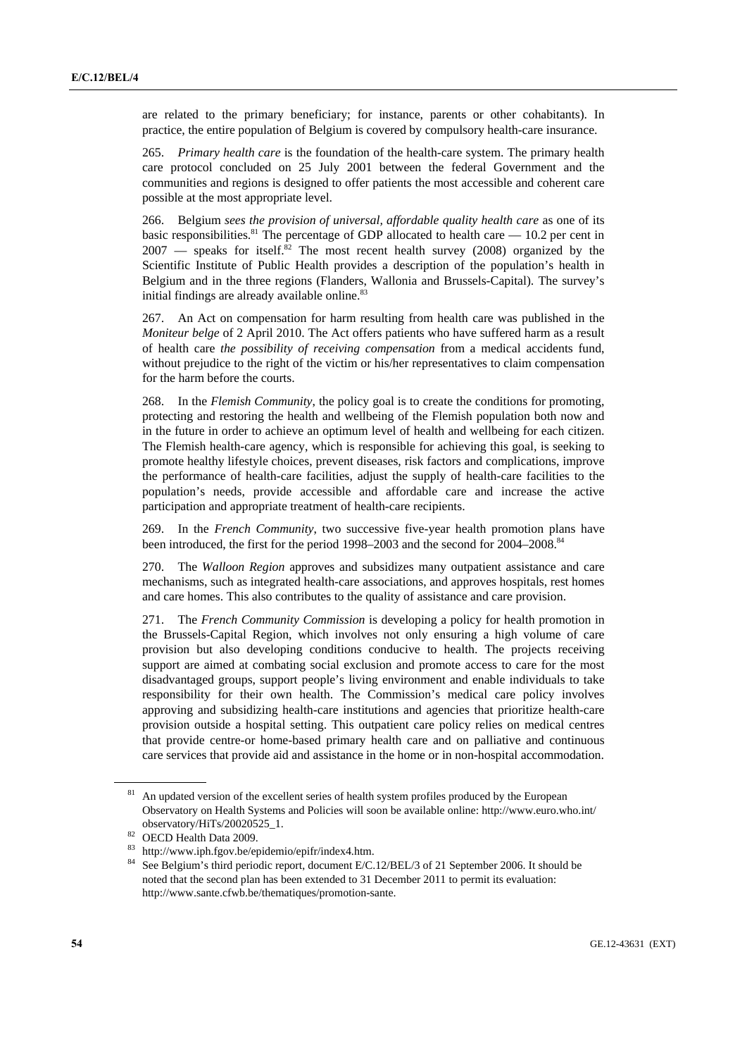are related to the primary beneficiary; for instance, parents or other cohabitants). In practice, the entire population of Belgium is covered by compulsory health-care insurance.

265. *Primary health care* is the foundation of the health-care system. The primary health care protocol concluded on 25 July 2001 between the federal Government and the communities and regions is designed to offer patients the most accessible and coherent care possible at the most appropriate level.

266. Belgium *sees the provision of universal, affordable quality health care* as one of its basic responsibilities.[81] The percentage of GDP allocated to health care — 10.2 per cent in 2007 — speaks for itself.[82] The most recent health survey (2008) organized by the Scientific Institute of Public Health provides a description of the population's health in Belgium and in the three regions (Flanders, Wallonia and Brussels-Capital). The survey's initial findings are already available online.[83]

267. An Act on compensation for harm resulting from health care was published in the *Moniteur belge* of 2 April 2010. The Act offers patients who have suffered harm as a result of health care *the possibility of receiving compensation* from a medical accidents fund, without prejudice to the right of the victim or his/her representatives to claim compensation for the harm before the courts.

268. In the *Flemish Community*, the policy goal is to create the conditions for promoting, protecting and restoring the health and wellbeing of the Flemish population both now and in the future in order to achieve an optimum level of health and wellbeing for each citizen. The Flemish health-care agency, which is responsible for achieving this goal, is seeking to promote healthy lifestyle choices, prevent diseases, risk factors and complications, improve the performance of health-care facilities, adjust the supply of health-care facilities to the population's needs, provide accessible and affordable care and increase the active participation and appropriate treatment of health-care recipients.

269. In the *French Community*, two successive five-year health promotion plans have been introduced, the first for the period 1998–2003 and the second for 2004–2008.[84]

270. The *Walloon Region* approves and subsidizes many outpatient assistance and care mechanisms, such as integrated health-care associations, and approves hospitals, rest homes and care homes. This also contributes to the quality of assistance and care provision.

271. The *French Community Commission* is developing a policy for health promotion in the Brussels-Capital Region, which involves not only ensuring a high volume of care provision but also developing conditions conducive to health. The projects receiving support are aimed at combating social exclusion and promote access to care for the most disadvantaged groups, support people's living environment and enable individuals to take responsibility for their own health. The Commission's medical care policy involves approving and subsidizing health-care institutions and agencies that prioritize health-care provision outside a hospital setting. This outpatient care policy relies on medical centres that provide centre-or home-based primary health care and on palliative and continuous care services that provide aid and assistance in the home or in non-hospital accommodation.

---

[81] An updated version of the excellent series of health system profiles produced by the European Observatory on Health Systems and Policies will soon be available online: http://www.euro.who.int/observatory/HiTs/20020525_1.

[82] OECD Health Data 2009.

[83] http://www.iph.fgov.be/epidemio/epifr/index4.htm.

[84] See Belgium's third periodic report, document E/C.12/BEL/3 of 21 September 2006. It should be noted that the second plan has been extended to 31 December 2011 to permit its evaluation: http://www.sante.cfwb.be/thematiques/promotion-sante.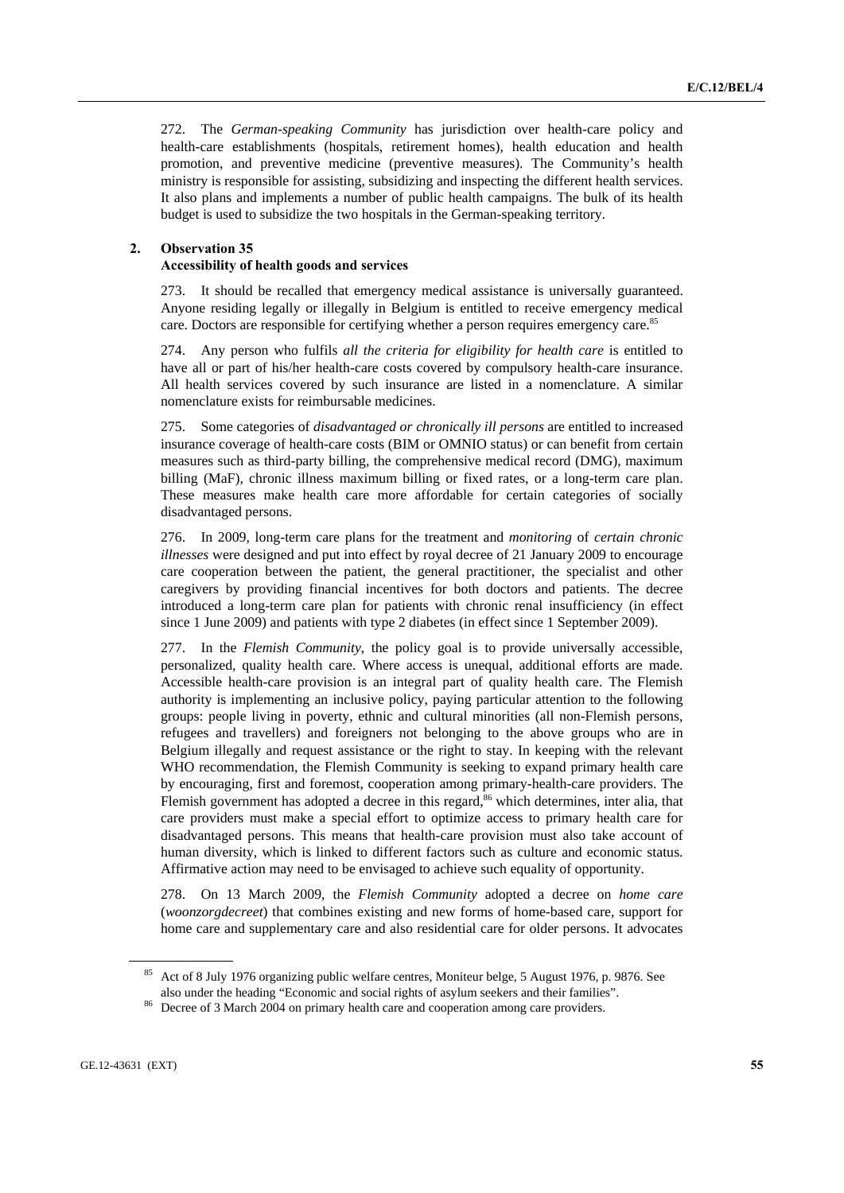272. The *German-speaking Community* has jurisdiction over health-care policy and health-care establishments (hospitals, retirement homes), health education and health promotion, and preventive medicine (preventive measures). The Community's health ministry is responsible for assisting, subsidizing and inspecting the different health services. It also plans and implements a number of public health campaigns. The bulk of its health budget is used to subsidize the two hospitals in the German-speaking territory.

## 2. Observation 35 Accessibility of health goods and services

273. It should be recalled that emergency medical assistance is universally guaranteed. Anyone residing legally or illegally in Belgium is entitled to receive emergency medical care. Doctors are responsible for certifying whether a person requires emergency care.[85]

274. Any person who fulfils *all the criteria for eligibility for health care* is entitled to have all or part of his/her health-care costs covered by compulsory health-care insurance. All health services covered by such insurance are listed in a nomenclature. A similar nomenclature exists for reimbursable medicines.

275. Some categories of *disadvantaged or chronically ill persons* are entitled to increased insurance coverage of health-care costs (BIM or OMNIO status) or can benefit from certain measures such as third-party billing, the comprehensive medical record (DMG), maximum billing (MaF), chronic illness maximum billing or fixed rates, or a long-term care plan. These measures make health care more affordable for certain categories of socially disadvantaged persons.

276. In 2009, long-term care plans for the treatment and *monitoring* of *certain chronic illnesses* were designed and put into effect by royal decree of 21 January 2009 to encourage care cooperation between the patient, the general practitioner, the specialist and other caregivers by providing financial incentives for both doctors and patients. The decree introduced a long-term care plan for patients with chronic renal insufficiency (in effect since 1 June 2009) and patients with type 2 diabetes (in effect since 1 September 2009).

277. In the *Flemish Community*, the policy goal is to provide universally accessible, personalized, quality health care. Where access is unequal, additional efforts are made. Accessible health-care provision is an integral part of quality health care. The Flemish authority is implementing an inclusive policy, paying particular attention to the following groups: people living in poverty, ethnic and cultural minorities (all non-Flemish persons, refugees and travellers) and foreigners not belonging to the above groups who are in Belgium illegally and request assistance or the right to stay. In keeping with the relevant WHO recommendation, the Flemish Community is seeking to expand primary health care by encouraging, first and foremost, cooperation among primary-health-care providers. The Flemish government has adopted a decree in this regard,[86] which determines, inter alia, that care providers must make a special effort to optimize access to primary health care for disadvantaged persons. This means that health-care provision must also take account of human diversity, which is linked to different factors such as culture and economic status. Affirmative action may need to be envisaged to achieve such equality of opportunity.

278. On 13 March 2009, the *Flemish Community* adopted a decree on *home care* (*woonzorgdecreet*) that combines existing and new forms of home-based care, support for home care and supplementary care and also residential care for older persons. It advocates

---

[85] Act of 8 July 1976 organizing public welfare centres, Moniteur belge, 5 August 1976, p. 9876. See also under the heading "Economic and social rights of asylum seekers and their families".

[86] Decree of 3 March 2004 on primary health care and cooperation among care providers.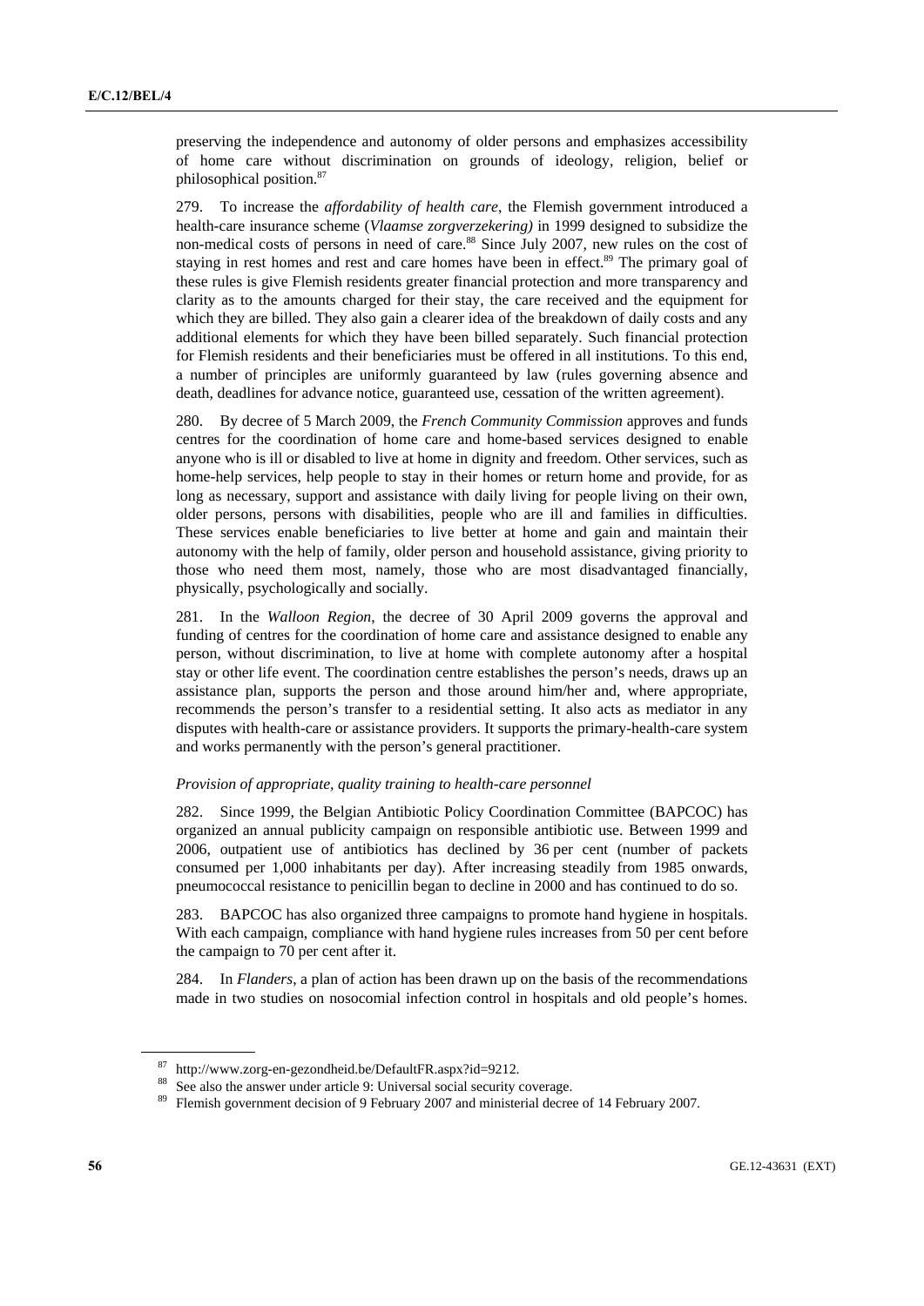preserving the independence and autonomy of older persons and emphasizes accessibility of home care without discrimination on grounds of ideology, religion, belief or philosophical position.[87]

279. To increase the *affordability of health care*, the Flemish government introduced a health-care insurance scheme (*Vlaamse zorgverzekering)* in 1999 designed to subsidize the non-medical costs of persons in need of care.[88] Since July 2007, new rules on the cost of staying in rest homes and rest and care homes have been in effect.[89] The primary goal of these rules is give Flemish residents greater financial protection and more transparency and clarity as to the amounts charged for their stay, the care received and the equipment for which they are billed. They also gain a clearer idea of the breakdown of daily costs and any additional elements for which they have been billed separately. Such financial protection for Flemish residents and their beneficiaries must be offered in all institutions. To this end, a number of principles are uniformly guaranteed by law (rules governing absence and death, deadlines for advance notice, guaranteed use, cessation of the written agreement).

280. By decree of 5 March 2009, the *French Community Commission* approves and funds centres for the coordination of home care and home-based services designed to enable anyone who is ill or disabled to live at home in dignity and freedom. Other services, such as home-help services, help people to stay in their homes or return home and provide, for as long as necessary, support and assistance with daily living for people living on their own, older persons, persons with disabilities, people who are ill and families in difficulties. These services enable beneficiaries to live better at home and gain and maintain their autonomy with the help of family, older person and household assistance, giving priority to those who need them most, namely, those who are most disadvantaged financially, physically, psychologically and socially.

281. In the *Walloon Region*, the decree of 30 April 2009 governs the approval and funding of centres for the coordination of home care and assistance designed to enable any person, without discrimination, to live at home with complete autonomy after a hospital stay or other life event. The coordination centre establishes the person's needs, draws up an assistance plan, supports the person and those around him/her and, where appropriate, recommends the person's transfer to a residential setting. It also acts as mediator in any disputes with health-care or assistance providers. It supports the primary-health-care system and works permanently with the person's general practitioner.

*Provision of appropriate, quality training to health-care personnel*

282. Since 1999, the Belgian Antibiotic Policy Coordination Committee (BAPCOC) has organized an annual publicity campaign on responsible antibiotic use. Between 1999 and 2006, outpatient use of antibiotics has declined by 36 per cent (number of packets consumed per 1,000 inhabitants per day). After increasing steadily from 1985 onwards, pneumococcal resistance to penicillin began to decline in 2000 and has continued to do so.

283. BAPCOC has also organized three campaigns to promote hand hygiene in hospitals. With each campaign, compliance with hand hygiene rules increases from 50 per cent before the campaign to 70 per cent after it.

284. In *Flanders*, a plan of action has been drawn up on the basis of the recommendations made in two studies on nosocomial infection control in hospitals and old people's homes.

---

[87] http://www.zorg-en-gezondheid.be/DefaultFR.aspx?id=9212.

[88] See also the answer under article 9: Universal social security coverage.

[89] Flemish government decision of 9 February 2007 and ministerial decree of 14 February 2007.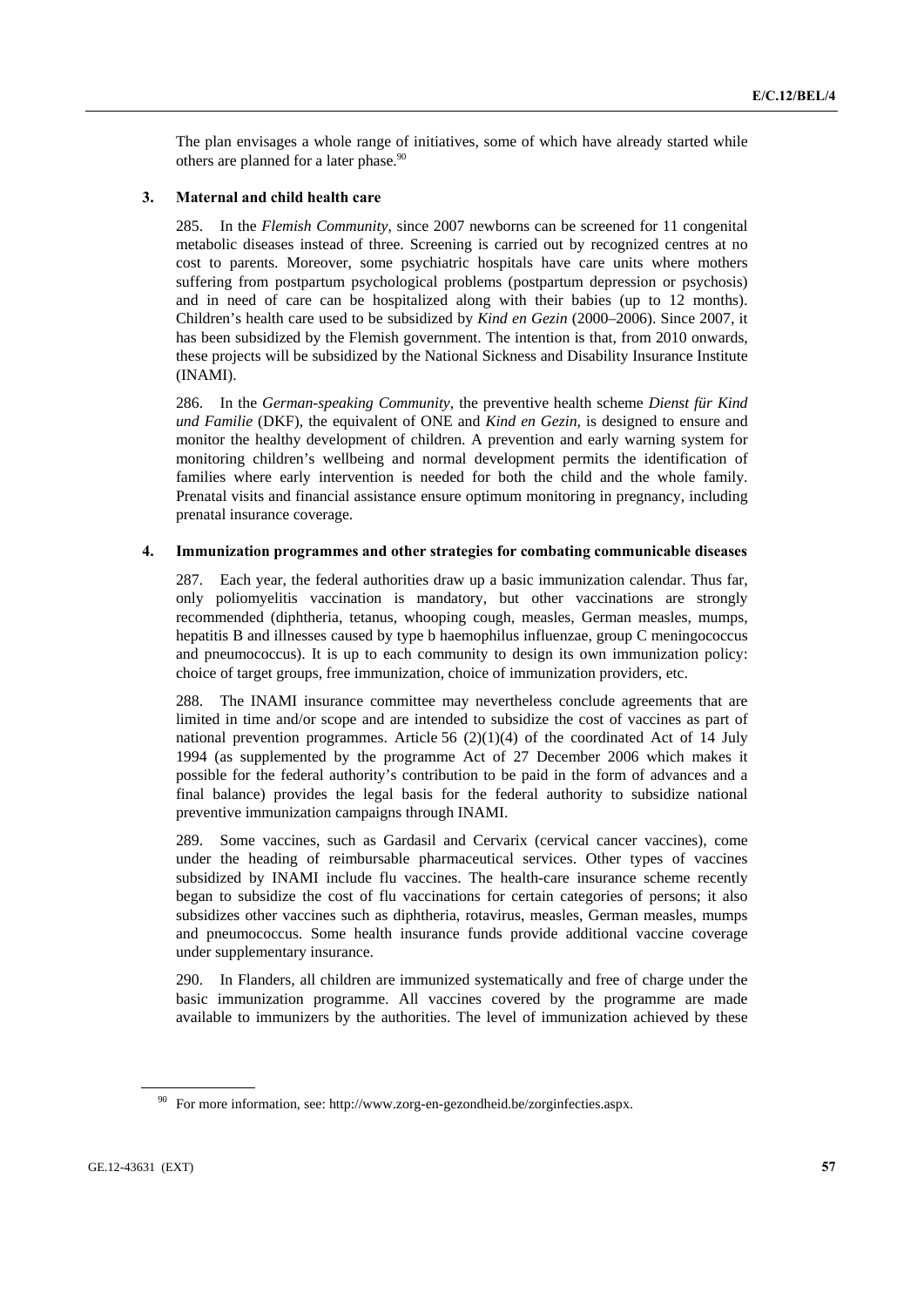The plan envisages a whole range of initiatives, some of which have already started while others are planned for a later phase.[90]

### 3. Maternal and child health care

285. In the *Flemish Community*, since 2007 newborns can be screened for 11 congenital metabolic diseases instead of three. Screening is carried out by recognized centres at no cost to parents. Moreover, some psychiatric hospitals have care units where mothers suffering from postpartum psychological problems (postpartum depression or psychosis) and in need of care can be hospitalized along with their babies (up to 12 months). Children's health care used to be subsidized by *Kind en Gezin* (2000–2006). Since 2007, it has been subsidized by the Flemish government. The intention is that, from 2010 onwards, these projects will be subsidized by the National Sickness and Disability Insurance Institute (INAMI).

286. In the *German-speaking Community*, the preventive health scheme *Dienst für Kind und Familie* (DKF), the equivalent of ONE and *Kind en Gezin*, is designed to ensure and monitor the healthy development of children. A prevention and early warning system for monitoring children's wellbeing and normal development permits the identification of families where early intervention is needed for both the child and the whole family. Prenatal visits and financial assistance ensure optimum monitoring in pregnancy, including prenatal insurance coverage.

### 4. Immunization programmes and other strategies for combating communicable diseases

287. Each year, the federal authorities draw up a basic immunization calendar. Thus far, only poliomyelitis vaccination is mandatory, but other vaccinations are strongly recommended (diphtheria, tetanus, whooping cough, measles, German measles, mumps, hepatitis B and illnesses caused by type b haemophilus influenzae, group C meningococcus and pneumococcus). It is up to each community to design its own immunization policy: choice of target groups, free immunization, choice of immunization providers, etc.

288. The INAMI insurance committee may nevertheless conclude agreements that are limited in time and/or scope and are intended to subsidize the cost of vaccines as part of national prevention programmes. Article 56 (2)(1)(4) of the coordinated Act of 14 July 1994 (as supplemented by the programme Act of 27 December 2006 which makes it possible for the federal authority's contribution to be paid in the form of advances and a final balance) provides the legal basis for the federal authority to subsidize national preventive immunization campaigns through INAMI.

289. Some vaccines, such as Gardasil and Cervarix (cervical cancer vaccines), come under the heading of reimbursable pharmaceutical services. Other types of vaccines subsidized by INAMI include flu vaccines. The health-care insurance scheme recently began to subsidize the cost of flu vaccinations for certain categories of persons; it also subsidizes other vaccines such as diphtheria, rotavirus, measles, German measles, mumps and pneumococcus. Some health insurance funds provide additional vaccine coverage under supplementary insurance.

290. In Flanders, all children are immunized systematically and free of charge under the basic immunization programme. All vaccines covered by the programme are made available to immunizers by the authorities. The level of immunization achieved by these

[90] For more information, see: http://www.zorg-en-gezondheid.be/zorginfecties.aspx.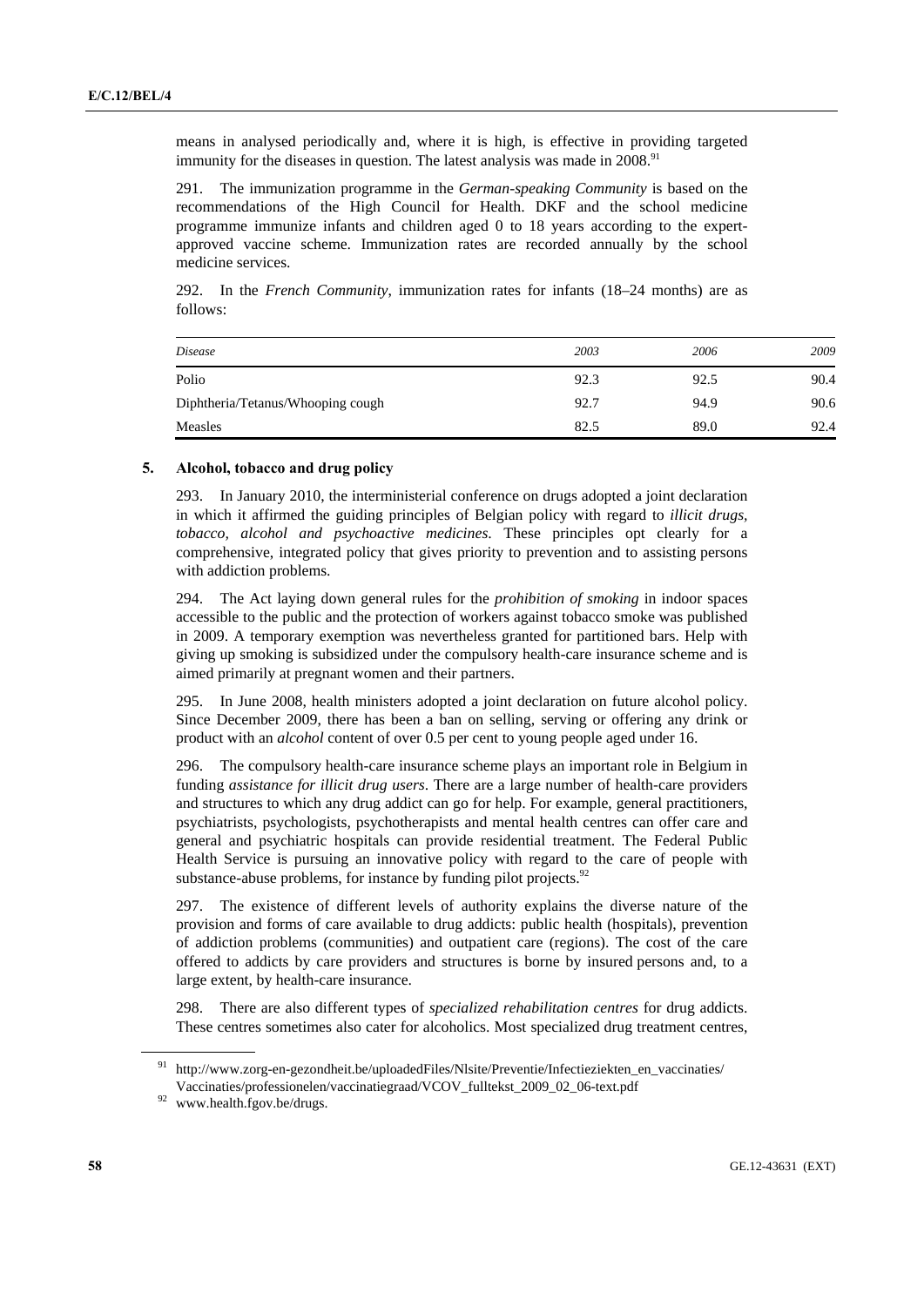means in analysed periodically and, where it is high, is effective in providing targeted immunity for the diseases in question. The latest analysis was made in 2008.[91]

291. The immunization programme in the *German-speaking Community* is based on the recommendations of the High Council for Health. DKF and the school medicine programme immunize infants and children aged 0 to 18 years according to the expert-approved vaccine scheme. Immunization rates are recorded annually by the school medicine services.

292. In the *French Community*, immunization rates for infants (18–24 months) are as follows:

| *Disease* | *2003* | *2006* | *2009* |
|---|---|---|---|
| Polio | 92.3 | 92.5 | 90.4 |
| Diphtheria/Tetanus/Whooping cough | 92.7 | 94.9 | 90.6 |
| Measles | 82.5 | 89.0 | 92.4 |

### 5. Alcohol, tobacco and drug policy

293. In January 2010, the interministerial conference on drugs adopted a joint declaration in which it affirmed the guiding principles of Belgian policy with regard to *illicit drugs, tobacco, alcohol and psychoactive medicines*. These principles opt clearly for a comprehensive, integrated policy that gives priority to prevention and to assisting persons with addiction problems.

294. The Act laying down general rules for the *prohibition of smoking* in indoor spaces accessible to the public and the protection of workers against tobacco smoke was published in 2009. A temporary exemption was nevertheless granted for partitioned bars. Help with giving up smoking is subsidized under the compulsory health-care insurance scheme and is aimed primarily at pregnant women and their partners.

295. In June 2008, health ministers adopted a joint declaration on future alcohol policy. Since December 2009, there has been a ban on selling, serving or offering any drink or product with an *alcohol* content of over 0.5 per cent to young people aged under 16.

296. The compulsory health-care insurance scheme plays an important role in Belgium in funding *assistance for illicit drug users*. There are a large number of health-care providers and structures to which any drug addict can go for help. For example, general practitioners, psychiatrists, psychologists, psychotherapists and mental health centres can offer care and general and psychiatric hospitals can provide residential treatment. The Federal Public Health Service is pursuing an innovative policy with regard to the care of people with substance-abuse problems, for instance by funding pilot projects.[92]

297. The existence of different levels of authority explains the diverse nature of the provision and forms of care available to drug addicts: public health (hospitals), prevention of addiction problems (communities) and outpatient care (regions). The cost of the care offered to addicts by care providers and structures is borne by insured persons and, to a large extent, by health-care insurance.

298. There are also different types of *specialized rehabilitation centres* for drug addicts. These centres sometimes also cater for alcoholics. Most specialized drug treatment centres,

---

[91] http://www.zorg-en-gezondheit.be/uploadedFiles/Nlsite/Preventie/Infectieziekten_en_vaccinaties/Vaccinaties/professionelen/vaccinatiegraad/VCOV_fulltekst_2009_02_06-text.pdf

[92] www.health.fgov.be/drugs.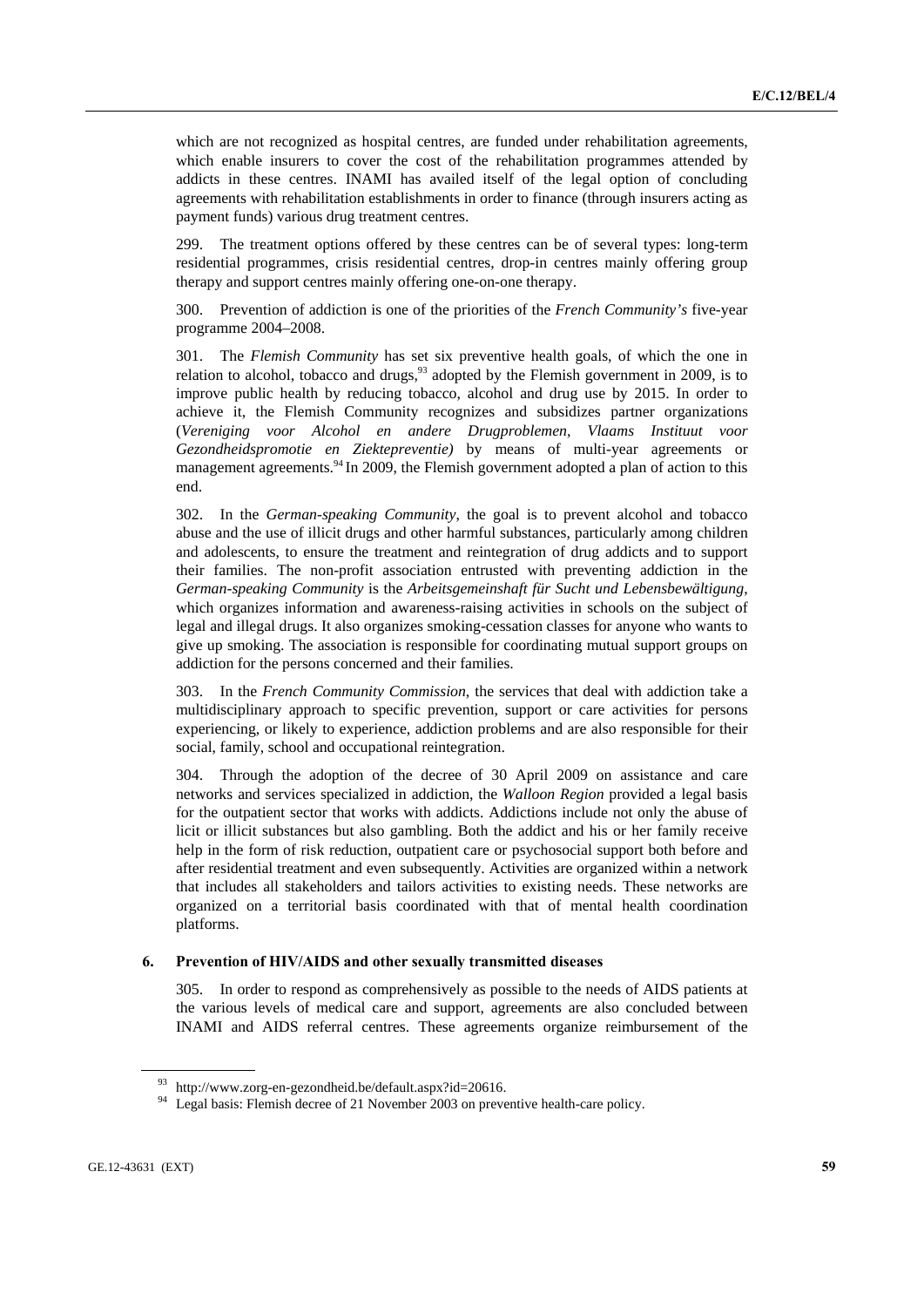which are not recognized as hospital centres, are funded under rehabilitation agreements, which enable insurers to cover the cost of the rehabilitation programmes attended by addicts in these centres. INAMI has availed itself of the legal option of concluding agreements with rehabilitation establishments in order to finance (through insurers acting as payment funds) various drug treatment centres.

299. The treatment options offered by these centres can be of several types: long-term residential programmes, crisis residential centres, drop-in centres mainly offering group therapy and support centres mainly offering one-on-one therapy.

300. Prevention of addiction is one of the priorities of the *French Community's* five-year programme 2004–2008.

301. The *Flemish Community* has set six preventive health goals, of which the one in relation to alcohol, tobacco and drugs,[93] adopted by the Flemish government in 2009, is to improve public health by reducing tobacco, alcohol and drug use by 2015. In order to achieve it, the Flemish Community recognizes and subsidizes partner organizations (*Vereniging voor Alcohol en andere Drugproblemen, Vlaams Instituut voor Gezondheidspromotie en Ziektepreventie)* by means of multi-year agreements or management agreements.[94] In 2009, the Flemish government adopted a plan of action to this end.

302. In the *German-speaking Community*, the goal is to prevent alcohol and tobacco abuse and the use of illicit drugs and other harmful substances, particularly among children and adolescents, to ensure the treatment and reintegration of drug addicts and to support their families. The non-profit association entrusted with preventing addiction in the *German-speaking Community* is the *Arbeitsgemeinschaft für Sucht und Lebensbewältigung*, which organizes information and awareness-raising activities in schools on the subject of legal and illegal drugs. It also organizes smoking-cessation classes for anyone who wants to give up smoking. The association is responsible for coordinating mutual support groups on addiction for the persons concerned and their families.

303. In the *French Community Commission*, the services that deal with addiction take a multidisciplinary approach to specific prevention, support or care activities for persons experiencing, or likely to experience, addiction problems and are also responsible for their social, family, school and occupational reintegration.

304. Through the adoption of the decree of 30 April 2009 on assistance and care networks and services specialized in addiction, the *Walloon Region* provided a legal basis for the outpatient sector that works with addicts. Addictions include not only the abuse of licit or illicit substances but also gambling. Both the addict and his or her family receive help in the form of risk reduction, outpatient care or psychosocial support both before and after residential treatment and even subsequently. Activities are organized within a network that includes all stakeholders and tailors activities to existing needs. These networks are organized on a territorial basis coordinated with that of mental health coordination platforms.

#### 6. Prevention of HIV/AIDS and other sexually transmitted diseases

305. In order to respond as comprehensively as possible to the needs of AIDS patients at the various levels of medical care and support, agreements are also concluded between INAMI and AIDS referral centres. These agreements organize reimbursement of the

[93] http://www.zorg-en-gezondheid.be/default.aspx?id=20616.

[94] Legal basis: Flemish decree of 21 November 2003 on preventive health-care policy.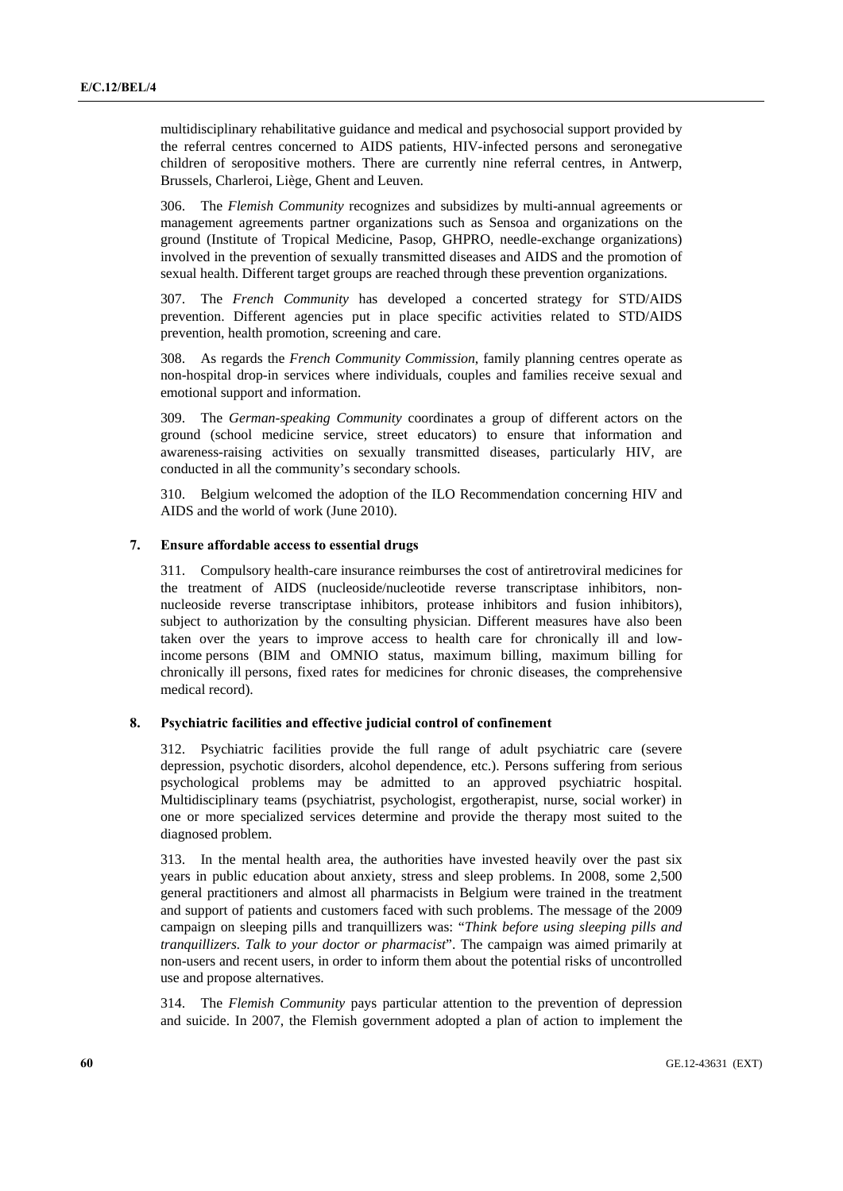multidisciplinary rehabilitative guidance and medical and psychosocial support provided by the referral centres concerned to AIDS patients, HIV-infected persons and seronegative children of seropositive mothers. There are currently nine referral centres, in Antwerp, Brussels, Charleroi, Liège, Ghent and Leuven.

306. The *Flemish Community* recognizes and subsidizes by multi-annual agreements or management agreements partner organizations such as Sensoa and organizations on the ground (Institute of Tropical Medicine, Pasop, GHPRO, needle-exchange organizations) involved in the prevention of sexually transmitted diseases and AIDS and the promotion of sexual health. Different target groups are reached through these prevention organizations.

307. The *French Community* has developed a concerted strategy for STD/AIDS prevention. Different agencies put in place specific activities related to STD/AIDS prevention, health promotion, screening and care.

308. As regards the *French Community Commission*, family planning centres operate as non-hospital drop-in services where individuals, couples and families receive sexual and emotional support and information.

309. The *German-speaking Community* coordinates a group of different actors on the ground (school medicine service, street educators) to ensure that information and awareness-raising activities on sexually transmitted diseases, particularly HIV, are conducted in all the community's secondary schools.

310. Belgium welcomed the adoption of the ILO Recommendation concerning HIV and AIDS and the world of work (June 2010).

### 7. Ensure affordable access to essential drugs

311. Compulsory health-care insurance reimburses the cost of antiretroviral medicines for the treatment of AIDS (nucleoside/nucleotide reverse transcriptase inhibitors, non-nucleoside reverse transcriptase inhibitors, protease inhibitors and fusion inhibitors), subject to authorization by the consulting physician. Different measures have also been taken over the years to improve access to health care for chronically ill and low-income persons (BIM and OMNIO status, maximum billing, maximum billing for chronically ill persons, fixed rates for medicines for chronic diseases, the comprehensive medical record).

### 8. Psychiatric facilities and effective judicial control of confinement

312. Psychiatric facilities provide the full range of adult psychiatric care (severe depression, psychotic disorders, alcohol dependence, etc.). Persons suffering from serious psychological problems may be admitted to an approved psychiatric hospital. Multidisciplinary teams (psychiatrist, psychologist, ergotherapist, nurse, social worker) in one or more specialized services determine and provide the therapy most suited to the diagnosed problem.

313. In the mental health area, the authorities have invested heavily over the past six years in public education about anxiety, stress and sleep problems. In 2008, some 2,500 general practitioners and almost all pharmacists in Belgium were trained in the treatment and support of patients and customers faced with such problems. The message of the 2009 campaign on sleeping pills and tranquillizers was: "*Think before using sleeping pills and tranquillizers. Talk to your doctor or pharmacist*". The campaign was aimed primarily at non-users and recent users, in order to inform them about the potential risks of uncontrolled use and propose alternatives.

314. The *Flemish Community* pays particular attention to the prevention of depression and suicide. In 2007, the Flemish government adopted a plan of action to implement the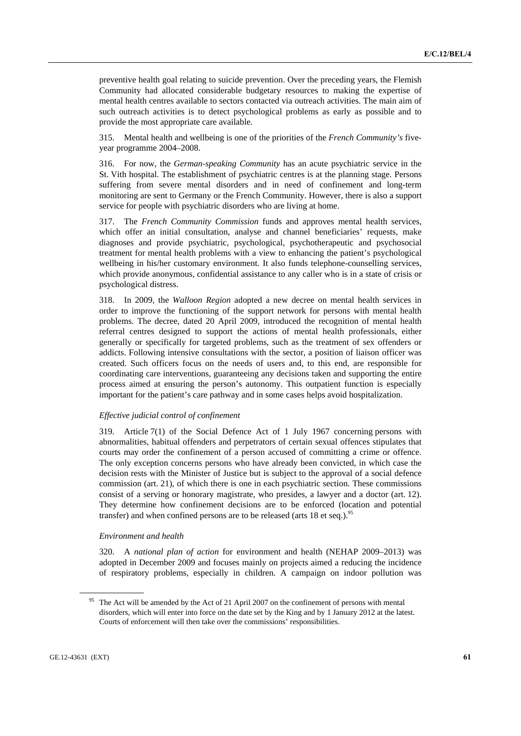preventive health goal relating to suicide prevention. Over the preceding years, the Flemish Community had allocated considerable budgetary resources to making the expertise of mental health centres available to sectors contacted via outreach activities. The main aim of such outreach activities is to detect psychological problems as early as possible and to provide the most appropriate care available.

315. Mental health and wellbeing is one of the priorities of the *French Community's* five-year programme 2004–2008.

316. For now, the *German-speaking Community* has an acute psychiatric service in the St. Vith hospital. The establishment of psychiatric centres is at the planning stage. Persons suffering from severe mental disorders and in need of confinement and long-term monitoring are sent to Germany or the French Community. However, there is also a support service for people with psychiatric disorders who are living at home.

317. The *French Community Commission* funds and approves mental health services, which offer an initial consultation, analyse and channel beneficiaries' requests, make diagnoses and provide psychiatric, psychological, psychotherapeutic and psychosocial treatment for mental health problems with a view to enhancing the patient's psychological wellbeing in his/her customary environment. It also funds telephone-counselling services, which provide anonymous, confidential assistance to any caller who is in a state of crisis or psychological distress.

318. In 2009, the *Walloon Region* adopted a new decree on mental health services in order to improve the functioning of the support network for persons with mental health problems. The decree, dated 20 April 2009, introduced the recognition of mental health referral centres designed to support the actions of mental health professionals, either generally or specifically for targeted problems, such as the treatment of sex offenders or addicts. Following intensive consultations with the sector, a position of liaison officer was created. Such officers focus on the needs of users and, to this end, are responsible for coordinating care interventions, guaranteeing any decisions taken and supporting the entire process aimed at ensuring the person's autonomy. This outpatient function is especially important for the patient's care pathway and in some cases helps avoid hospitalization.

*Effective judicial control of confinement*

319. Article 7(1) of the Social Defence Act of 1 July 1967 concerning persons with abnormalities, habitual offenders and perpetrators of certain sexual offences stipulates that courts may order the confinement of a person accused of committing a crime or offence. The only exception concerns persons who have already been convicted, in which case the decision rests with the Minister of Justice but is subject to the approval of a social defence commission (art. 21), of which there is one in each psychiatric section. These commissions consist of a serving or honorary magistrate, who presides, a lawyer and a doctor (art. 12). They determine how confinement decisions are to be enforced (location and potential transfer) and when confined persons are to be released (arts 18 et seq.).[95]

*Environment and health*

320. A *national plan of action* for environment and health (NEHAP 2009–2013) was adopted in December 2009 and focuses mainly on projects aimed a reducing the incidence of respiratory problems, especially in children. A campaign on indoor pollution was

[95] The Act will be amended by the Act of 21 April 2007 on the confinement of persons with mental disorders, which will enter into force on the date set by the King and by 1 January 2012 at the latest. Courts of enforcement will then take over the commissions' responsibilities.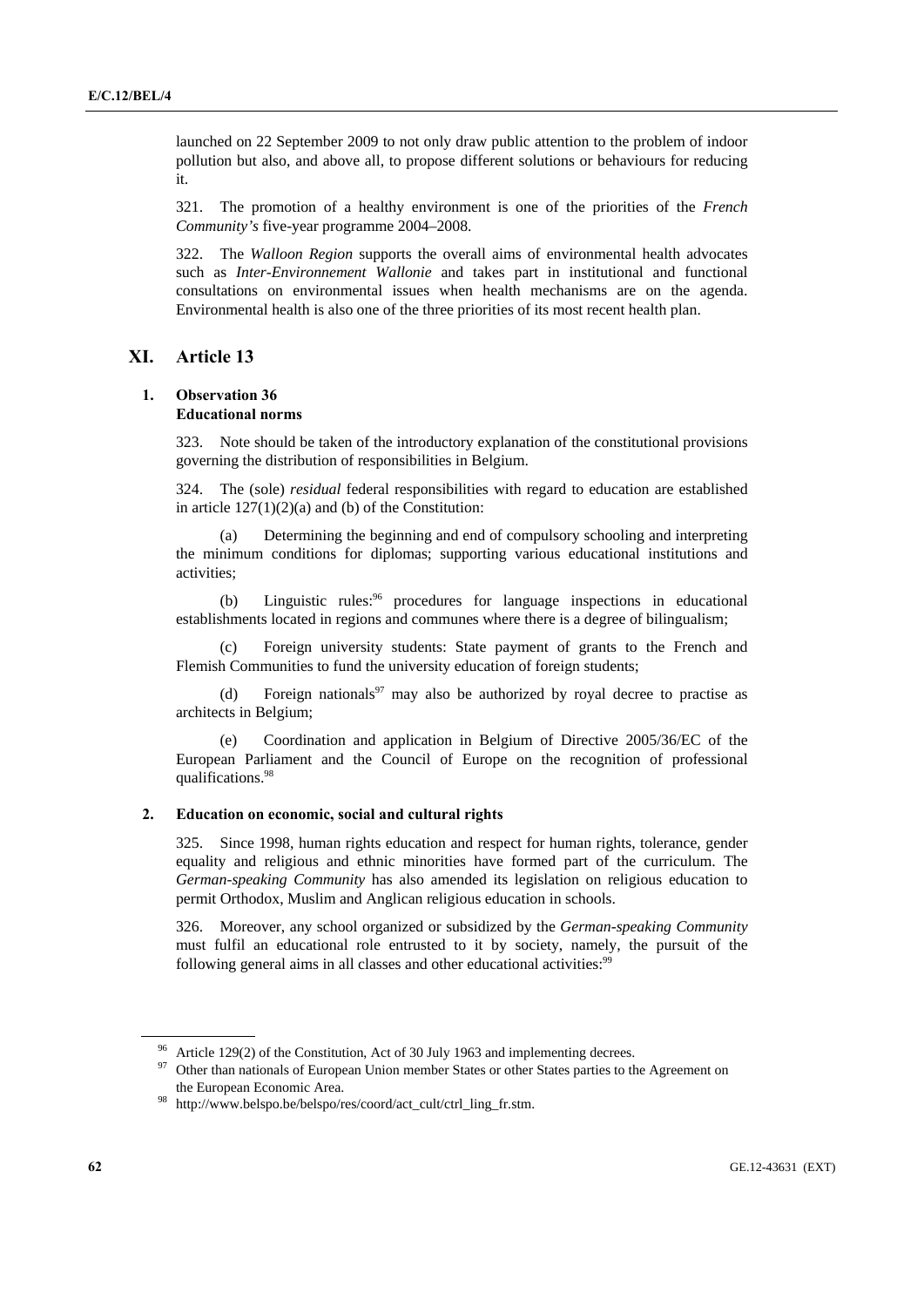launched on 22 September 2009 to not only draw public attention to the problem of indoor pollution but also, and above all, to propose different solutions or behaviours for reducing it.

321. The promotion of a healthy environment is one of the priorities of the *French Community's* five-year programme 2004–2008.

322. The *Walloon Region* supports the overall aims of environmental health advocates such as *Inter-Environnement Wallonie* and takes part in institutional and functional consultations on environmental issues when health mechanisms are on the agenda. Environmental health is also one of the three priorities of its most recent health plan.

## XI. Article 13

### 1. Observation 36
### Educational norms

323. Note should be taken of the introductory explanation of the constitutional provisions governing the distribution of responsibilities in Belgium.

324. The (sole) *residual* federal responsibilities with regard to education are established in article 127(1)(2)(a) and (b) of the Constitution:

(a) Determining the beginning and end of compulsory schooling and interpreting the minimum conditions for diplomas; supporting various educational institutions and activities;

(b) Linguistic rules:[96] procedures for language inspections in educational establishments located in regions and communes where there is a degree of bilingualism;

(c) Foreign university students: State payment of grants to the French and Flemish Communities to fund the university education of foreign students;

(d) Foreign nationals[97] may also be authorized by royal decree to practise as architects in Belgium;

(e) Coordination and application in Belgium of Directive 2005/36/EC of the European Parliament and the Council of Europe on the recognition of professional qualifications.[98]

### 2. Education on economic, social and cultural rights

325. Since 1998, human rights education and respect for human rights, tolerance, gender equality and religious and ethnic minorities have formed part of the curriculum. The *German-speaking Community* has also amended its legislation on religious education to permit Orthodox, Muslim and Anglican religious education in schools.

326. Moreover, any school organized or subsidized by the *German-speaking Community* must fulfil an educational role entrusted to it by society, namely, the pursuit of the following general aims in all classes and other educational activities:[99]

---

[96] Article 129(2) of the Constitution, Act of 30 July 1963 and implementing decrees.

[97] Other than nationals of European Union member States or other States parties to the Agreement on the European Economic Area.

[98] http://www.belspo.be/belspo/res/coord/act_cult/ctrl_ling_fr.stm.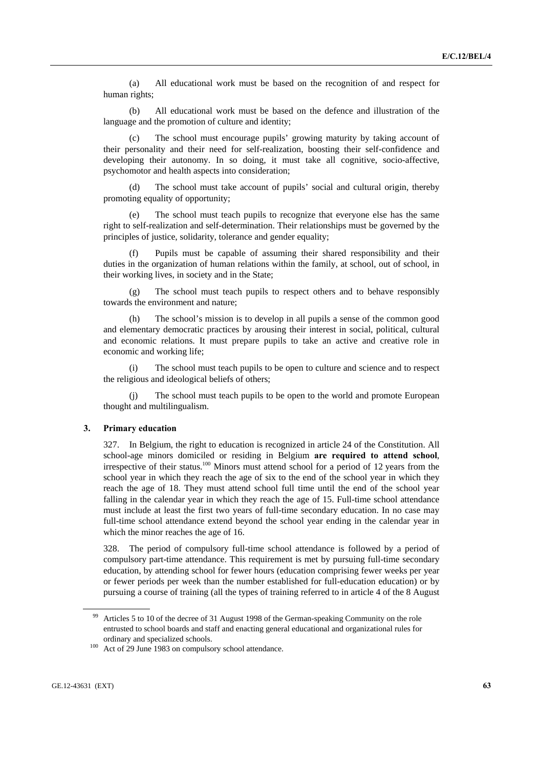(a) All educational work must be based on the recognition of and respect for human rights;

(b) All educational work must be based on the defence and illustration of the language and the promotion of culture and identity;

(c) The school must encourage pupils' growing maturity by taking account of their personality and their need for self-realization, boosting their self-confidence and developing their autonomy. In so doing, it must take all cognitive, socio-affective, psychomotor and health aspects into consideration;

(d) The school must take account of pupils' social and cultural origin, thereby promoting equality of opportunity;

(e) The school must teach pupils to recognize that everyone else has the same right to self-realization and self-determination. Their relationships must be governed by the principles of justice, solidarity, tolerance and gender equality;

(f) Pupils must be capable of assuming their shared responsibility and their duties in the organization of human relations within the family, at school, out of school, in their working lives, in society and in the State;

(g) The school must teach pupils to respect others and to behave responsibly towards the environment and nature;

(h) The school's mission is to develop in all pupils a sense of the common good and elementary democratic practices by arousing their interest in social, political, cultural and economic relations. It must prepare pupils to take an active and creative role in economic and working life;

(i) The school must teach pupils to be open to culture and science and to respect the religious and ideological beliefs of others;

(j) The school must teach pupils to be open to the world and promote European thought and multilingualism.

### 3. Primary education

327. In Belgium, the right to education is recognized in article 24 of the Constitution. All school-age minors domiciled or residing in Belgium **are required to attend school**, irrespective of their status.[100] Minors must attend school for a period of 12 years from the school year in which they reach the age of six to the end of the school year in which they reach the age of 18. They must attend school full time until the end of the school year falling in the calendar year in which they reach the age of 15. Full-time school attendance must include at least the first two years of full-time secondary education. In no case may full-time school attendance extend beyond the school year ending in the calendar year in which the minor reaches the age of 16.

328. The period of compulsory full-time school attendance is followed by a period of compulsory part-time attendance. This requirement is met by pursuing full-time secondary education, by attending school for fewer hours (education comprising fewer weeks per year or fewer periods per week than the number established for full-education education) or by pursuing a course of training (all the types of training referred to in article 4 of the 8 August

---

[99] Articles 5 to 10 of the decree of 31 August 1998 of the German-speaking Community on the role entrusted to school boards and staff and enacting general educational and organizational rules for ordinary and specialized schools.

[100] Act of 29 June 1983 on compulsory school attendance.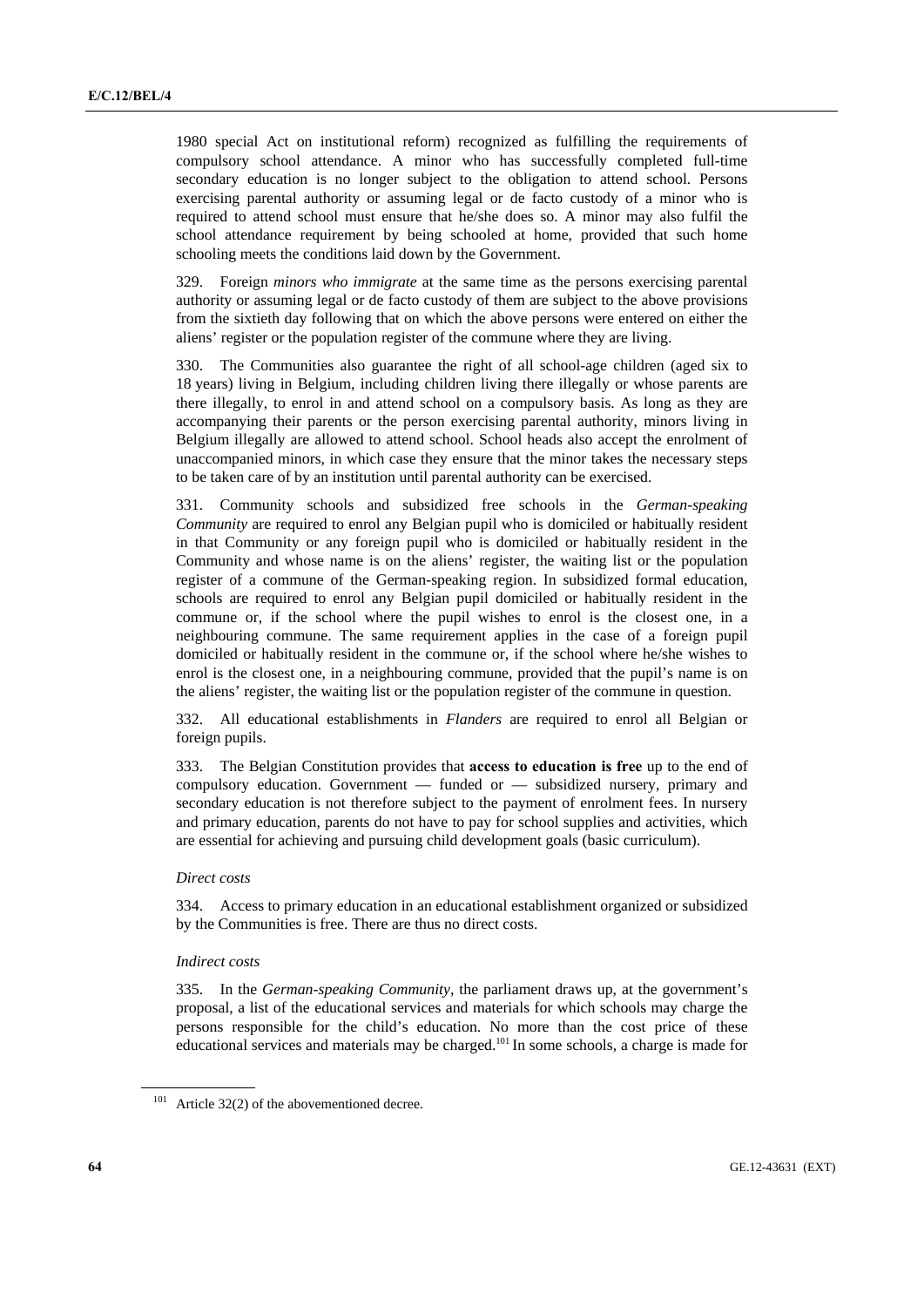1980 special Act on institutional reform) recognized as fulfilling the requirements of compulsory school attendance. A minor who has successfully completed full-time secondary education is no longer subject to the obligation to attend school. Persons exercising parental authority or assuming legal or de facto custody of a minor who is required to attend school must ensure that he/she does so. A minor may also fulfil the school attendance requirement by being schooled at home, provided that such home schooling meets the conditions laid down by the Government.

329. Foreign *minors who immigrate* at the same time as the persons exercising parental authority or assuming legal or de facto custody of them are subject to the above provisions from the sixtieth day following that on which the above persons were entered on either the aliens' register or the population register of the commune where they are living.

330. The Communities also guarantee the right of all school-age children (aged six to 18 years) living in Belgium, including children living there illegally or whose parents are there illegally, to enrol in and attend school on a compulsory basis. As long as they are accompanying their parents or the person exercising parental authority, minors living in Belgium illegally are allowed to attend school. School heads also accept the enrolment of unaccompanied minors, in which case they ensure that the minor takes the necessary steps to be taken care of by an institution until parental authority can be exercised.

331. Community schools and subsidized free schools in the *German-speaking Community* are required to enrol any Belgian pupil who is domiciled or habitually resident in that Community or any foreign pupil who is domiciled or habitually resident in the Community and whose name is on the aliens' register, the waiting list or the population register of a commune of the German-speaking region. In subsidized formal education, schools are required to enrol any Belgian pupil domiciled or habitually resident in the commune or, if the school where the pupil wishes to enrol is the closest one, in a neighbouring commune. The same requirement applies in the case of a foreign pupil domiciled or habitually resident in the commune or, if the school where he/she wishes to enrol is the closest one, in a neighbouring commune, provided that the pupil's name is on the aliens' register, the waiting list or the population register of the commune in question.

332. All educational establishments in *Flanders* are required to enrol all Belgian or foreign pupils.

333. The Belgian Constitution provides that **access to education is free** up to the end of compulsory education. Government — funded or — subsidized nursery, primary and secondary education is not therefore subject to the payment of enrolment fees. In nursery and primary education, parents do not have to pay for school supplies and activities, which are essential for achieving and pursuing child development goals (basic curriculum).

*Direct costs*

334. Access to primary education in an educational establishment organized or subsidized by the Communities is free. There are thus no direct costs.

*Indirect costs*

335. In the *German-speaking Community*, the parliament draws up, at the government's proposal, a list of the educational services and materials for which schools may charge the persons responsible for the child's education. No more than the cost price of these educational services and materials may be charged.[101] In some schools, a charge is made for

[101] Article 32(2) of the abovementioned decree.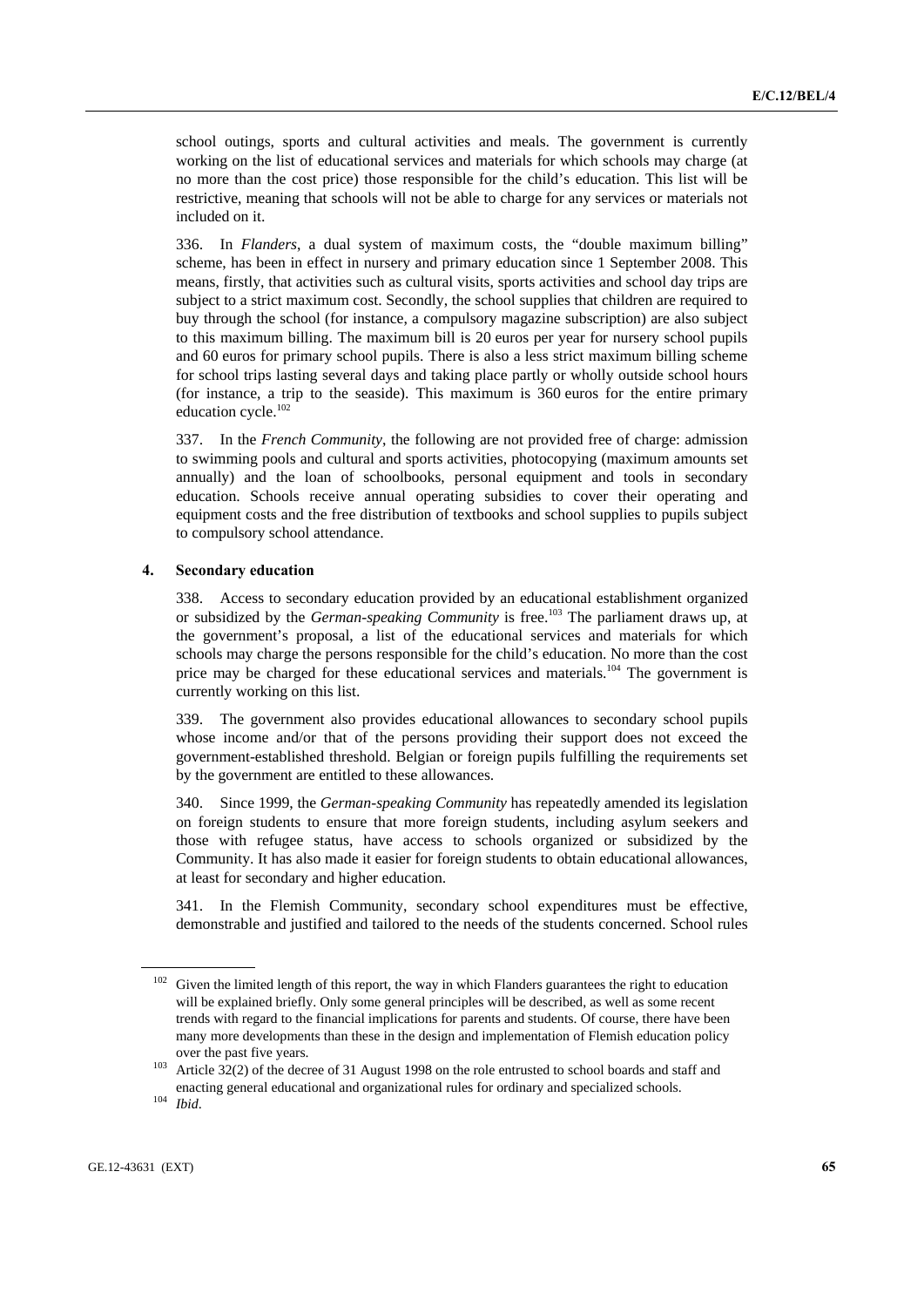school outings, sports and cultural activities and meals. The government is currently working on the list of educational services and materials for which schools may charge (at no more than the cost price) those responsible for the child's education. This list will be restrictive, meaning that schools will not be able to charge for any services or materials not included on it.

336. In *Flanders*, a dual system of maximum costs, the "double maximum billing" scheme, has been in effect in nursery and primary education since 1 September 2008. This means, firstly, that activities such as cultural visits, sports activities and school day trips are subject to a strict maximum cost. Secondly, the school supplies that children are required to buy through the school (for instance, a compulsory magazine subscription) are also subject to this maximum billing. The maximum bill is 20 euros per year for nursery school pupils and 60 euros for primary school pupils. There is also a less strict maximum billing scheme for school trips lasting several days and taking place partly or wholly outside school hours (for instance, a trip to the seaside). This maximum is 360 euros for the entire primary education cycle.[102]

337. In the *French Community*, the following are not provided free of charge: admission to swimming pools and cultural and sports activities, photocopying (maximum amounts set annually) and the loan of schoolbooks, personal equipment and tools in secondary education. Schools receive annual operating subsidies to cover their operating and equipment costs and the free distribution of textbooks and school supplies to pupils subject to compulsory school attendance.

### 4. Secondary education

338. Access to secondary education provided by an educational establishment organized or subsidized by the *German-speaking Community* is free.[103] The parliament draws up, at the government's proposal, a list of the educational services and materials for which schools may charge the persons responsible for the child's education. No more than the cost price may be charged for these educational services and materials.[104] The government is currently working on this list.

339. The government also provides educational allowances to secondary school pupils whose income and/or that of the persons providing their support does not exceed the government-established threshold. Belgian or foreign pupils fulfilling the requirements set by the government are entitled to these allowances.

340. Since 1999, the *German-speaking Community* has repeatedly amended its legislation on foreign students to ensure that more foreign students, including asylum seekers and those with refugee status, have access to schools organized or subsidized by the Community. It has also made it easier for foreign students to obtain educational allowances, at least for secondary and higher education.

341. In the Flemish Community, secondary school expenditures must be effective, demonstrable and justified and tailored to the needs of the students concerned. School rules

---

[102] Given the limited length of this report, the way in which Flanders guarantees the right to education will be explained briefly. Only some general principles will be described, as well as some recent trends with regard to the financial implications for parents and students. Of course, there have been many more developments than these in the design and implementation of Flemish education policy over the past five years.

[103] Article 32(2) of the decree of 31 August 1998 on the role entrusted to school boards and staff and enacting general educational and organizational rules for ordinary and specialized schools.

[104] *Ibid*.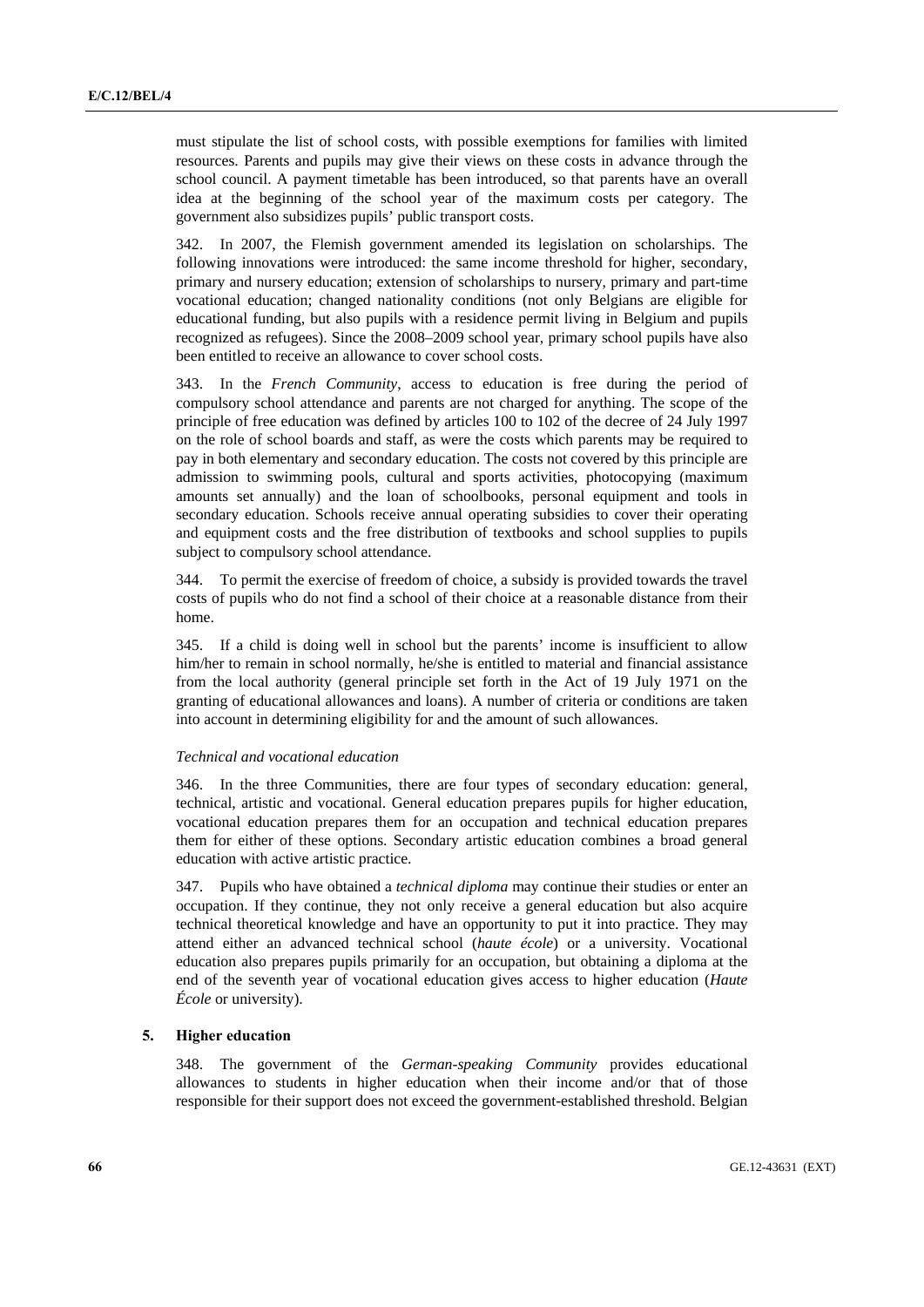must stipulate the list of school costs, with possible exemptions for families with limited resources. Parents and pupils may give their views on these costs in advance through the school council. A payment timetable has been introduced, so that parents have an overall idea at the beginning of the school year of the maximum costs per category. The government also subsidizes pupils' public transport costs.

342. In 2007, the Flemish government amended its legislation on scholarships. The following innovations were introduced: the same income threshold for higher, secondary, primary and nursery education; extension of scholarships to nursery, primary and part-time vocational education; changed nationality conditions (not only Belgians are eligible for educational funding, but also pupils with a residence permit living in Belgium and pupils recognized as refugees). Since the 2008–2009 school year, primary school pupils have also been entitled to receive an allowance to cover school costs.

343. In the *French Community*, access to education is free during the period of compulsory school attendance and parents are not charged for anything. The scope of the principle of free education was defined by articles 100 to 102 of the decree of 24 July 1997 on the role of school boards and staff, as were the costs which parents may be required to pay in both elementary and secondary education. The costs not covered by this principle are admission to swimming pools, cultural and sports activities, photocopying (maximum amounts set annually) and the loan of schoolbooks, personal equipment and tools in secondary education. Schools receive annual operating subsidies to cover their operating and equipment costs and the free distribution of textbooks and school supplies to pupils subject to compulsory school attendance.

344. To permit the exercise of freedom of choice, a subsidy is provided towards the travel costs of pupils who do not find a school of their choice at a reasonable distance from their home.

345. If a child is doing well in school but the parents' income is insufficient to allow him/her to remain in school normally, he/she is entitled to material and financial assistance from the local authority (general principle set forth in the Act of 19 July 1971 on the granting of educational allowances and loans). A number of criteria or conditions are taken into account in determining eligibility for and the amount of such allowances.

*Technical and vocational education*

346. In the three Communities, there are four types of secondary education: general, technical, artistic and vocational. General education prepares pupils for higher education, vocational education prepares them for an occupation and technical education prepares them for either of these options. Secondary artistic education combines a broad general education with active artistic practice.

347. Pupils who have obtained a *technical diploma* may continue their studies or enter an occupation. If they continue, they not only receive a general education but also acquire technical theoretical knowledge and have an opportunity to put it into practice. They may attend either an advanced technical school (*haute école*) or a university. Vocational education also prepares pupils primarily for an occupation, but obtaining a diploma at the end of the seventh year of vocational education gives access to higher education (*Haute École* or university).

### 5. Higher education

348. The government of the *German-speaking Community* provides educational allowances to students in higher education when their income and/or that of those responsible for their support does not exceed the government-established threshold. Belgian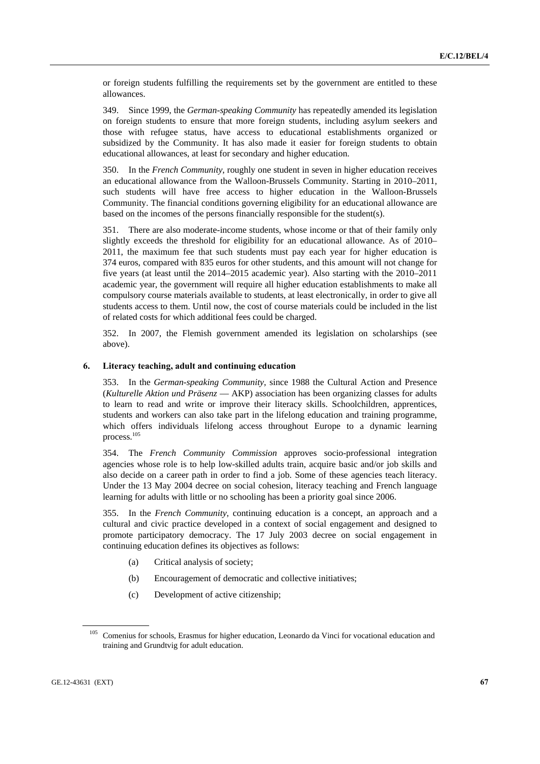or foreign students fulfilling the requirements set by the government are entitled to these allowances.

349. Since 1999, the *German-speaking Community* has repeatedly amended its legislation on foreign students to ensure that more foreign students, including asylum seekers and those with refugee status, have access to educational establishments organized or subsidized by the Community. It has also made it easier for foreign students to obtain educational allowances, at least for secondary and higher education.

350. In the *French Community*, roughly one student in seven in higher education receives an educational allowance from the Walloon-Brussels Community. Starting in 2010–2011, such students will have free access to higher education in the Walloon-Brussels Community. The financial conditions governing eligibility for an educational allowance are based on the incomes of the persons financially responsible for the student(s).

351. There are also moderate-income students, whose income or that of their family only slightly exceeds the threshold for eligibility for an educational allowance. As of 2010–2011, the maximum fee that such students must pay each year for higher education is 374 euros, compared with 835 euros for other students, and this amount will not change for five years (at least until the 2014–2015 academic year). Also starting with the 2010–2011 academic year, the government will require all higher education establishments to make all compulsory course materials available to students, at least electronically, in order to give all students access to them. Until now, the cost of course materials could be included in the list of related costs for which additional fees could be charged.

352. In 2007, the Flemish government amended its legislation on scholarships (see above).

### 6. Literacy teaching, adult and continuing education

353. In the *German-speaking Community*, since 1988 the Cultural Action and Presence (*Kulturelle Aktion und Präsenz* — AKP) association has been organizing classes for adults to learn to read and write or improve their literacy skills. Schoolchildren, apprentices, students and workers can also take part in the lifelong education and training programme, which offers individuals lifelong access throughout Europe to a dynamic learning process.[105]

354. The *French Community Commission* approves socio-professional integration agencies whose role is to help low-skilled adults train, acquire basic and/or job skills and also decide on a career path in order to find a job. Some of these agencies teach literacy. Under the 13 May 2004 decree on social cohesion, literacy teaching and French language learning for adults with little or no schooling has been a priority goal since 2006.

355. In the *French Community*, continuing education is a concept, an approach and a cultural and civic practice developed in a context of social engagement and designed to promote participatory democracy. The 17 July 2003 decree on social engagement in continuing education defines its objectives as follows:

(a) Critical analysis of society;

(b) Encouragement of democratic and collective initiatives;

(c) Development of active citizenship;

---

[105] Comenius for schools, Erasmus for higher education, Leonardo da Vinci for vocational education and training and Grundtvig for adult education.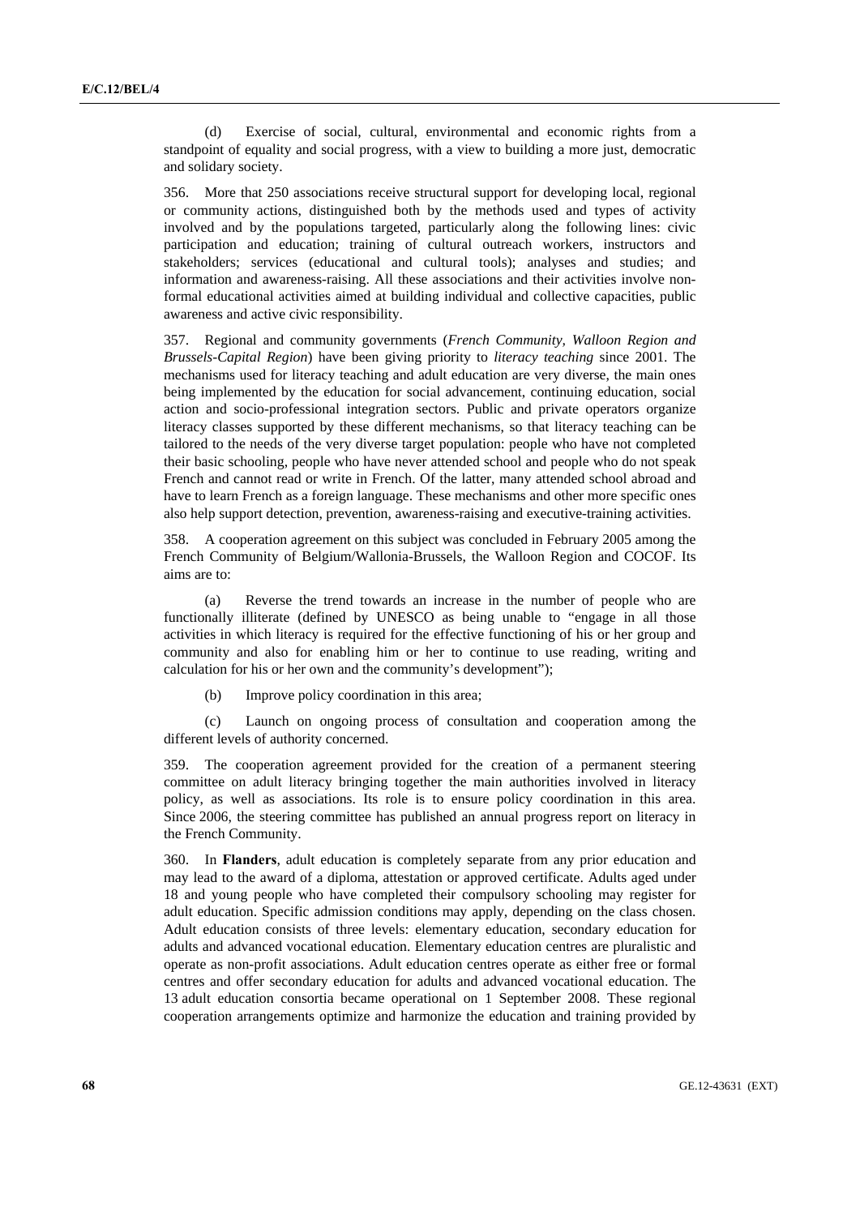(d) Exercise of social, cultural, environmental and economic rights from a standpoint of equality and social progress, with a view to building a more just, democratic and solidary society.

356. More that 250 associations receive structural support for developing local, regional or community actions, distinguished both by the methods used and types of activity involved and by the populations targeted, particularly along the following lines: civic participation and education; training of cultural outreach workers, instructors and stakeholders; services (educational and cultural tools); analyses and studies; and information and awareness-raising. All these associations and their activities involve non-formal educational activities aimed at building individual and collective capacities, public awareness and active civic responsibility.

357. Regional and community governments (*French Community, Walloon Region and Brussels-Capital Region*) have been giving priority to *literacy teaching* since 2001. The mechanisms used for literacy teaching and adult education are very diverse, the main ones being implemented by the education for social advancement, continuing education, social action and socio-professional integration sectors. Public and private operators organize literacy classes supported by these different mechanisms, so that literacy teaching can be tailored to the needs of the very diverse target population: people who have not completed their basic schooling, people who have never attended school and people who do not speak French and cannot read or write in French. Of the latter, many attended school abroad and have to learn French as a foreign language. These mechanisms and other more specific ones also help support detection, prevention, awareness-raising and executive-training activities.

358. A cooperation agreement on this subject was concluded in February 2005 among the French Community of Belgium/Wallonia-Brussels, the Walloon Region and COCOF. Its aims are to:

(a) Reverse the trend towards an increase in the number of people who are functionally illiterate (defined by UNESCO as being unable to "engage in all those activities in which literacy is required for the effective functioning of his or her group and community and also for enabling him or her to continue to use reading, writing and calculation for his or her own and the community's development");

(b) Improve policy coordination in this area;

(c) Launch on ongoing process of consultation and cooperation among the different levels of authority concerned.

359. The cooperation agreement provided for the creation of a permanent steering committee on adult literacy bringing together the main authorities involved in literacy policy, as well as associations. Its role is to ensure policy coordination in this area. Since 2006, the steering committee has published an annual progress report on literacy in the French Community.

360. In **Flanders**, adult education is completely separate from any prior education and may lead to the award of a diploma, attestation or approved certificate. Adults aged under 18 and young people who have completed their compulsory schooling may register for adult education. Specific admission conditions may apply, depending on the class chosen. Adult education consists of three levels: elementary education, secondary education for adults and advanced vocational education. Elementary education centres are pluralistic and operate as non-profit associations. Adult education centres operate as either free or formal centres and offer secondary education for adults and advanced vocational education. The 13 adult education consortia became operational on 1 September 2008. These regional cooperation arrangements optimize and harmonize the education and training provided by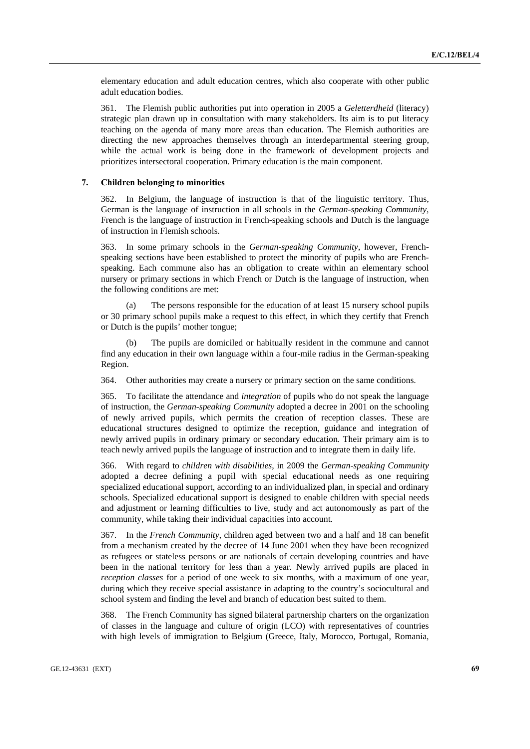elementary education and adult education centres, which also cooperate with other public adult education bodies.

361. The Flemish public authorities put into operation in 2005 a *Geletterdheid* (literacy) strategic plan drawn up in consultation with many stakeholders. Its aim is to put literacy teaching on the agenda of many more areas than education. The Flemish authorities are directing the new approaches themselves through an interdepartmental steering group, while the actual work is being done in the framework of development projects and prioritizes intersectoral cooperation. Primary education is the main component.

### 7. Children belonging to minorities

362. In Belgium, the language of instruction is that of the linguistic territory. Thus, German is the language of instruction in all schools in the *German-speaking Community*, French is the language of instruction in French-speaking schools and Dutch is the language of instruction in Flemish schools.

363. In some primary schools in the *German-speaking Community*, however, French-speaking sections have been established to protect the minority of pupils who are French-speaking. Each commune also has an obligation to create within an elementary school nursery or primary sections in which French or Dutch is the language of instruction, when the following conditions are met:

(a) The persons responsible for the education of at least 15 nursery school pupils or 30 primary school pupils make a request to this effect, in which they certify that French or Dutch is the pupils' mother tongue;

(b) The pupils are domiciled or habitually resident in the commune and cannot find any education in their own language within a four-mile radius in the German-speaking Region.

364. Other authorities may create a nursery or primary section on the same conditions.

365. To facilitate the attendance and *integration* of pupils who do not speak the language of instruction, the *German-speaking Community* adopted a decree in 2001 on the schooling of newly arrived pupils, which permits the creation of reception classes. These are educational structures designed to optimize the reception, guidance and integration of newly arrived pupils in ordinary primary or secondary education. Their primary aim is to teach newly arrived pupils the language of instruction and to integrate them in daily life.

366. With regard to *children with disabilities*, in 2009 the *German-speaking Community* adopted a decree defining a pupil with special educational needs as one requiring specialized educational support, according to an individualized plan, in special and ordinary schools. Specialized educational support is designed to enable children with special needs and adjustment or learning difficulties to live, study and act autonomously as part of the community, while taking their individual capacities into account.

367. In the *French Community*, children aged between two and a half and 18 can benefit from a mechanism created by the decree of 14 June 2001 when they have been recognized as refugees or stateless persons or are nationals of certain developing countries and have been in the national territory for less than a year. Newly arrived pupils are placed in *reception classes* for a period of one week to six months, with a maximum of one year, during which they receive special assistance in adapting to the country's sociocultural and school system and finding the level and branch of education best suited to them.

368. The French Community has signed bilateral partnership charters on the organization of classes in the language and culture of origin (LCO) with representatives of countries with high levels of immigration to Belgium (Greece, Italy, Morocco, Portugal, Romania,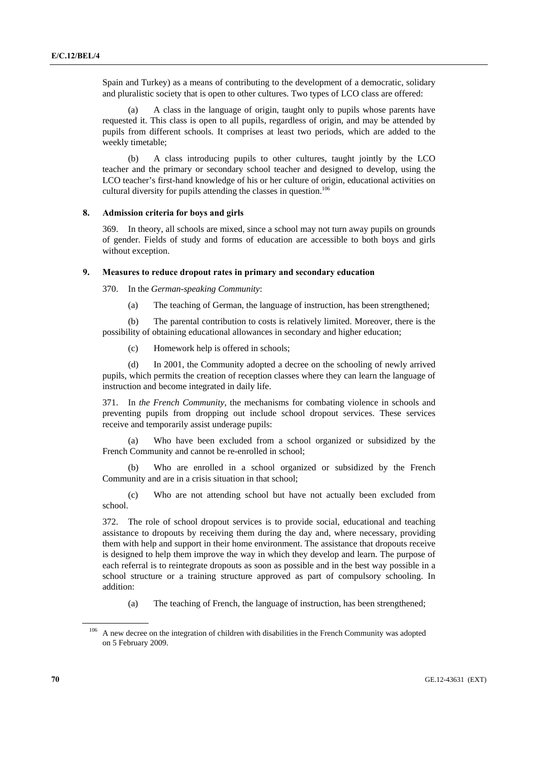Spain and Turkey) as a means of contributing to the development of a democratic, solidary and pluralistic society that is open to other cultures. Two types of LCO class are offered:

(a) A class in the language of origin, taught only to pupils whose parents have requested it. This class is open to all pupils, regardless of origin, and may be attended by pupils from different schools. It comprises at least two periods, which are added to the weekly timetable;

(b) A class introducing pupils to other cultures, taught jointly by the LCO teacher and the primary or secondary school teacher and designed to develop, using the LCO teacher's first-hand knowledge of his or her culture of origin, educational activities on cultural diversity for pupils attending the classes in question.[106]

### 8. Admission criteria for boys and girls

369. In theory, all schools are mixed, since a school may not turn away pupils on grounds of gender. Fields of study and forms of education are accessible to both boys and girls without exception.

### 9. Measures to reduce dropout rates in primary and secondary education

370. In the *German-speaking Community*:

(a) The teaching of German, the language of instruction, has been strengthened;

(b) The parental contribution to costs is relatively limited. Moreover, there is the possibility of obtaining educational allowances in secondary and higher education;

(c) Homework help is offered in schools;

(d) In 2001, the Community adopted a decree on the schooling of newly arrived pupils, which permits the creation of reception classes where they can learn the language of instruction and become integrated in daily life.

371. In *the French Community*, the mechanisms for combating violence in schools and preventing pupils from dropping out include school dropout services. These services receive and temporarily assist underage pupils:

(a) Who have been excluded from a school organized or subsidized by the French Community and cannot be re-enrolled in school;

(b) Who are enrolled in a school organized or subsidized by the French Community and are in a crisis situation in that school;

(c) Who are not attending school but have not actually been excluded from school.

372. The role of school dropout services is to provide social, educational and teaching assistance to dropouts by receiving them during the day and, where necessary, providing them with help and support in their home environment. The assistance that dropouts receive is designed to help them improve the way in which they develop and learn. The purpose of each referral is to reintegrate dropouts as soon as possible and in the best way possible in a school structure or a training structure approved as part of compulsory schooling. In addition:

(a) The teaching of French, the language of instruction, has been strengthened;

---

[106] A new decree on the integration of children with disabilities in the French Community was adopted on 5 February 2009.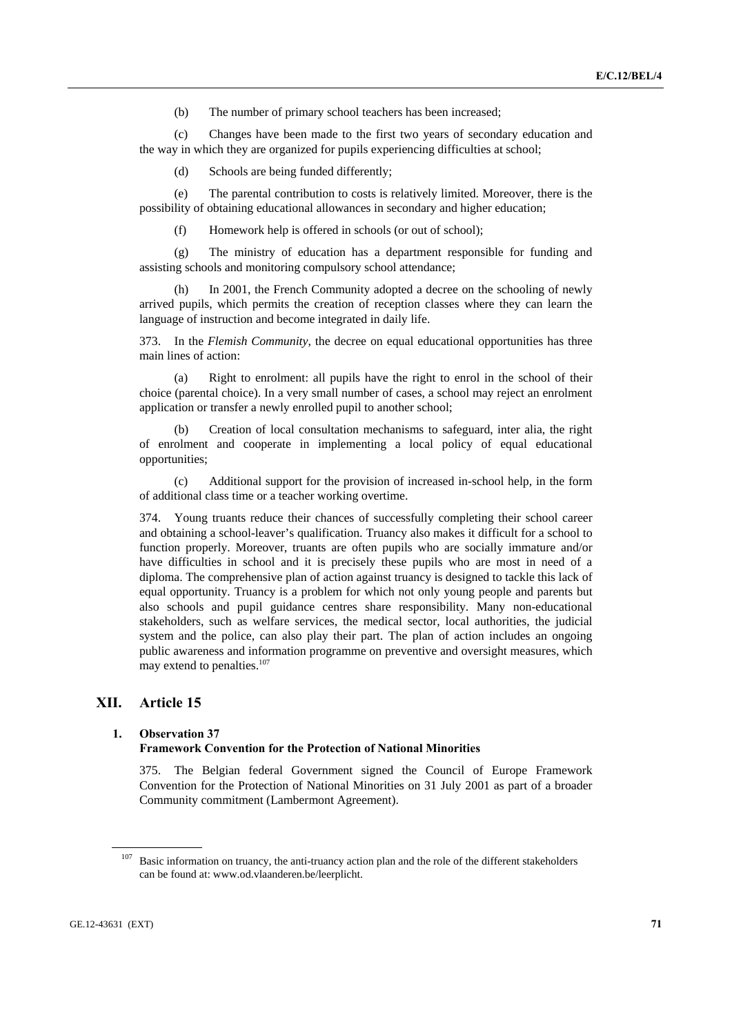(b) The number of primary school teachers has been increased;

(c) Changes have been made to the first two years of secondary education and the way in which they are organized for pupils experiencing difficulties at school;

(d) Schools are being funded differently;

(e) The parental contribution to costs is relatively limited. Moreover, there is the possibility of obtaining educational allowances in secondary and higher education;

(f) Homework help is offered in schools (or out of school);

(g) The ministry of education has a department responsible for funding and assisting schools and monitoring compulsory school attendance;

(h) In 2001, the French Community adopted a decree on the schooling of newly arrived pupils, which permits the creation of reception classes where they can learn the language of instruction and become integrated in daily life.

373. In the *Flemish Community*, the decree on equal educational opportunities has three main lines of action:

(a) Right to enrolment: all pupils have the right to enrol in the school of their choice (parental choice). In a very small number of cases, a school may reject an enrolment application or transfer a newly enrolled pupil to another school;

(b) Creation of local consultation mechanisms to safeguard, inter alia, the right of enrolment and cooperate in implementing a local policy of equal educational opportunities;

(c) Additional support for the provision of increased in-school help, in the form of additional class time or a teacher working overtime.

374. Young truants reduce their chances of successfully completing their school career and obtaining a school-leaver's qualification. Truancy also makes it difficult for a school to function properly. Moreover, truants are often pupils who are socially immature and/or have difficulties in school and it is precisely these pupils who are most in need of a diploma. The comprehensive plan of action against truancy is designed to tackle this lack of equal opportunity. Truancy is a problem for which not only young people and parents but also schools and pupil guidance centres share responsibility. Many non-educational stakeholders, such as welfare services, the medical sector, local authorities, the judicial system and the police, can also play their part. The plan of action includes an ongoing public awareness and information programme on preventive and oversight measures, which may extend to penalties.[107]

## XII. Article 15

### 1. Observation 37
### Framework Convention for the Protection of National Minorities

375. The Belgian federal Government signed the Council of Europe Framework Convention for the Protection of National Minorities on 31 July 2001 as part of a broader Community commitment (Lambermont Agreement).

[107] Basic information on truancy, the anti-truancy action plan and the role of the different stakeholders can be found at: www.od.vlaanderen.be/leerplicht.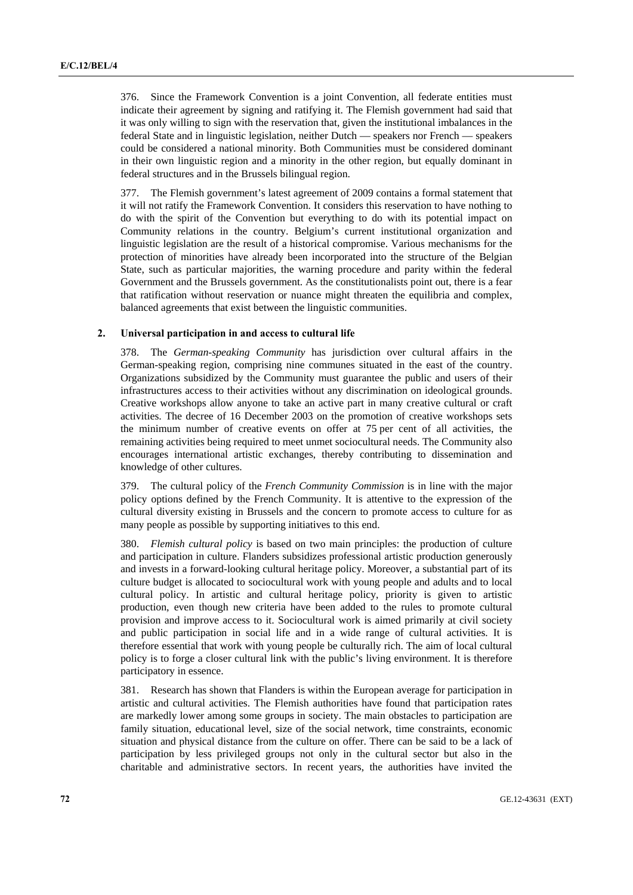376. Since the Framework Convention is a joint Convention, all federate entities must indicate their agreement by signing and ratifying it. The Flemish government had said that it was only willing to sign with the reservation that, given the institutional imbalances in the federal State and in linguistic legislation, neither Dutch — speakers nor French — speakers could be considered a national minority. Both Communities must be considered dominant in their own linguistic region and a minority in the other region, but equally dominant in federal structures and in the Brussels bilingual region.

377. The Flemish government's latest agreement of 2009 contains a formal statement that it will not ratify the Framework Convention. It considers this reservation to have nothing to do with the spirit of the Convention but everything to do with its potential impact on Community relations in the country. Belgium's current institutional organization and linguistic legislation are the result of a historical compromise. Various mechanisms for the protection of minorities have already been incorporated into the structure of the Belgian State, such as particular majorities, the warning procedure and parity within the federal Government and the Brussels government. As the constitutionalists point out, there is a fear that ratification without reservation or nuance might threaten the equilibria and complex, balanced agreements that exist between the linguistic communities.

## 2. Universal participation in and access to cultural life

378. The *German-speaking Community* has jurisdiction over cultural affairs in the German-speaking region, comprising nine communes situated in the east of the country. Organizations subsidized by the Community must guarantee the public and users of their infrastructures access to their activities without any discrimination on ideological grounds. Creative workshops allow anyone to take an active part in many creative cultural or craft activities. The decree of 16 December 2003 on the promotion of creative workshops sets the minimum number of creative events on offer at 75 per cent of all activities, the remaining activities being required to meet unmet sociocultural needs. The Community also encourages international artistic exchanges, thereby contributing to dissemination and knowledge of other cultures.

379. The cultural policy of the *French Community Commission* is in line with the major policy options defined by the French Community. It is attentive to the expression of the cultural diversity existing in Brussels and the concern to promote access to culture for as many people as possible by supporting initiatives to this end.

380. *Flemish cultural policy* is based on two main principles: the production of culture and participation in culture. Flanders subsidizes professional artistic production generously and invests in a forward-looking cultural heritage policy. Moreover, a substantial part of its culture budget is allocated to sociocultural work with young people and adults and to local cultural policy. In artistic and cultural heritage policy, priority is given to artistic production, even though new criteria have been added to the rules to promote cultural provision and improve access to it. Sociocultural work is aimed primarily at civil society and public participation in social life and in a wide range of cultural activities. It is therefore essential that work with young people be culturally rich. The aim of local cultural policy is to forge a closer cultural link with the public's living environment. It is therefore participatory in essence.

381. Research has shown that Flanders is within the European average for participation in artistic and cultural activities. The Flemish authorities have found that participation rates are markedly lower among some groups in society. The main obstacles to participation are family situation, educational level, size of the social network, time constraints, economic situation and physical distance from the culture on offer. There can be said to be a lack of participation by less privileged groups not only in the cultural sector but also in the charitable and administrative sectors. In recent years, the authorities have invited the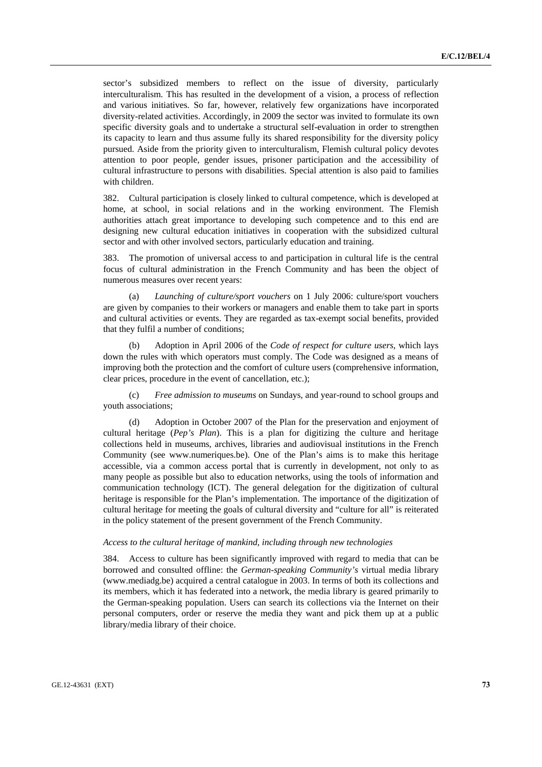sector's subsidized members to reflect on the issue of diversity, particularly interculturalism. This has resulted in the development of a vision, a process of reflection and various initiatives. So far, however, relatively few organizations have incorporated diversity-related activities. Accordingly, in 2009 the sector was invited to formulate its own specific diversity goals and to undertake a structural self-evaluation in order to strengthen its capacity to learn and thus assume fully its shared responsibility for the diversity policy pursued. Aside from the priority given to interculturalism, Flemish cultural policy devotes attention to poor people, gender issues, prisoner participation and the accessibility of cultural infrastructure to persons with disabilities. Special attention is also paid to families with children.

382. Cultural participation is closely linked to cultural competence, which is developed at home, at school, in social relations and in the working environment. The Flemish authorities attach great importance to developing such competence and to this end are designing new cultural education initiatives in cooperation with the subsidized cultural sector and with other involved sectors, particularly education and training.

383. The promotion of universal access to and participation in cultural life is the central focus of cultural administration in the French Community and has been the object of numerous measures over recent years:

(a) *Launching of culture/sport vouchers* on 1 July 2006: culture/sport vouchers are given by companies to their workers or managers and enable them to take part in sports and cultural activities or events. They are regarded as tax-exempt social benefits, provided that they fulfil a number of conditions;

(b) Adoption in April 2006 of the *Code of respect for culture users*, which lays down the rules with which operators must comply. The Code was designed as a means of improving both the protection and the comfort of culture users (comprehensive information, clear prices, procedure in the event of cancellation, etc.);

(c) *Free admission to museums* on Sundays, and year-round to school groups and youth associations;

(d) Adoption in October 2007 of the Plan for the preservation and enjoyment of cultural heritage (*Pep's Plan*). This is a plan for digitizing the culture and heritage collections held in museums, archives, libraries and audiovisual institutions in the French Community (see www.numeriques.be). One of the Plan's aims is to make this heritage accessible, via a common access portal that is currently in development, not only to as many people as possible but also to education networks, using the tools of information and communication technology (ICT). The general delegation for the digitization of cultural heritage is responsible for the Plan's implementation. The importance of the digitization of cultural heritage for meeting the goals of cultural diversity and "culture for all" is reiterated in the policy statement of the present government of the French Community.

*Access to the cultural heritage of mankind, including through new technologies*

384. Access to culture has been significantly improved with regard to media that can be borrowed and consulted offline: the *German-speaking Community's* virtual media library (www.mediadg.be) acquired a central catalogue in 2003. In terms of both its collections and its members, which it has federated into a network, the media library is geared primarily to the German-speaking population. Users can search its collections via the Internet on their personal computers, order or reserve the media they want and pick them up at a public library/media library of their choice.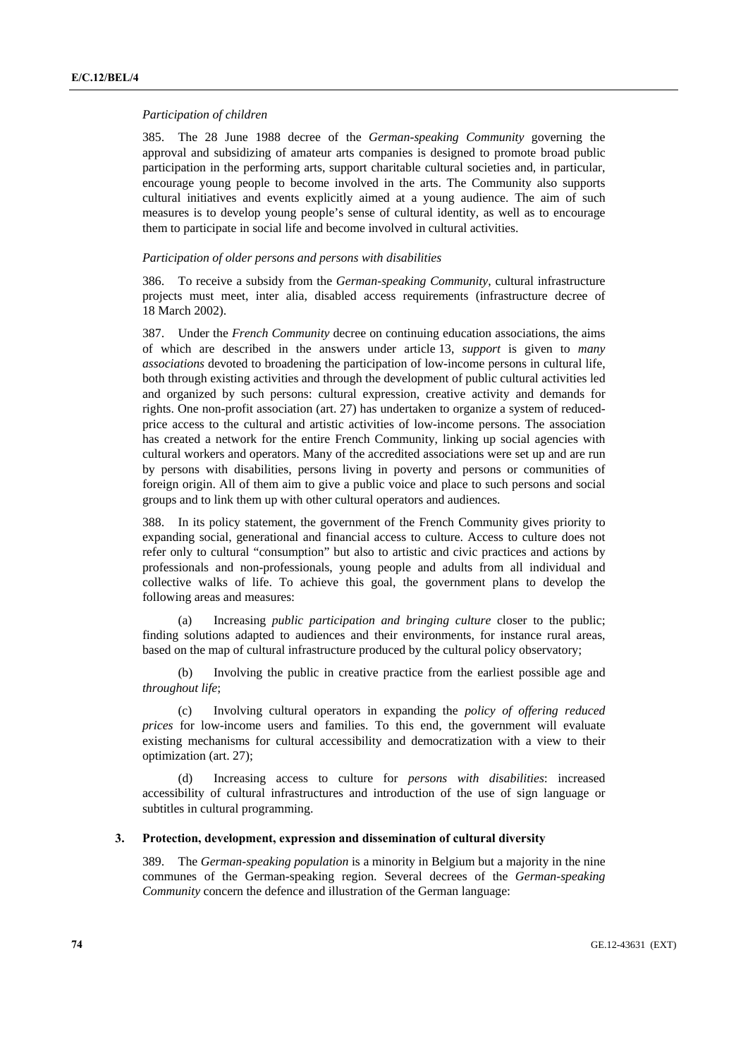*Participation of children*

385. The 28 June 1988 decree of the *German-speaking Community* governing the approval and subsidizing of amateur arts companies is designed to promote broad public participation in the performing arts, support charitable cultural societies and, in particular, encourage young people to become involved in the arts. The Community also supports cultural initiatives and events explicitly aimed at a young audience. The aim of such measures is to develop young people's sense of cultural identity, as well as to encourage them to participate in social life and become involved in cultural activities.

*Participation of older persons and persons with disabilities*

386. To receive a subsidy from the *German-speaking Community*, cultural infrastructure projects must meet, inter alia, disabled access requirements (infrastructure decree of 18 March 2002).

387. Under the *French Community* decree on continuing education associations, the aims of which are described in the answers under article 13, *support* is given to *many associations* devoted to broadening the participation of low-income persons in cultural life, both through existing activities and through the development of public cultural activities led and organized by such persons: cultural expression, creative activity and demands for rights. One non-profit association (art. 27) has undertaken to organize a system of reduced-price access to the cultural and artistic activities of low-income persons. The association has created a network for the entire French Community, linking up social agencies with cultural workers and operators. Many of the accredited associations were set up and are run by persons with disabilities, persons living in poverty and persons or communities of foreign origin. All of them aim to give a public voice and place to such persons and social groups and to link them up with other cultural operators and audiences.

388. In its policy statement, the government of the French Community gives priority to expanding social, generational and financial access to culture. Access to culture does not refer only to cultural "consumption" but also to artistic and civic practices and actions by professionals and non-professionals, young people and adults from all individual and collective walks of life. To achieve this goal, the government plans to develop the following areas and measures:

(a) Increasing *public participation and bringing culture* closer to the public; finding solutions adapted to audiences and their environments, for instance rural areas, based on the map of cultural infrastructure produced by the cultural policy observatory;

(b) Involving the public in creative practice from the earliest possible age and *throughout life*;

(c) Involving cultural operators in expanding the *policy of offering reduced prices* for low-income users and families. To this end, the government will evaluate existing mechanisms for cultural accessibility and democratization with a view to their optimization (art. 27);

(d) Increasing access to culture for *persons with disabilities*: increased accessibility of cultural infrastructures and introduction of the use of sign language or subtitles in cultural programming.

### 3. Protection, development, expression and dissemination of cultural diversity

389. The *German-speaking population* is a minority in Belgium but a majority in the nine communes of the German-speaking region. Several decrees of the *German-speaking Community* concern the defence and illustration of the German language: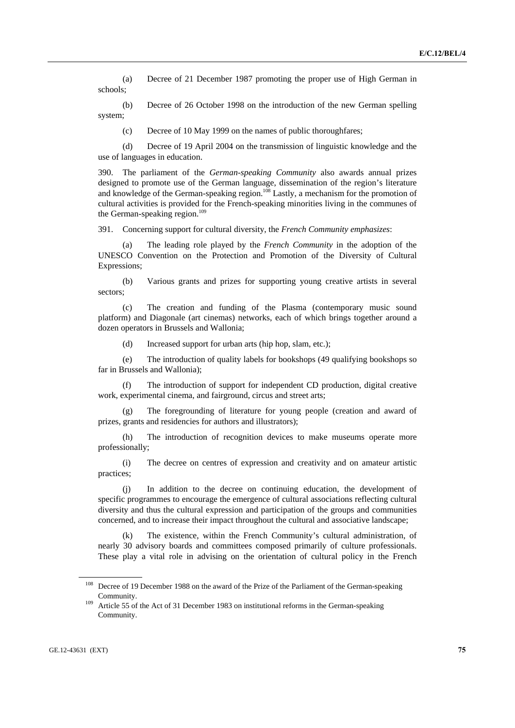(a) Decree of 21 December 1987 promoting the proper use of High German in schools;

(b) Decree of 26 October 1998 on the introduction of the new German spelling system;

(c) Decree of 10 May 1999 on the names of public thoroughfares;

(d) Decree of 19 April 2004 on the transmission of linguistic knowledge and the use of languages in education.

390. The parliament of the *German-speaking Community* also awards annual prizes designed to promote use of the German language, dissemination of the region's literature and knowledge of the German-speaking region.[108] Lastly, a mechanism for the promotion of cultural activities is provided for the French-speaking minorities living in the communes of the German-speaking region.[109]

391. Concerning support for cultural diversity, the *French Community emphasizes*:

(a) The leading role played by the *French Community* in the adoption of the UNESCO Convention on the Protection and Promotion of the Diversity of Cultural Expressions;

(b) Various grants and prizes for supporting young creative artists in several sectors;

(c) The creation and funding of the Plasma (contemporary music sound platform) and Diagonale (art cinemas) networks, each of which brings together around a dozen operators in Brussels and Wallonia;

(d) Increased support for urban arts (hip hop, slam, etc.);

(e) The introduction of quality labels for bookshops (49 qualifying bookshops so far in Brussels and Wallonia);

(f) The introduction of support for independent CD production, digital creative work, experimental cinema, and fairground, circus and street arts;

(g) The foregrounding of literature for young people (creation and award of prizes, grants and residencies for authors and illustrators);

(h) The introduction of recognition devices to make museums operate more professionally;

(i) The decree on centres of expression and creativity and on amateur artistic practices;

(j) In addition to the decree on continuing education, the development of specific programmes to encourage the emergence of cultural associations reflecting cultural diversity and thus the cultural expression and participation of the groups and communities concerned, and to increase their impact throughout the cultural and associative landscape;

(k) The existence, within the French Community's cultural administration, of nearly 30 advisory boards and committees composed primarily of culture professionals. These play a vital role in advising on the orientation of cultural policy in the French

---

[108] Decree of 19 December 1988 on the award of the Prize of the Parliament of the German-speaking Community.

[109] Article 55 of the Act of 31 December 1983 on institutional reforms in the German-speaking Community.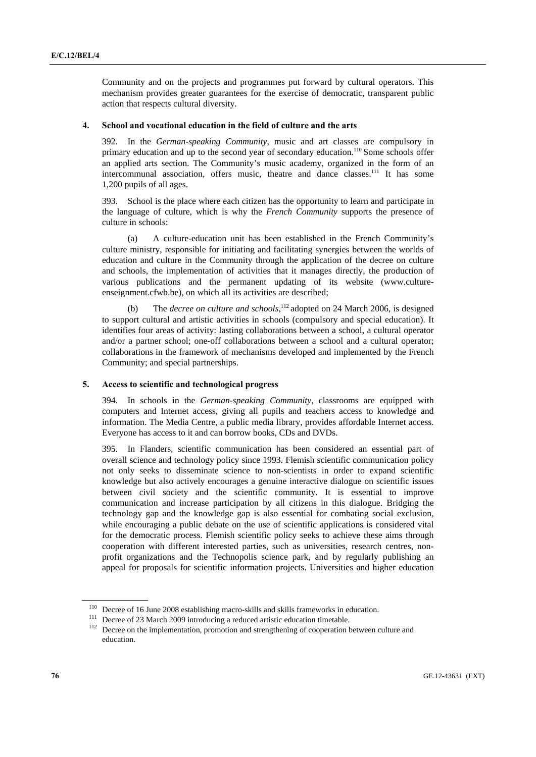Community and on the projects and programmes put forward by cultural operators. This mechanism provides greater guarantees for the exercise of democratic, transparent public action that respects cultural diversity.

## 4. School and vocational education in the field of culture and the arts

392. In the *German-speaking Community*, music and art classes are compulsory in primary education and up to the second year of secondary education.[110] Some schools offer an applied arts section. The Community's music academy, organized in the form of an intercommunal association, offers music, theatre and dance classes.[111] It has some 1,200 pupils of all ages.

393. School is the place where each citizen has the opportunity to learn and participate in the language of culture, which is why the *French Community* supports the presence of culture in schools:

(a) A culture-education unit has been established in the French Community's culture ministry, responsible for initiating and facilitating synergies between the worlds of education and culture in the Community through the application of the decree on culture and schools, the implementation of activities that it manages directly, the production of various publications and the permanent updating of its website (www.culture-enseignment.cfwb.be), on which all its activities are described;

(b) The *decree on culture and schools*,[112] adopted on 24 March 2006, is designed to support cultural and artistic activities in schools (compulsory and special education). It identifies four areas of activity: lasting collaborations between a school, a cultural operator and/or a partner school; one-off collaborations between a school and a cultural operator; collaborations in the framework of mechanisms developed and implemented by the French Community; and special partnerships.

## 5. Access to scientific and technological progress

394. In schools in the *German-speaking Community*, classrooms are equipped with computers and Internet access, giving all pupils and teachers access to knowledge and information. The Media Centre, a public media library, provides affordable Internet access. Everyone has access to it and can borrow books, CDs and DVDs.

395. In Flanders, scientific communication has been considered an essential part of overall science and technology policy since 1993. Flemish scientific communication policy not only seeks to disseminate science to non-scientists in order to expand scientific knowledge but also actively encourages a genuine interactive dialogue on scientific issues between civil society and the scientific community. It is essential to improve communication and increase participation by all citizens in this dialogue. Bridging the technology gap and the knowledge gap is also essential for combating social exclusion, while encouraging a public debate on the use of scientific applications is considered vital for the democratic process. Flemish scientific policy seeks to achieve these aims through cooperation with different interested parties, such as universities, research centres, non-profit organizations and the Technopolis science park, and by regularly publishing an appeal for proposals for scientific information projects. Universities and higher education

---

[110] Decree of 16 June 2008 establishing macro-skills and skills frameworks in education.

[111] Decree of 23 March 2009 introducing a reduced artistic education timetable.

[112] Decree on the implementation, promotion and strengthening of cooperation between culture and education.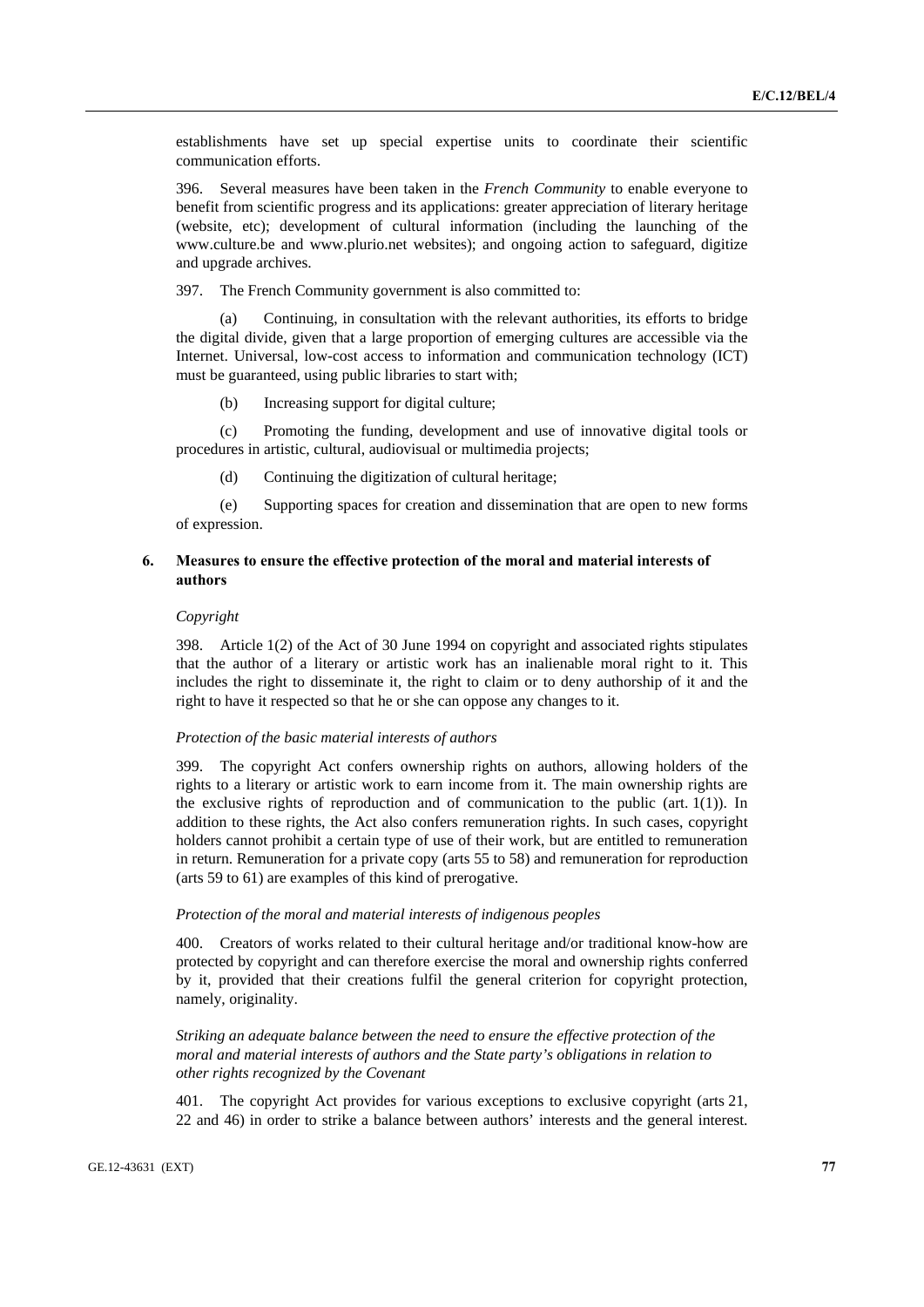establishments have set up special expertise units to coordinate their scientific communication efforts.

396. Several measures have been taken in the *French Community* to enable everyone to benefit from scientific progress and its applications: greater appreciation of literary heritage (website, etc); development of cultural information (including the launching of the www.culture.be and www.plurio.net websites); and ongoing action to safeguard, digitize and upgrade archives.

397. The French Community government is also committed to:

(a) Continuing, in consultation with the relevant authorities, its efforts to bridge the digital divide, given that a large proportion of emerging cultures are accessible via the Internet. Universal, low-cost access to information and communication technology (ICT) must be guaranteed, using public libraries to start with;

(b) Increasing support for digital culture;

(c) Promoting the funding, development and use of innovative digital tools or procedures in artistic, cultural, audiovisual or multimedia projects;

(d) Continuing the digitization of cultural heritage;

(e) Supporting spaces for creation and dissemination that are open to new forms of expression.

### 6. Measures to ensure the effective protection of the moral and material interests of authors

*Copyright*

398. Article 1(2) of the Act of 30 June 1994 on copyright and associated rights stipulates that the author of a literary or artistic work has an inalienable moral right to it. This includes the right to disseminate it, the right to claim or to deny authorship of it and the right to have it respected so that he or she can oppose any changes to it.

*Protection of the basic material interests of authors*

399. The copyright Act confers ownership rights on authors, allowing holders of the rights to a literary or artistic work to earn income from it. The main ownership rights are the exclusive rights of reproduction and of communication to the public (art. 1(1)). In addition to these rights, the Act also confers remuneration rights. In such cases, copyright holders cannot prohibit a certain type of use of their work, but are entitled to remuneration in return. Remuneration for a private copy (arts 55 to 58) and remuneration for reproduction (arts 59 to 61) are examples of this kind of prerogative.

*Protection of the moral and material interests of indigenous peoples*

400. Creators of works related to their cultural heritage and/or traditional know-how are protected by copyright and can therefore exercise the moral and ownership rights conferred by it, provided that their creations fulfil the general criterion for copyright protection, namely, originality.

*Striking an adequate balance between the need to ensure the effective protection of the moral and material interests of authors and the State party's obligations in relation to other rights recognized by the Covenant*

401. The copyright Act provides for various exceptions to exclusive copyright (arts 21, 22 and 46) in order to strike a balance between authors' interests and the general interest.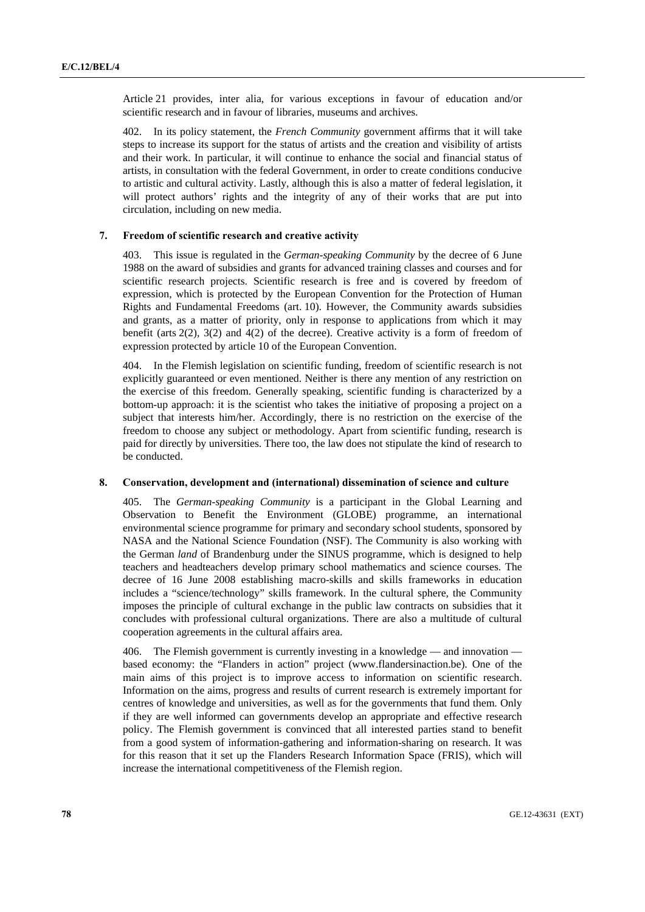Article 21 provides, inter alia, for various exceptions in favour of education and/or scientific research and in favour of libraries, museums and archives.

402. In its policy statement, the *French Community* government affirms that it will take steps to increase its support for the status of artists and the creation and visibility of artists and their work. In particular, it will continue to enhance the social and financial status of artists, in consultation with the federal Government, in order to create conditions conducive to artistic and cultural activity. Lastly, although this is also a matter of federal legislation, it will protect authors' rights and the integrity of any of their works that are put into circulation, including on new media.

### 7. Freedom of scientific research and creative activity

403. This issue is regulated in the *German-speaking Community* by the decree of 6 June 1988 on the award of subsidies and grants for advanced training classes and courses and for scientific research projects. Scientific research is free and is covered by freedom of expression, which is protected by the European Convention for the Protection of Human Rights and Fundamental Freedoms (art. 10). However, the Community awards subsidies and grants, as a matter of priority, only in response to applications from which it may benefit (arts 2(2), 3(2) and 4(2) of the decree). Creative activity is a form of freedom of expression protected by article 10 of the European Convention.

404. In the Flemish legislation on scientific funding, freedom of scientific research is not explicitly guaranteed or even mentioned. Neither is there any mention of any restriction on the exercise of this freedom. Generally speaking, scientific funding is characterized by a bottom-up approach: it is the scientist who takes the initiative of proposing a project on a subject that interests him/her. Accordingly, there is no restriction on the exercise of the freedom to choose any subject or methodology. Apart from scientific funding, research is paid for directly by universities. There too, the law does not stipulate the kind of research to be conducted.

### 8. Conservation, development and (international) dissemination of science and culture

405. The *German-speaking Community* is a participant in the Global Learning and Observation to Benefit the Environment (GLOBE) programme, an international environmental science programme for primary and secondary school students, sponsored by NASA and the National Science Foundation (NSF). The Community is also working with the German *land* of Brandenburg under the SINUS programme, which is designed to help teachers and headteachers develop primary school mathematics and science courses. The decree of 16 June 2008 establishing macro-skills and skills frameworks in education includes a "science/technology" skills framework. In the cultural sphere, the Community imposes the principle of cultural exchange in the public law contracts on subsidies that it concludes with professional cultural organizations. There are also a multitude of cultural cooperation agreements in the cultural affairs area.

406. The Flemish government is currently investing in a knowledge — and innovation — based economy: the "Flanders in action" project (www.flandersinaction.be). One of the main aims of this project is to improve access to information on scientific research. Information on the aims, progress and results of current research is extremely important for centres of knowledge and universities, as well as for the governments that fund them. Only if they are well informed can governments develop an appropriate and effective research policy. The Flemish government is convinced that all interested parties stand to benefit from a good system of information-gathering and information-sharing on research. It was for this reason that it set up the Flanders Research Information Space (FRIS), which will increase the international competitiveness of the Flemish region.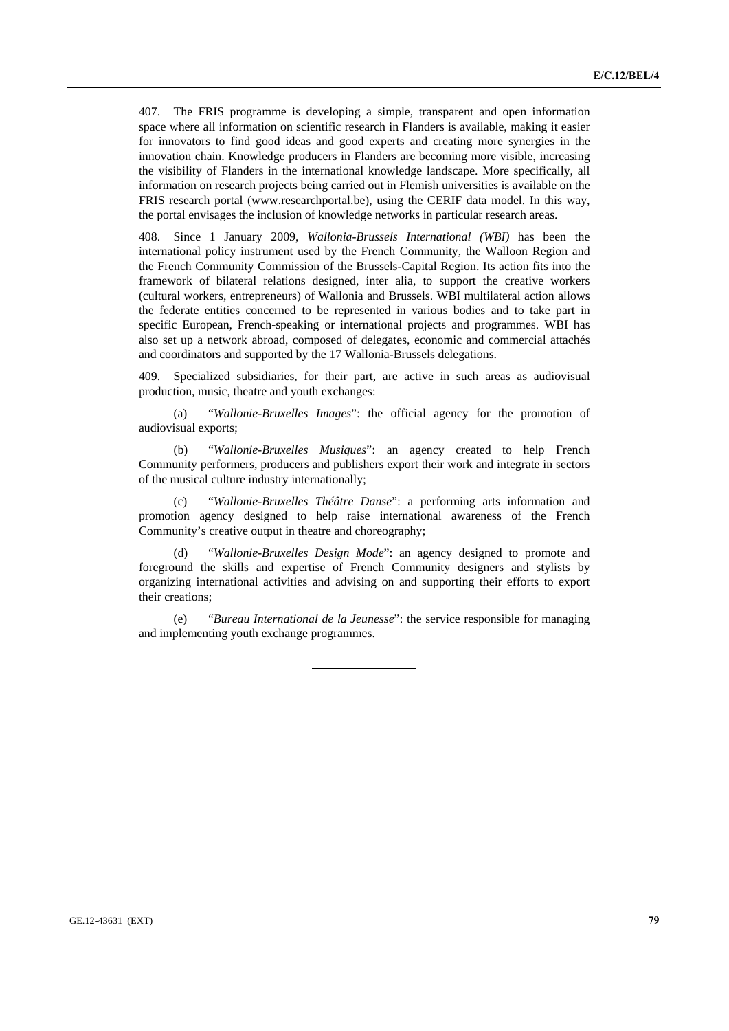407. The FRIS programme is developing a simple, transparent and open information space where all information on scientific research in Flanders is available, making it easier for innovators to find good ideas and good experts and creating more synergies in the innovation chain. Knowledge producers in Flanders are becoming more visible, increasing the visibility of Flanders in the international knowledge landscape. More specifically, all information on research projects being carried out in Flemish universities is available on the FRIS research portal (www.researchportal.be), using the CERIF data model. In this way, the portal envisages the inclusion of knowledge networks in particular research areas.

408. Since 1 January 2009, *Wallonia-Brussels International (WBI)* has been the international policy instrument used by the French Community, the Walloon Region and the French Community Commission of the Brussels-Capital Region. Its action fits into the framework of bilateral relations designed, inter alia, to support the creative workers (cultural workers, entrepreneurs) of Wallonia and Brussels. WBI multilateral action allows the federate entities concerned to be represented in various bodies and to take part in specific European, French-speaking or international projects and programmes. WBI has also set up a network abroad, composed of delegates, economic and commercial attachés and coordinators and supported by the 17 Wallonia-Brussels delegations.

409. Specialized subsidiaries, for their part, are active in such areas as audiovisual production, music, theatre and youth exchanges:

(a) "*Wallonie-Bruxelles Images*": the official agency for the promotion of audiovisual exports;

(b) "*Wallonie-Bruxelles Musiques*": an agency created to help French Community performers, producers and publishers export their work and integrate in sectors of the musical culture industry internationally;

(c) "*Wallonie-Bruxelles Théâtre Danse*": a performing arts information and promotion agency designed to help raise international awareness of the French Community's creative output in theatre and choreography;

(d) "*Wallonie-Bruxelles Design Mode*": an agency designed to promote and foreground the skills and expertise of French Community designers and stylists by organizing international activities and advising on and supporting their efforts to export their creations;

(e) "*Bureau International de la Jeunesse*": the service responsible for managing and implementing youth exchange programmes.